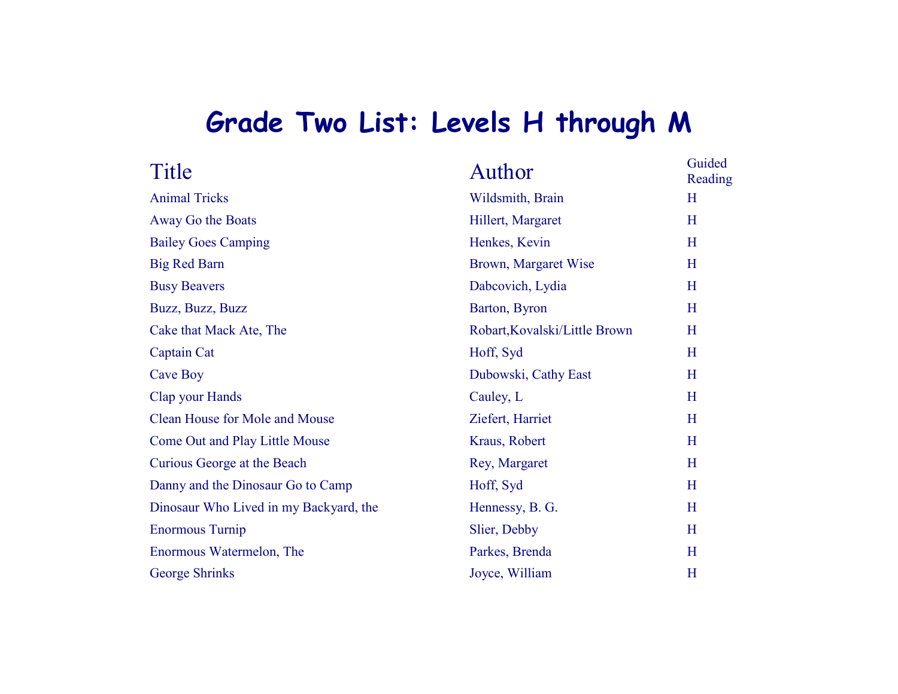# Grade Two List: Levels H through M

| Title | Author | Guided Reading |
|---|---|---|
| Animal Tricks | Wildsmith, Brain | H |
| Away Go the Boats | Hillert, Margaret | H |
| Bailey Goes Camping | Henkes, Kevin | H |
| Big Red Barn | Brown, Margaret Wise | H |
| Busy Beavers | Dabcovich, Lydia | H |
| Buzz, Buzz, Buzz | Barton, Byron | H |
| Cake that Mack Ate, The | Robart,Kovalski/Little Brown | H |
| Captain Cat | Hoff, Syd | H |
| Cave Boy | Dubowski, Cathy East | H |
| Clap your Hands | Cauley, L | H |
| Clean House for Mole and Mouse | Ziefert, Harriet | H |
| Come Out and Play Little Mouse | Kraus, Robert | H |
| Curious George at the Beach | Rey, Margaret | H |
| Danny and the Dinosaur Go to Camp | Hoff, Syd | H |
| Dinosaur Who Lived in my Backyard, the | Hennessy, B. G. | H |
| Enormous Turnip | Slier, Debby | H |
| Enormous Watermelon, The | Parkes, Brenda | H |
| George Shrinks | Joyce, William | H |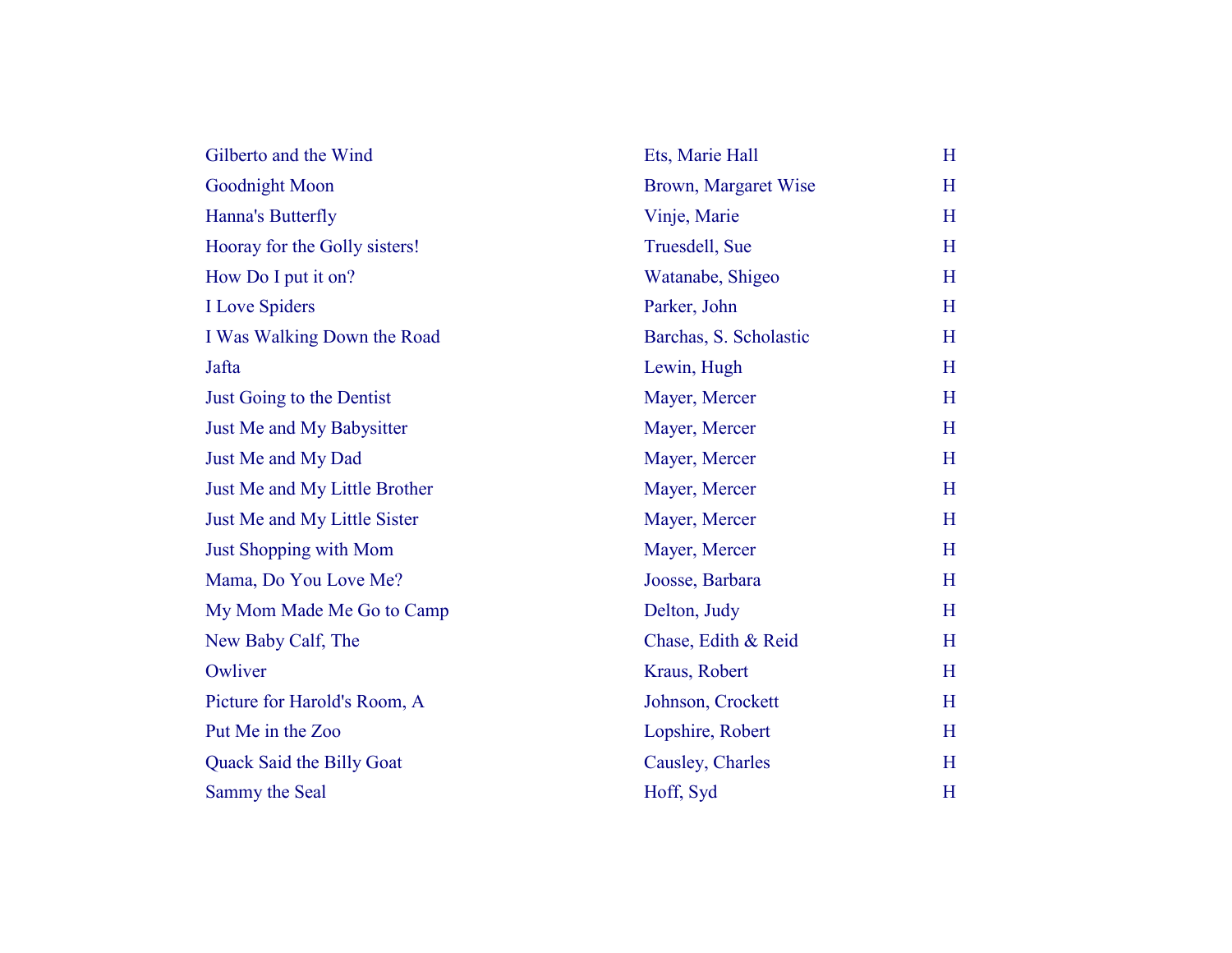| | | |
|---|---|---|
| Gilberto and the Wind | Ets, Marie Hall | H |
| Goodnight Moon | Brown, Margaret Wise | H |
| Hanna's Butterfly | Vinje, Marie | H |
| Hooray for the Golly sisters! | Truesdell, Sue | H |
| How Do I put it on? | Watanabe, Shigeo | H |
| I Love Spiders | Parker, John | H |
| I Was Walking Down the Road | Barchas, S. Scholastic | H |
| Jafta | Lewin, Hugh | H |
| Just Going to the Dentist | Mayer, Mercer | H |
| Just Me and My Babysitter | Mayer, Mercer | H |
| Just Me and My Dad | Mayer, Mercer | H |
| Just Me and My Little Brother | Mayer, Mercer | H |
| Just Me and My Little Sister | Mayer, Mercer | H |
| Just Shopping with Mom | Mayer, Mercer | H |
| Mama, Do You Love Me? | Joosse, Barbara | H |
| My Mom Made Me Go to Camp | Delton, Judy | H |
| New Baby Calf, The | Chase, Edith & Reid | H |
| Owliver | Kraus, Robert | H |
| Picture for Harold's Room, A | Johnson, Crockett | H |
| Put Me in the Zoo | Lopshire, Robert | H |
| Quack Said the Billy Goat | Causley, Charles | H |
| Sammy the Seal | Hoff, Syd | H |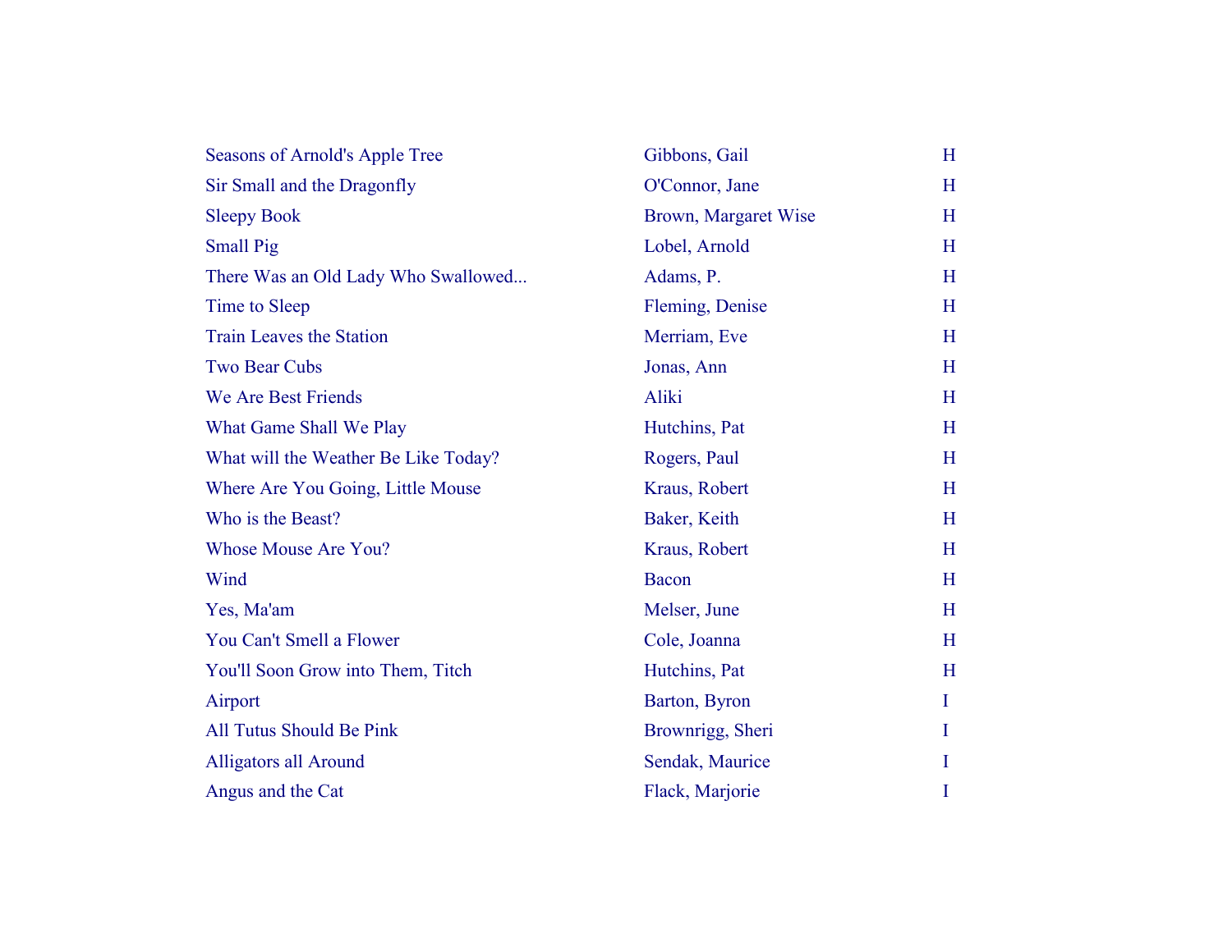| | | |
|---|---|---|
| Seasons of Arnold's Apple Tree | Gibbons, Gail | H |
| Sir Small and the Dragonfly | O'Connor, Jane | H |
| Sleepy Book | Brown, Margaret Wise | H |
| Small Pig | Lobel, Arnold | H |
| There Was an Old Lady Who Swallowed... | Adams, P. | H |
| Time to Sleep | Fleming, Denise | H |
| Train Leaves the Station | Merriam, Eve | H |
| Two Bear Cubs | Jonas, Ann | H |
| We Are Best Friends | Aliki | H |
| What Game Shall We Play | Hutchins, Pat | H |
| What will the Weather Be Like Today? | Rogers, Paul | H |
| Where Are You Going, Little Mouse | Kraus, Robert | H |
| Who is the Beast? | Baker, Keith | H |
| Whose Mouse Are You? | Kraus, Robert | H |
| Wind | Bacon | H |
| Yes, Ma'am | Melser, June | H |
| You Can't Smell a Flower | Cole, Joanna | H |
| You'll Soon Grow into Them, Titch | Hutchins, Pat | H |
| Airport | Barton, Byron | I |
| All Tutus Should Be Pink | Brownrigg, Sheri | I |
| Alligators all Around | Sendak, Maurice | I |
| Angus and the Cat | Flack, Marjorie | I |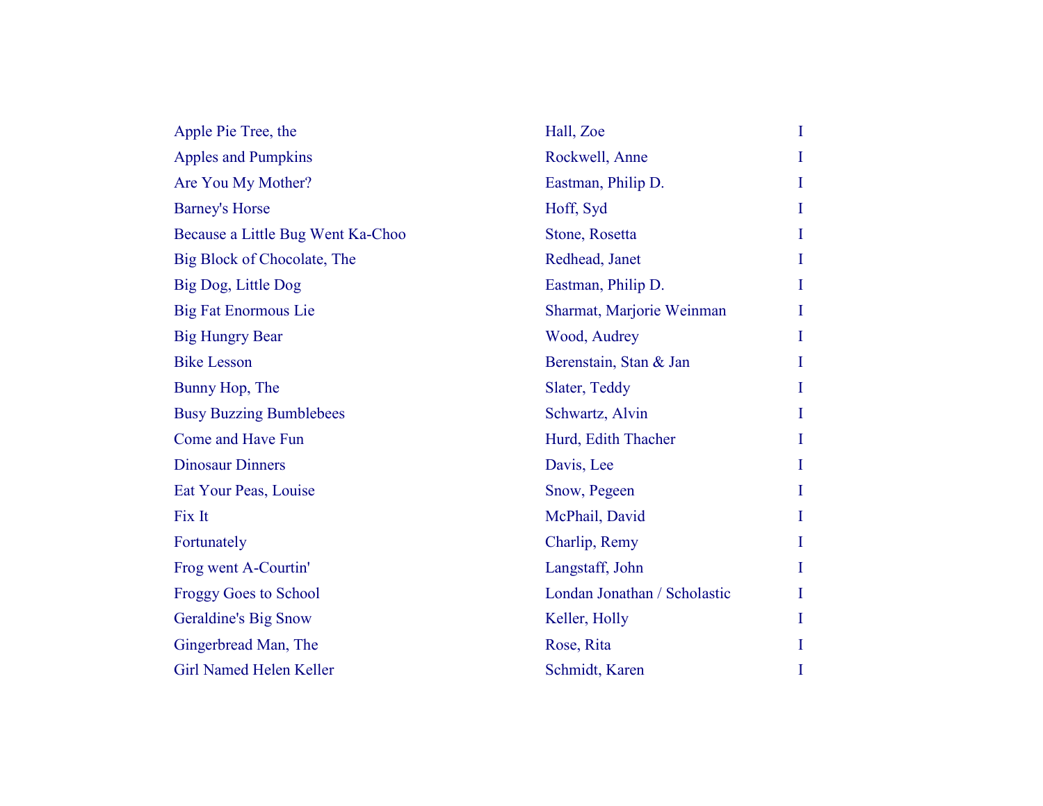| | | |
|---|---|---|
| Apple Pie Tree, the | Hall, Zoe | I |
| Apples and Pumpkins | Rockwell, Anne | I |
| Are You My Mother? | Eastman, Philip D. | I |
| Barney's Horse | Hoff, Syd | I |
| Because a Little Bug Went Ka-Choo | Stone, Rosetta | I |
| Big Block of Chocolate, The | Redhead, Janet | I |
| Big Dog, Little Dog | Eastman, Philip D. | I |
| Big Fat Enormous Lie | Sharmat, Marjorie Weinman | I |
| Big Hungry Bear | Wood, Audrey | I |
| Bike Lesson | Berenstain, Stan & Jan | I |
| Bunny Hop, The | Slater, Teddy | I |
| Busy Buzzing Bumblebees | Schwartz, Alvin | I |
| Come and Have Fun | Hurd, Edith Thacher | I |
| Dinosaur Dinners | Davis, Lee | I |
| Eat Your Peas, Louise | Snow, Pegeen | I |
| Fix It | McPhail, David | I |
| Fortunately | Charlip, Remy | I |
| Frog went A-Courtin' | Langstaff, John | I |
| Froggy Goes to School | Londan Jonathan / Scholastic | I |
| Geraldine's Big Snow | Keller, Holly | I |
| Gingerbread Man, The | Rose, Rita | I |
| Girl Named Helen Keller | Schmidt, Karen | I |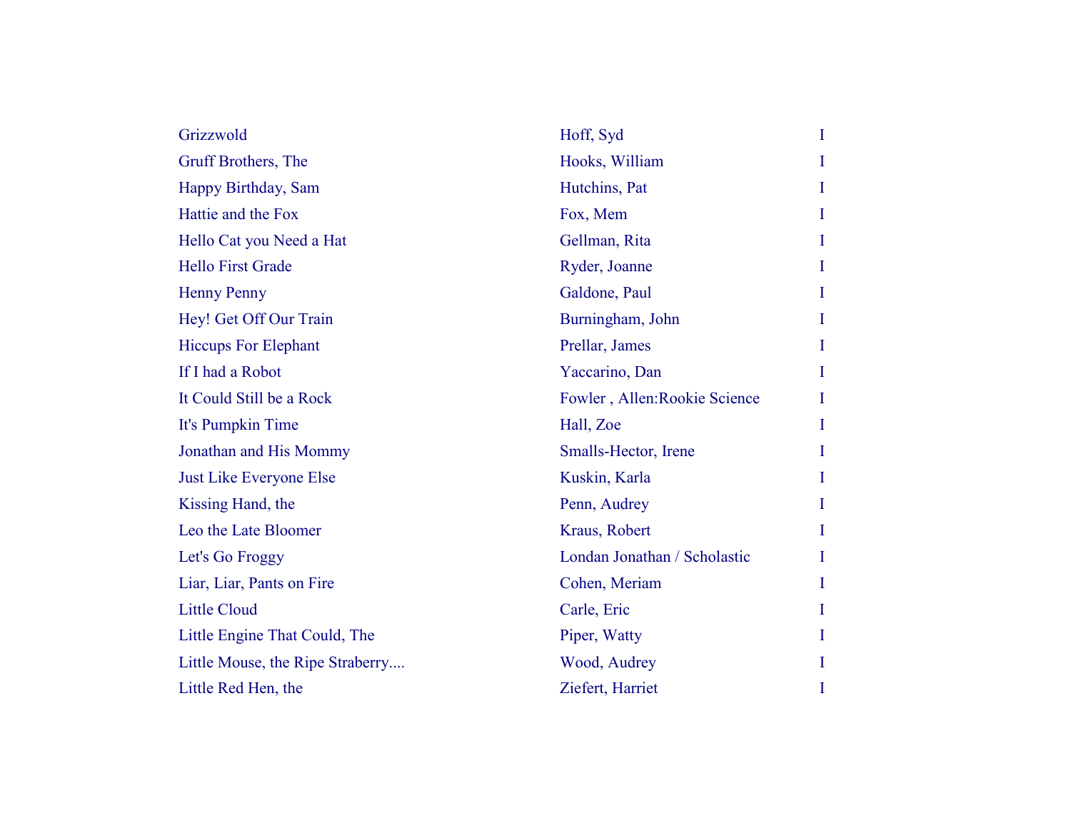| | | |
|---|---|---|
| Grizzwold | Hoff, Syd | I |
| Gruff Brothers, The | Hooks, William | I |
| Happy Birthday, Sam | Hutchins, Pat | I |
| Hattie and the Fox | Fox, Mem | I |
| Hello Cat you Need a Hat | Gellman, Rita | I |
| Hello First Grade | Ryder, Joanne | I |
| Henny Penny | Galdone, Paul | I |
| Hey! Get Off Our Train | Burningham, John | I |
| Hiccups For Elephant | Prellar, James | I |
| If I had a Robot | Yaccarino, Dan | I |
| It Could Still be a Rock | Fowler , Allen:Rookie Science | I |
| It's Pumpkin Time | Hall, Zoe | I |
| Jonathan and His Mommy | Smalls-Hector, Irene | I |
| Just Like Everyone Else | Kuskin, Karla | I |
| Kissing Hand, the | Penn, Audrey | I |
| Leo the Late Bloomer | Kraus, Robert | I |
| Let's Go Froggy | Londan Jonathan / Scholastic | I |
| Liar, Liar, Pants on Fire | Cohen, Meriam | I |
| Little Cloud | Carle, Eric | I |
| Little Engine That Could, The | Piper, Watty | I |
| Little Mouse, the Ripe Straberry.... | Wood, Audrey | I |
| Little Red Hen, the | Ziefert, Harriet | I |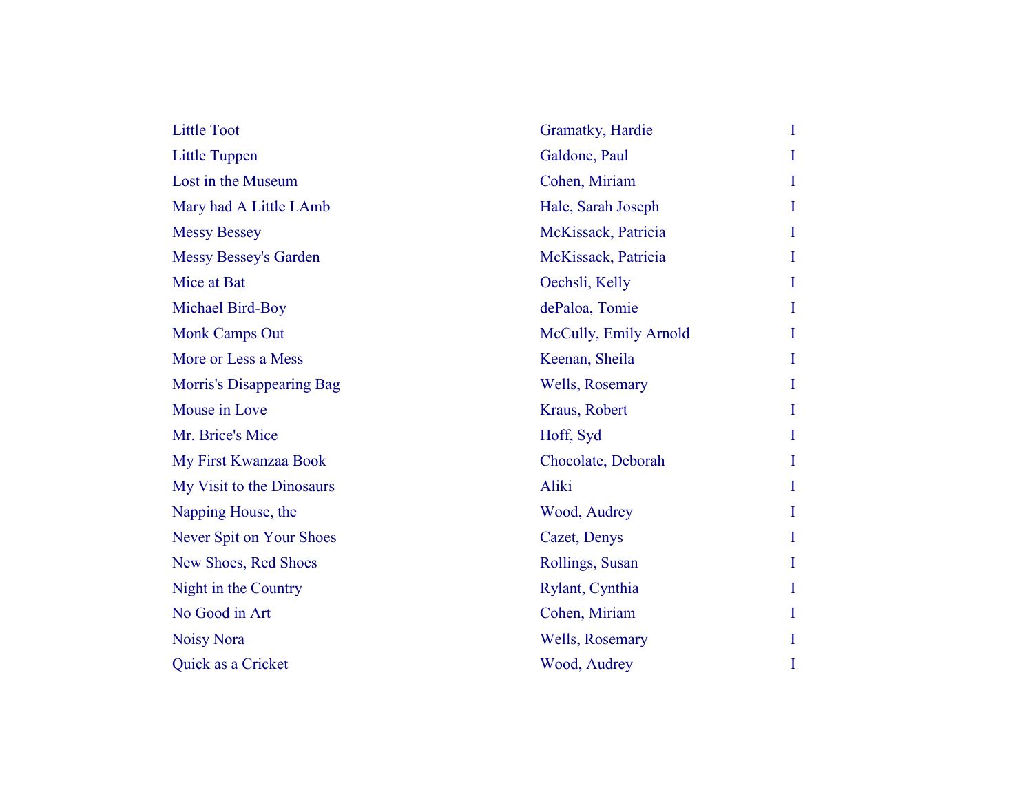| | | |
|---|---|---|
| Little Toot | Gramatky, Hardie | I |
| Little Tuppen | Galdone, Paul | I |
| Lost in the Museum | Cohen, Miriam | I |
| Mary had A Little LAmb | Hale, Sarah Joseph | I |
| Messy Bessey | McKissack, Patricia | I |
| Messy Bessey's Garden | McKissack, Patricia | I |
| Mice at Bat | Oechsli, Kelly | I |
| Michael Bird-Boy | dePaloa, Tomie | I |
| Monk Camps Out | McCully, Emily Arnold | I |
| More or Less a Mess | Keenan, Sheila | I |
| Morris's Disappearing Bag | Wells, Rosemary | I |
| Mouse in Love | Kraus, Robert | I |
| Mr. Brice's Mice | Hoff, Syd | I |
| My First Kwanzaa Book | Chocolate, Deborah | I |
| My Visit to the Dinosaurs | Aliki | I |
| Napping House, the | Wood, Audrey | I |
| Never Spit on Your Shoes | Cazet, Denys | I |
| New Shoes, Red Shoes | Rollings, Susan | I |
| Night in the Country | Rylant, Cynthia | I |
| No Good in Art | Cohen, Miriam | I |
| Noisy Nora | Wells, Rosemary | I |
| Quick as a Cricket | Wood, Audrey | I |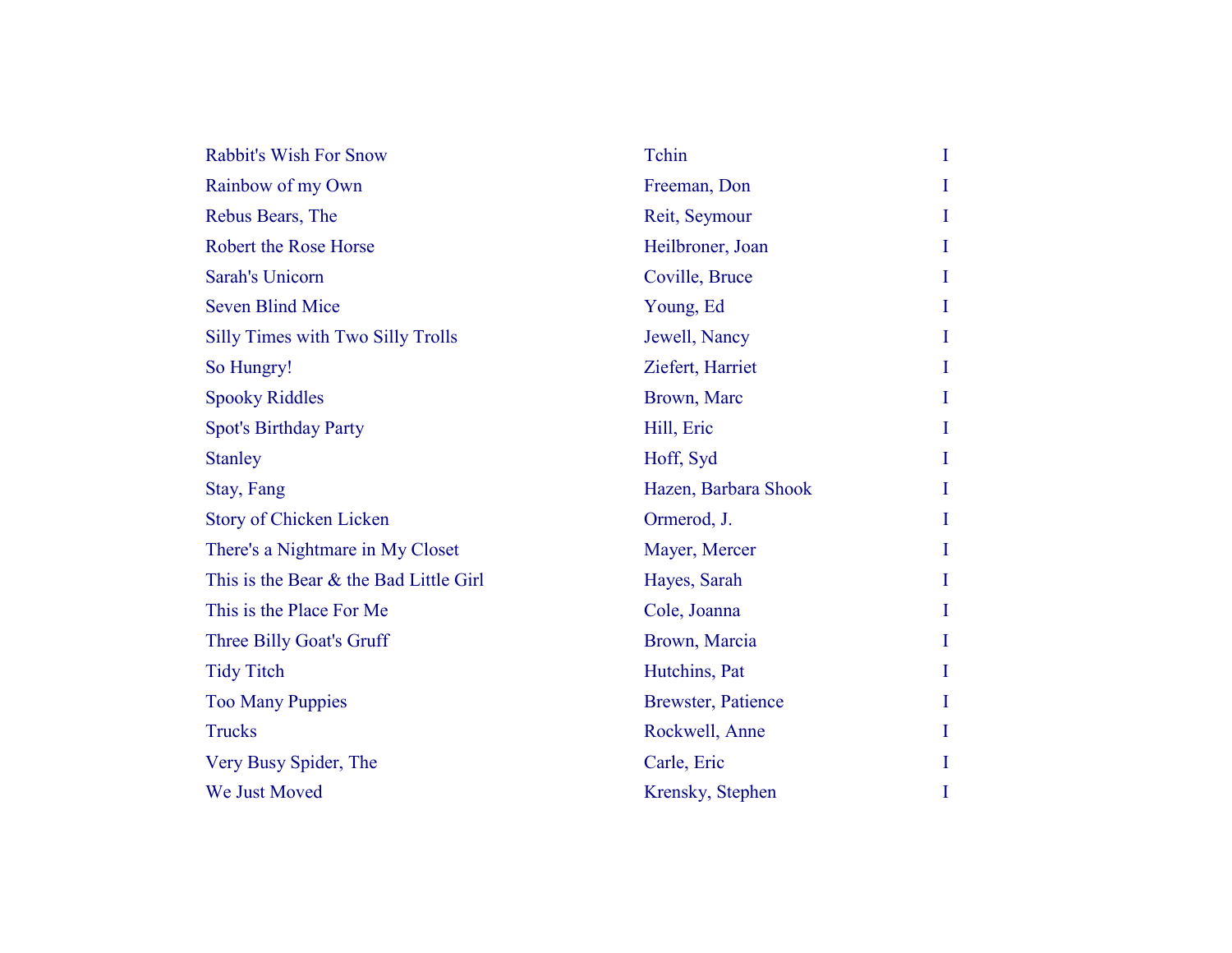| | | |
|---|---|---|
| Rabbit's Wish For Snow | Tchin | I |
| Rainbow of my Own | Freeman, Don | I |
| Rebus Bears, The | Reit, Seymour | I |
| Robert the Rose Horse | Heilbroner, Joan | I |
| Sarah's Unicorn | Coville, Bruce | I |
| Seven Blind Mice | Young, Ed | I |
| Silly Times with Two Silly Trolls | Jewell, Nancy | I |
| So Hungry! | Ziefert, Harriet | I |
| Spooky Riddles | Brown, Marc | I |
| Spot's Birthday Party | Hill, Eric | I |
| Stanley | Hoff, Syd | I |
| Stay, Fang | Hazen, Barbara Shook | I |
| Story of Chicken Licken | Ormerod, J. | I |
| There's a Nightmare in My Closet | Mayer, Mercer | I |
| This is the Bear & the Bad Little Girl | Hayes, Sarah | I |
| This is the Place For Me | Cole, Joanna | I |
| Three Billy Goat's Gruff | Brown, Marcia | I |
| Tidy Titch | Hutchins, Pat | I |
| Too Many Puppies | Brewster, Patience | I |
| Trucks | Rockwell, Anne | I |
| Very Busy Spider, The | Carle, Eric | I |
| We Just Moved | Krensky, Stephen | I |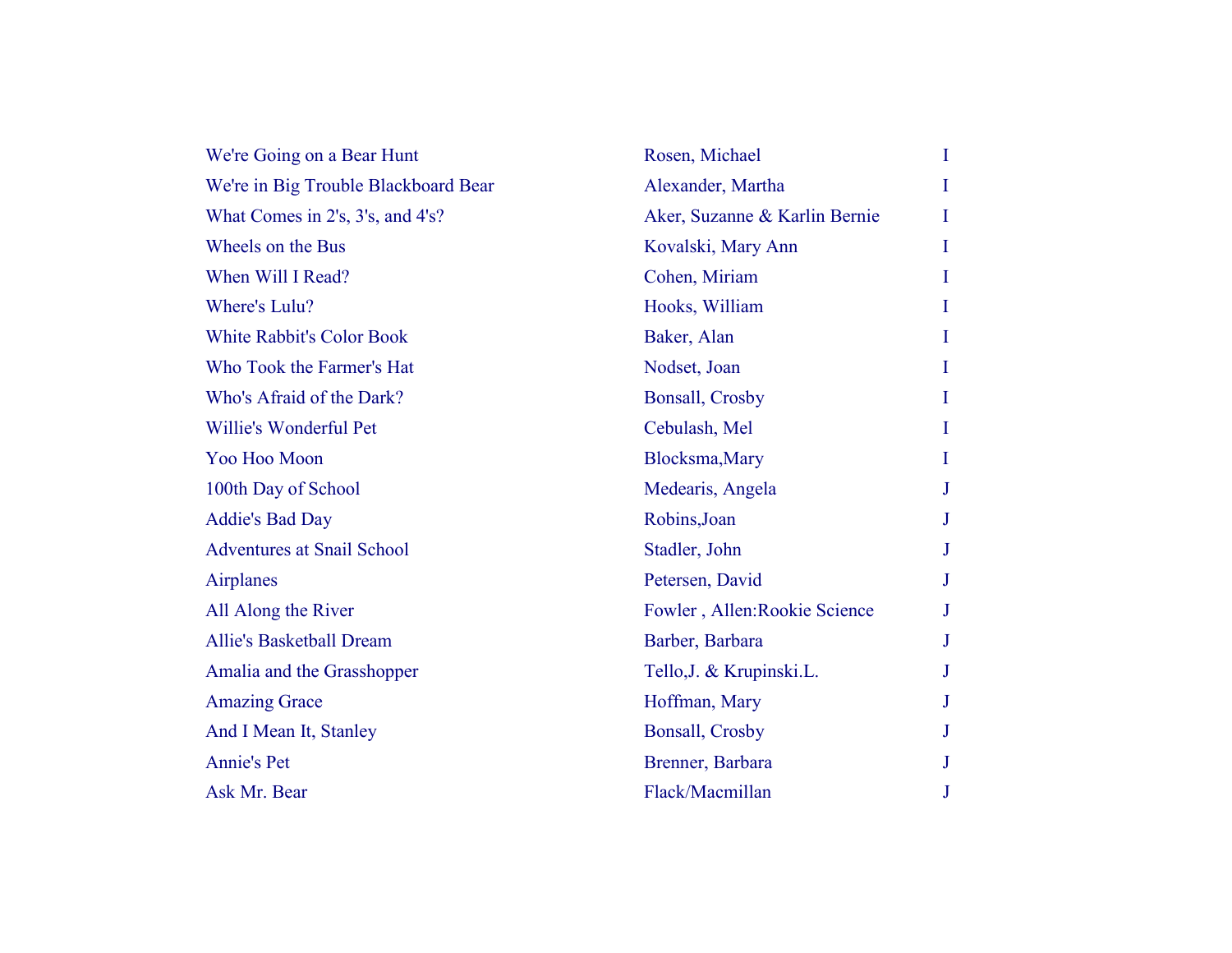| | | |
|---|---|---|
| We're Going on a Bear Hunt | Rosen, Michael | I |
| We're in Big Trouble Blackboard Bear | Alexander, Martha | I |
| What Comes in 2's, 3's, and 4's? | Aker, Suzanne & Karlin Bernie | I |
| Wheels on the Bus | Kovalski, Mary Ann | I |
| When Will I Read? | Cohen, Miriam | I |
| Where's Lulu? | Hooks, William | I |
| White Rabbit's Color Book | Baker, Alan | I |
| Who Took the Farmer's Hat | Nodset, Joan | I |
| Who's Afraid of the Dark? | Bonsall, Crosby | I |
| Willie's Wonderful Pet | Cebulash, Mel | I |
| Yoo Hoo Moon | Blocksma,Mary | I |
| 100th Day of School | Medearis, Angela | J |
| Addie's Bad Day | Robins,Joan | J |
| Adventures at Snail School | Stadler, John | J |
| Airplanes | Petersen, David | J |
| All Along the River | Fowler , Allen:Rookie Science | J |
| Allie's Basketball Dream | Barber, Barbara | J |
| Amalia and the Grasshopper | Tello,J. & Krupinski.L. | J |
| Amazing Grace | Hoffman, Mary | J |
| And I Mean It, Stanley | Bonsall, Crosby | J |
| Annie's Pet | Brenner, Barbara | J |
| Ask Mr. Bear | Flack/Macmillan | J |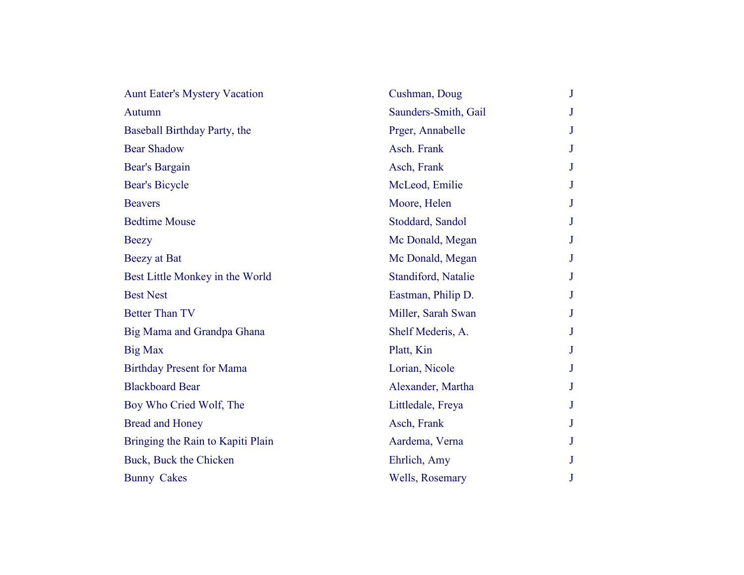| | | |
|---|---|---|
| Aunt Eater's Mystery Vacation | Cushman, Doug | J |
| Autumn | Saunders-Smith, Gail | J |
| Baseball Birthday Party, the | Prger, Annabelle | J |
| Bear Shadow | Asch. Frank | J |
| Bear's Bargain | Asch, Frank | J |
| Bear's Bicycle | McLeod, Emilie | J |
| Beavers | Moore, Helen | J |
| Bedtime Mouse | Stoddard, Sandol | J |
| Beezy | Mc Donald, Megan | J |
| Beezy at Bat | Mc Donald, Megan | J |
| Best Little Monkey in the World | Standiford, Natalie | J |
| Best Nest | Eastman, Philip D. | J |
| Better Than TV | Miller, Sarah Swan | J |
| Big Mama and Grandpa Ghana | Shelf Mederis, A. | J |
| Big Max | Platt, Kin | J |
| Birthday Present for Mama | Lorian, Nicole | J |
| Blackboard Bear | Alexander, Martha | J |
| Boy Who Cried Wolf, The | Littledale, Freya | J |
| Bread and Honey | Asch, Frank | J |
| Bringing the Rain to Kapiti Plain | Aardema, Verna | J |
| Buck, Buck the Chicken | Ehrlich, Amy | J |
| Bunny  Cakes | Wells, Rosemary | J |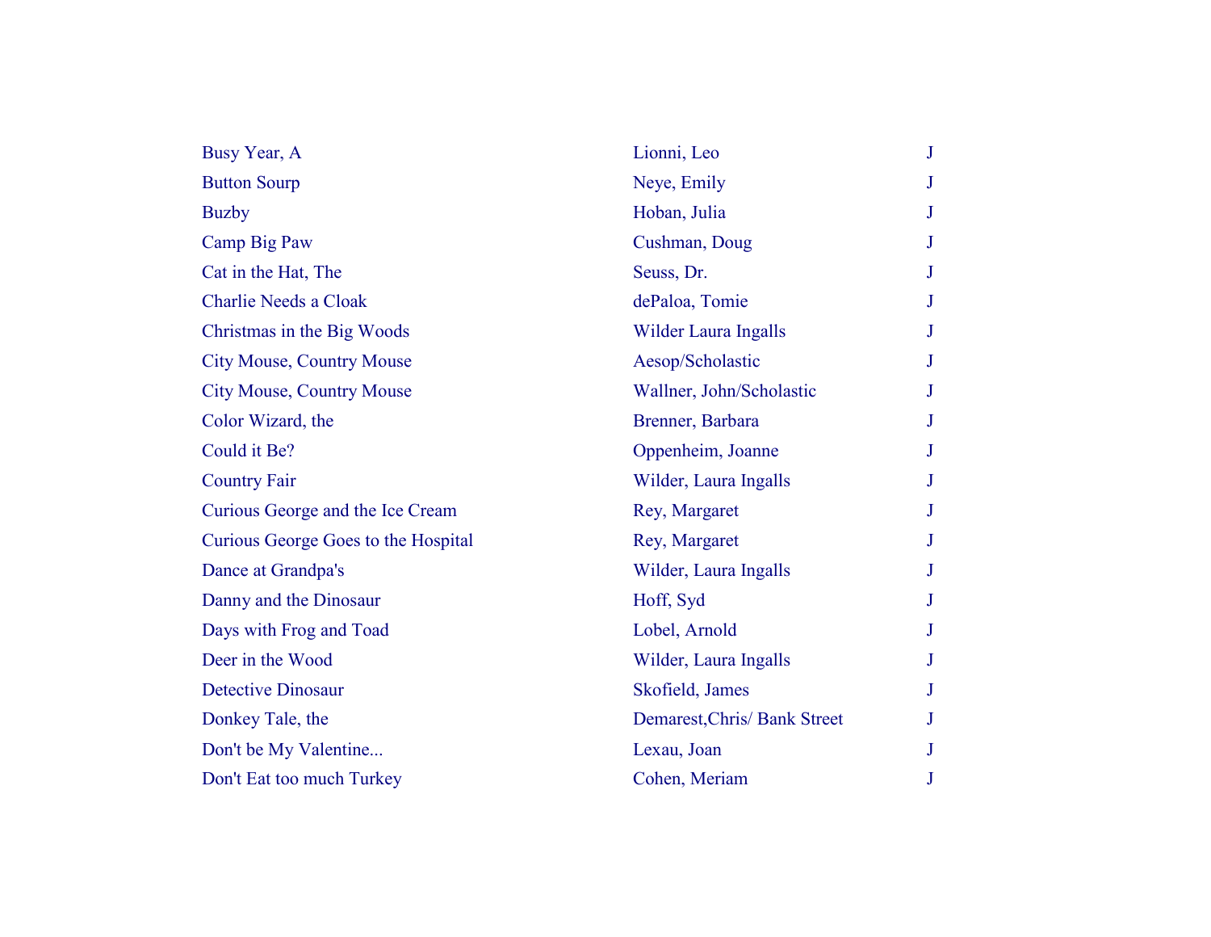| | | |
|---|---|---|
| Busy Year, A | Lionni, Leo | J |
| Button Sourp | Neye, Emily | J |
| Buzby | Hoban, Julia | J |
| Camp Big Paw | Cushman, Doug | J |
| Cat in the Hat, The | Seuss, Dr. | J |
| Charlie Needs a Cloak | dePaloa, Tomie | J |
| Christmas in the Big Woods | Wilder Laura Ingalls | J |
| City Mouse, Country Mouse | Aesop/Scholastic | J |
| City Mouse, Country Mouse | Wallner, John/Scholastic | J |
| Color Wizard, the | Brenner, Barbara | J |
| Could it Be? | Oppenheim, Joanne | J |
| Country Fair | Wilder, Laura Ingalls | J |
| Curious George and the Ice Cream | Rey, Margaret | J |
| Curious George Goes to the Hospital | Rey, Margaret | J |
| Dance at Grandpa's | Wilder, Laura Ingalls | J |
| Danny and the Dinosaur | Hoff, Syd | J |
| Days with Frog and Toad | Lobel, Arnold | J |
| Deer in the Wood | Wilder, Laura Ingalls | J |
| Detective Dinosaur | Skofield, James | J |
| Donkey Tale, the | Demarest,Chris/ Bank Street | J |
| Don't be My Valentine... | Lexau, Joan | J |
| Don't Eat too much Turkey | Cohen, Meriam | J |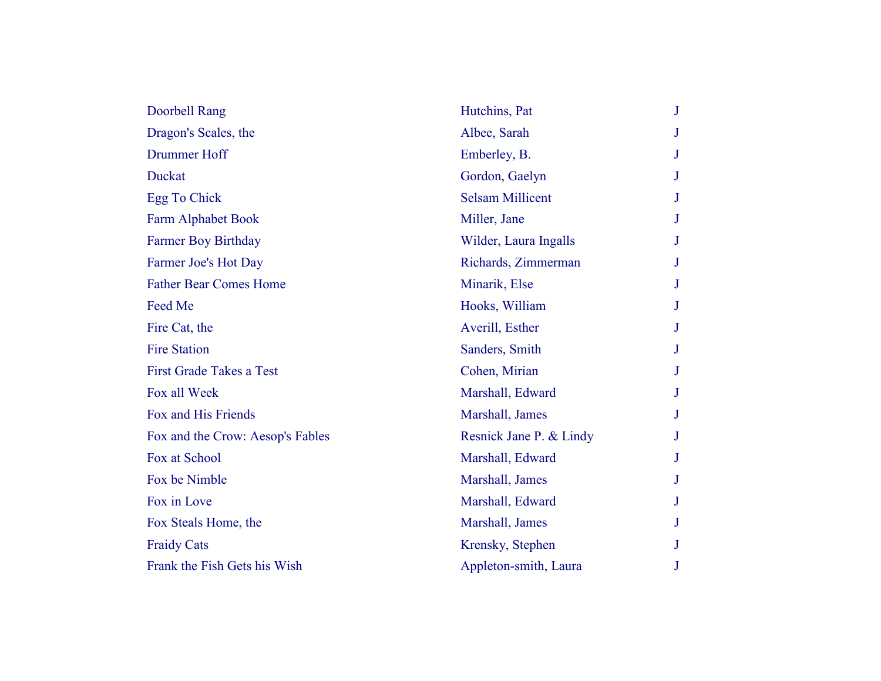| | | |
|---|---|---|
| Doorbell Rang | Hutchins, Pat | J |
| Dragon's Scales, the | Albee, Sarah | J |
| Drummer Hoff | Emberley, B. | J |
| Duckat | Gordon, Gaelyn | J |
| Egg To Chick | Selsam Millicent | J |
| Farm Alphabet Book | Miller, Jane | J |
| Farmer Boy Birthday | Wilder, Laura Ingalls | J |
| Farmer Joe's Hot Day | Richards, Zimmerman | J |
| Father Bear Comes Home | Minarik, Else | J |
| Feed Me | Hooks, William | J |
| Fire Cat, the | Averill, Esther | J |
| Fire Station | Sanders, Smith | J |
| First Grade Takes a Test | Cohen, Mirian | J |
| Fox all Week | Marshall, Edward | J |
| Fox and His Friends | Marshall, James | J |
| Fox and the Crow: Aesop's Fables | Resnick Jane P. & Lindy | J |
| Fox at School | Marshall, Edward | J |
| Fox be Nimble | Marshall, James | J |
| Fox in Love | Marshall, Edward | J |
| Fox Steals Home, the | Marshall, James | J |
| Fraidy Cats | Krensky, Stephen | J |
| Frank the Fish Gets his Wish | Appleton-smith, Laura | J |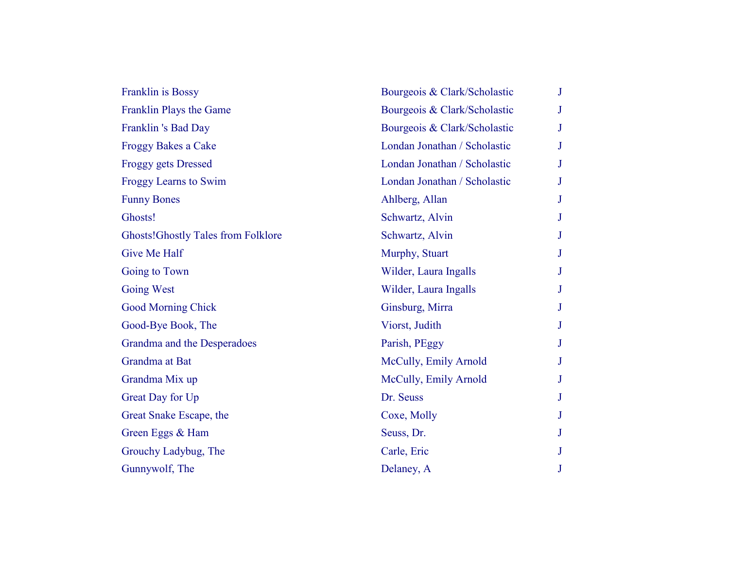| | | |
|---|---|---|
| Franklin is Bossy | Bourgeois & Clark/Scholastic | J |
| Franklin Plays the Game | Bourgeois & Clark/Scholastic | J |
| Franklin 's Bad Day | Bourgeois & Clark/Scholastic | J |
| Froggy Bakes a Cake | Londan Jonathan / Scholastic | J |
| Froggy gets Dressed | Londan Jonathan / Scholastic | J |
| Froggy Learns to Swim | Londan Jonathan / Scholastic | J |
| Funny Bones | Ahlberg, Allan | J |
| Ghosts! | Schwartz, Alvin | J |
| Ghosts!Ghostly Tales from Folklore | Schwartz, Alvin | J |
| Give Me Half | Murphy, Stuart | J |
| Going to Town | Wilder, Laura Ingalls | J |
| Going West | Wilder, Laura Ingalls | J |
| Good Morning Chick | Ginsburg, Mirra | J |
| Good-Bye Book, The | Viorst, Judith | J |
| Grandma and the Desperadoes | Parish, PEggy | J |
| Grandma at Bat | McCully, Emily Arnold | J |
| Grandma Mix up | McCully, Emily Arnold | J |
| Great Day for Up | Dr. Seuss | J |
| Great Snake Escape, the | Coxe, Molly | J |
| Green Eggs & Ham | Seuss, Dr. | J |
| Grouchy Ladybug, The | Carle, Eric | J |
| Gunnywolf, The | Delaney, A | J |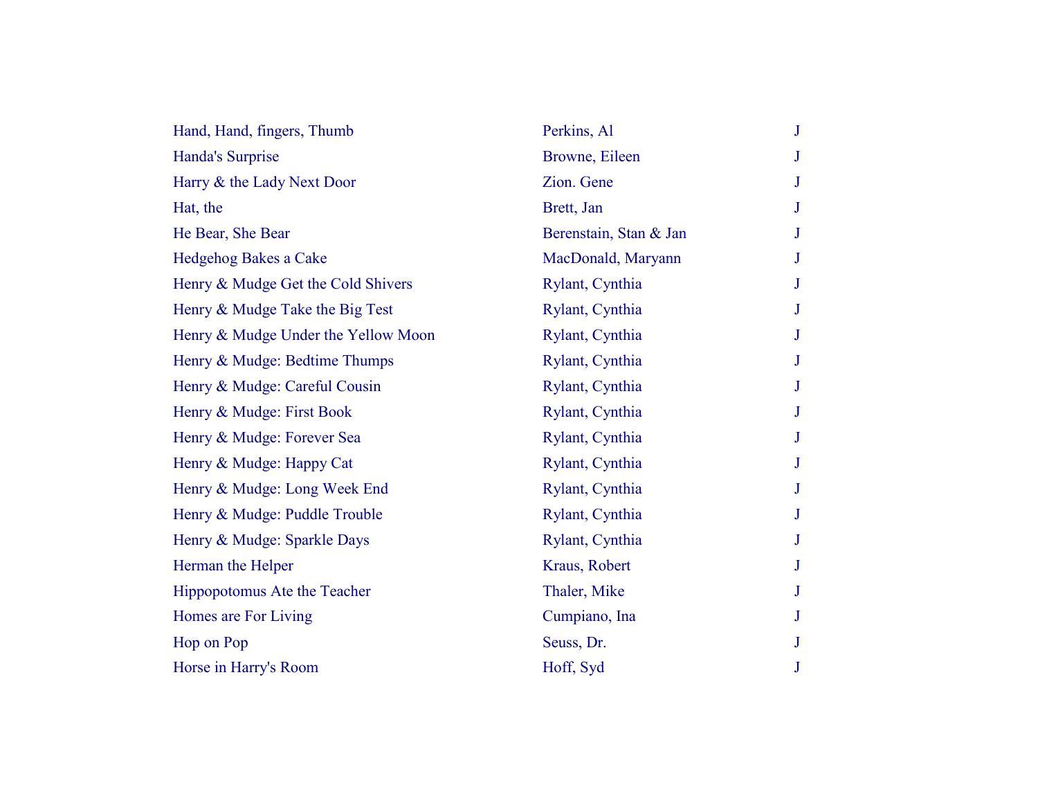| | | |
|---|---|---|
| Hand, Hand, fingers, Thumb | Perkins, Al | J |
| Handa's Surprise | Browne, Eileen | J |
| Harry & the Lady Next Door | Zion. Gene | J |
| Hat, the | Brett, Jan | J |
| He Bear, She Bear | Berenstain, Stan & Jan | J |
| Hedgehog Bakes a Cake | MacDonald, Maryann | J |
| Henry & Mudge Get the Cold Shivers | Rylant, Cynthia | J |
| Henry & Mudge Take the Big Test | Rylant, Cynthia | J |
| Henry & Mudge Under the Yellow Moon | Rylant, Cynthia | J |
| Henry & Mudge: Bedtime Thumps | Rylant, Cynthia | J |
| Henry & Mudge: Careful Cousin | Rylant, Cynthia | J |
| Henry & Mudge: First Book | Rylant, Cynthia | J |
| Henry & Mudge: Forever Sea | Rylant, Cynthia | J |
| Henry & Mudge: Happy Cat | Rylant, Cynthia | J |
| Henry & Mudge: Long Week End | Rylant, Cynthia | J |
| Henry & Mudge: Puddle Trouble | Rylant, Cynthia | J |
| Henry & Mudge: Sparkle Days | Rylant, Cynthia | J |
| Herman the Helper | Kraus, Robert | J |
| Hippopotomus Ate the Teacher | Thaler, Mike | J |
| Homes are For Living | Cumpiano, Ina | J |
| Hop on Pop | Seuss, Dr. | J |
| Horse in Harry's Room | Hoff, Syd | J |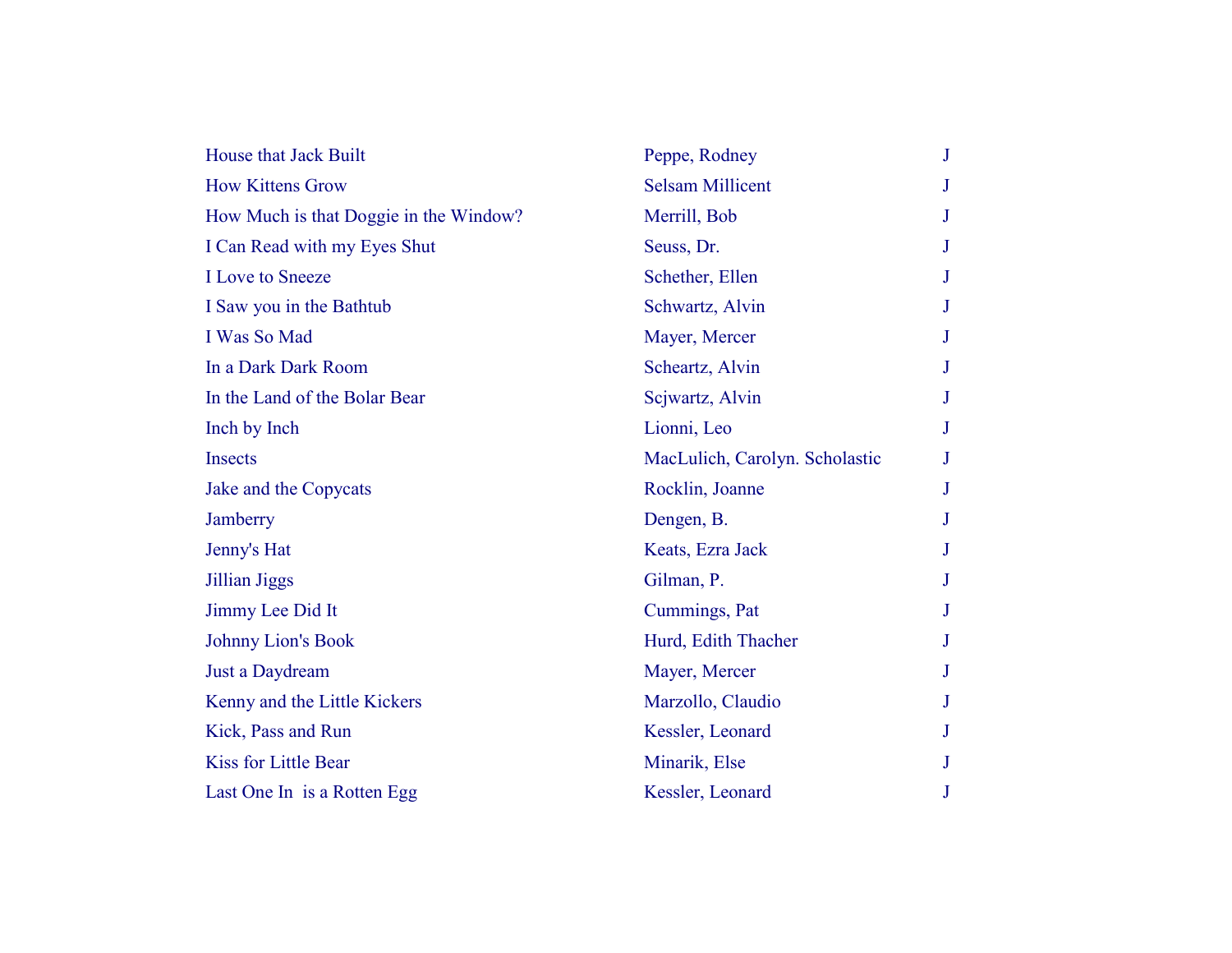| | | |
|---|---|---|
| House that Jack Built | Peppe, Rodney | J |
| How Kittens Grow | Selsam Millicent | J |
| How Much is that Doggie in the Window? | Merrill, Bob | J |
| I Can Read with my Eyes Shut | Seuss, Dr. | J |
| I Love to Sneeze | Schether, Ellen | J |
| I Saw you in the Bathtub | Schwartz, Alvin | J |
| I Was So Mad | Mayer, Mercer | J |
| In a Dark Dark Room | Scheartz, Alvin | J |
| In the Land of the Bolar Bear | Scjwartz, Alvin | J |
| Inch by Inch | Lionni, Leo | J |
| Insects | MacLulich, Carolyn. Scholastic | J |
| Jake and the Copycats | Rocklin, Joanne | J |
| Jamberry | Dengen, B. | J |
| Jenny's Hat | Keats, Ezra Jack | J |
| Jillian Jiggs | Gilman, P. | J |
| Jimmy Lee Did It | Cummings, Pat | J |
| Johnny Lion's Book | Hurd, Edith Thacher | J |
| Just a Daydream | Mayer, Mercer | J |
| Kenny and the Little Kickers | Marzollo, Claudio | J |
| Kick, Pass and Run | Kessler, Leonard | J |
| Kiss for Little Bear | Minarik, Else | J |
| Last One In  is a Rotten Egg | Kessler, Leonard | J |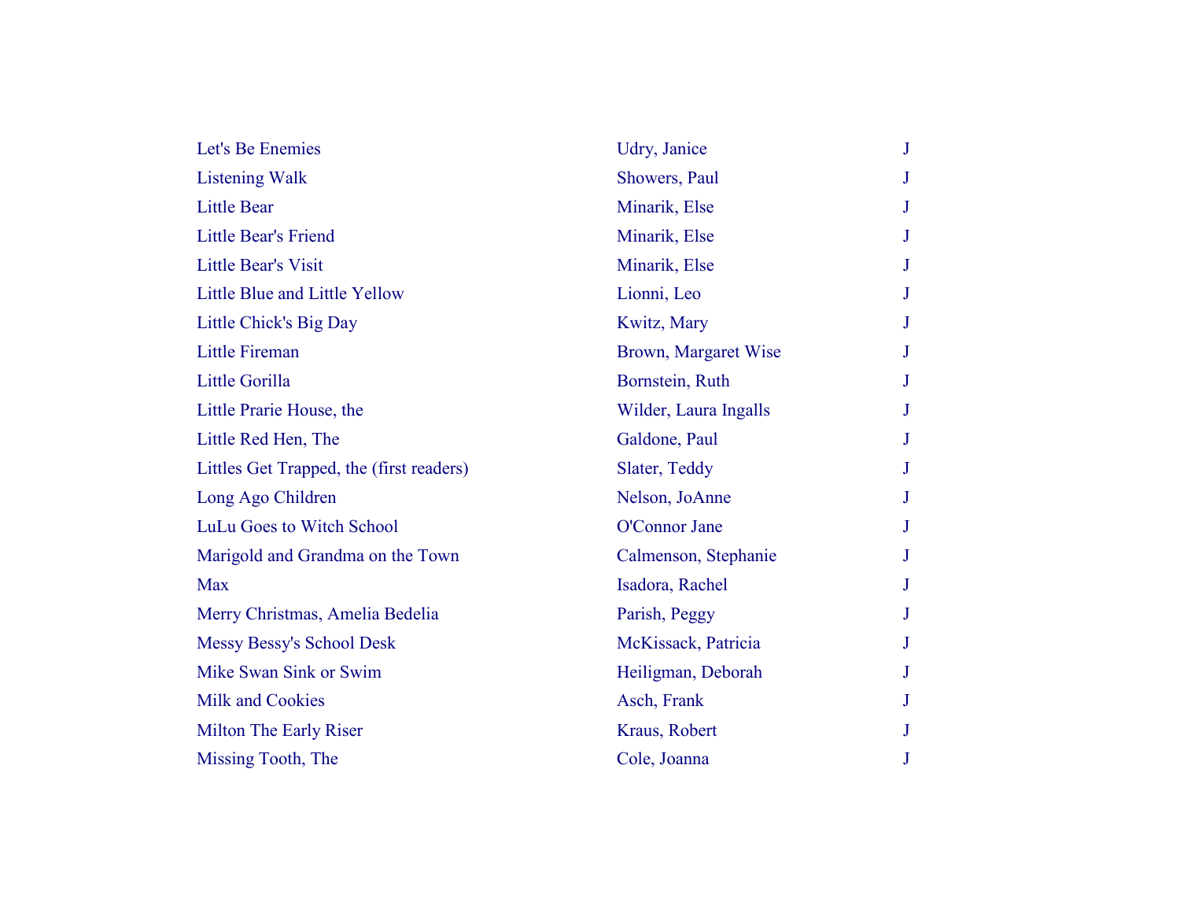| | | |
|---|---|---|
| Let's Be Enemies | Udry, Janice | J |
| Listening Walk | Showers, Paul | J |
| Little Bear | Minarik, Else | J |
| Little Bear's Friend | Minarik, Else | J |
| Little Bear's Visit | Minarik, Else | J |
| Little Blue and Little Yellow | Lionni, Leo | J |
| Little Chick's Big Day | Kwitz, Mary | J |
| Little Fireman | Brown, Margaret Wise | J |
| Little Gorilla | Bornstein, Ruth | J |
| Little Prarie House, the | Wilder, Laura Ingalls | J |
| Little Red Hen, The | Galdone, Paul | J |
| Littles Get Trapped, the (first readers) | Slater, Teddy | J |
| Long Ago Children | Nelson, JoAnne | J |
| LuLu Goes to Witch School | O'Connor Jane | J |
| Marigold and Grandma on the Town | Calmenson, Stephanie | J |
| Max | Isadora, Rachel | J |
| Merry Christmas, Amelia Bedelia | Parish, Peggy | J |
| Messy Bessy's School Desk | McKissack, Patricia | J |
| Mike Swan Sink or Swim | Heiligman, Deborah | J |
| Milk and Cookies | Asch, Frank | J |
| Milton The Early Riser | Kraus, Robert | J |
| Missing Tooth, The | Cole, Joanna | J |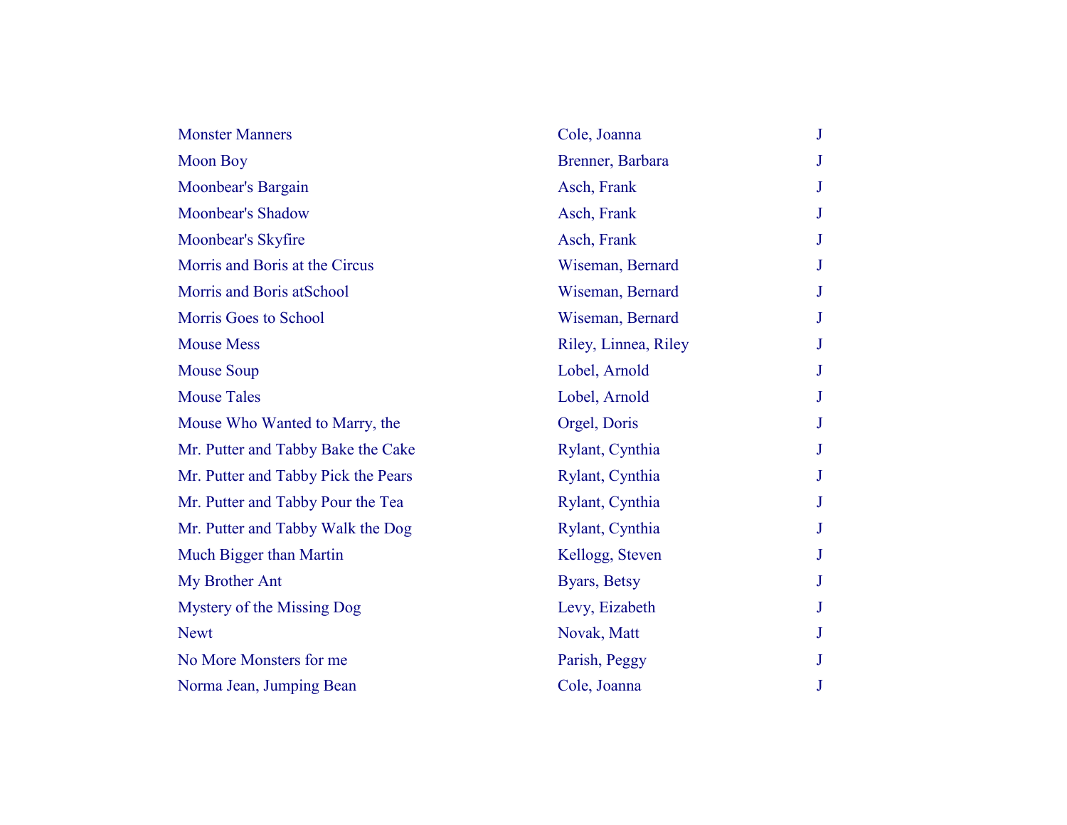| | | |
|---|---|---|
| Monster Manners | Cole, Joanna | J |
| Moon Boy | Brenner, Barbara | J |
| Moonbear's Bargain | Asch, Frank | J |
| Moonbear's Shadow | Asch, Frank | J |
| Moonbear's Skyfire | Asch, Frank | J |
| Morris and Boris at the Circus | Wiseman, Bernard | J |
| Morris and Boris atSchool | Wiseman, Bernard | J |
| Morris Goes to School | Wiseman, Bernard | J |
| Mouse Mess | Riley, Linnea, Riley | J |
| Mouse Soup | Lobel, Arnold | J |
| Mouse Tales | Lobel, Arnold | J |
| Mouse Who Wanted to Marry, the | Orgel, Doris | J |
| Mr. Putter and Tabby Bake the Cake | Rylant, Cynthia | J |
| Mr. Putter and Tabby Pick the Pears | Rylant, Cynthia | J |
| Mr. Putter and Tabby Pour the Tea | Rylant, Cynthia | J |
| Mr. Putter and Tabby Walk the Dog | Rylant, Cynthia | J |
| Much Bigger than Martin | Kellogg, Steven | J |
| My Brother Ant | Byars, Betsy | J |
| Mystery of the Missing Dog | Levy, Eizabeth | J |
| Newt | Novak, Matt | J |
| No More Monsters for me | Parish, Peggy | J |
| Norma Jean, Jumping Bean | Cole, Joanna | J |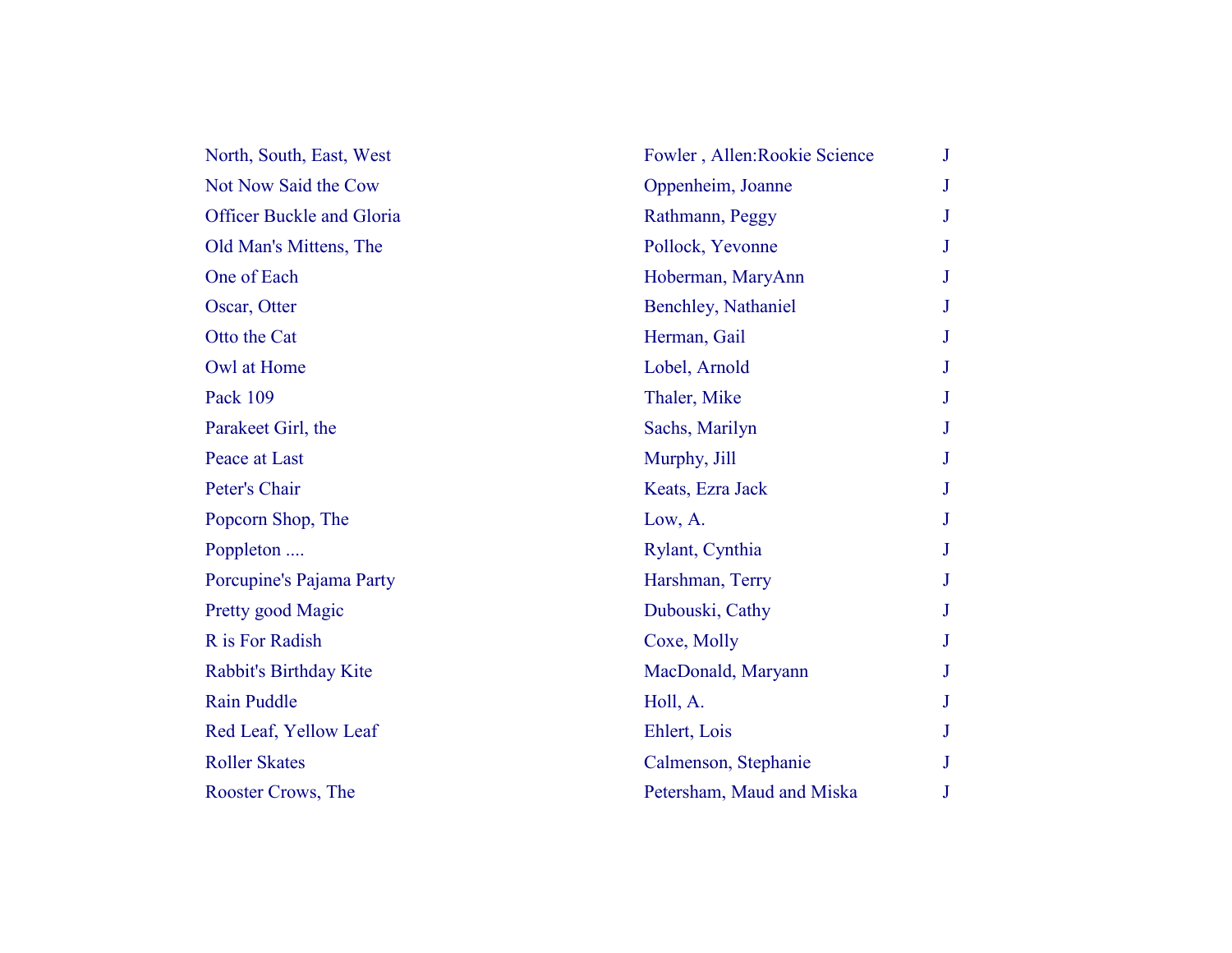| | | |
|---|---|---|
| North, South, East, West | Fowler , Allen:Rookie Science | J |
| Not Now Said the Cow | Oppenheim, Joanne | J |
| Officer Buckle and Gloria | Rathmann, Peggy | J |
| Old Man's Mittens, The | Pollock, Yevonne | J |
| One of Each | Hoberman, MaryAnn | J |
| Oscar, Otter | Benchley, Nathaniel | J |
| Otto the Cat | Herman, Gail | J |
| Owl at Home | Lobel, Arnold | J |
| Pack 109 | Thaler, Mike | J |
| Parakeet Girl, the | Sachs, Marilyn | J |
| Peace at Last | Murphy, Jill | J |
| Peter's Chair | Keats, Ezra Jack | J |
| Popcorn Shop, The | Low, A. | J |
| Poppleton .... | Rylant, Cynthia | J |
| Porcupine's Pajama Party | Harshman, Terry | J |
| Pretty good Magic | Dubouski, Cathy | J |
| R is For Radish | Coxe, Molly | J |
| Rabbit's Birthday Kite | MacDonald, Maryann | J |
| Rain Puddle | Holl, A. | J |
| Red Leaf, Yellow Leaf | Ehlert, Lois | J |
| Roller Skates | Calmenson, Stephanie | J |
| Rooster Crows, The | Petersham, Maud and Miska | J |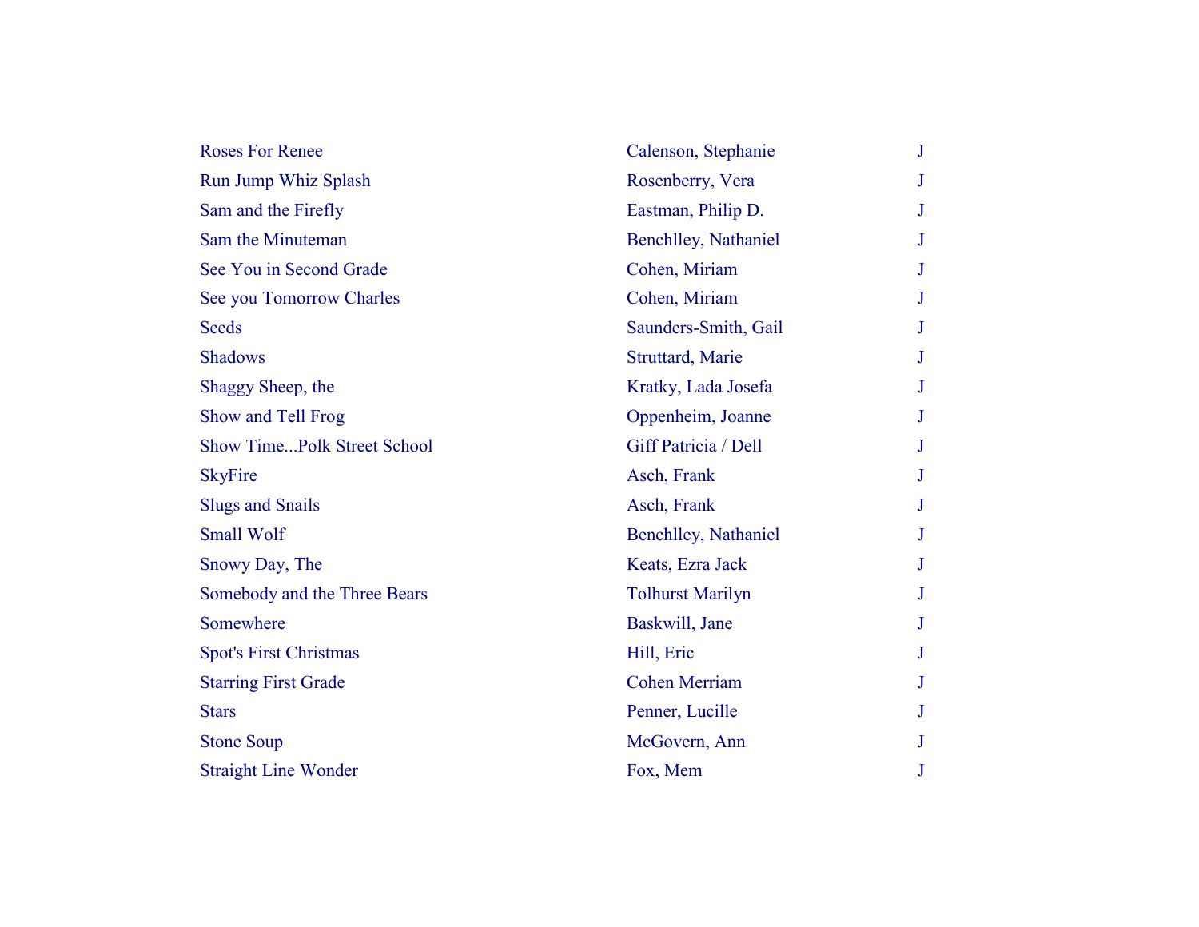| | | |
|---|---|---|
| Roses For Renee | Calenson, Stephanie | J |
| Run Jump Whiz Splash | Rosenberry, Vera | J |
| Sam and the Firefly | Eastman, Philip D. | J |
| Sam the Minuteman | Benchlley, Nathaniel | J |
| See You in Second Grade | Cohen, Miriam | J |
| See you Tomorrow Charles | Cohen, Miriam | J |
| Seeds | Saunders-Smith, Gail | J |
| Shadows | Struttard, Marie | J |
| Shaggy Sheep, the | Kratky, Lada Josefa | J |
| Show and Tell Frog | Oppenheim, Joanne | J |
| Show Time...Polk Street School | Giff Patricia / Dell | J |
| SkyFire | Asch, Frank | J |
| Slugs and Snails | Asch, Frank | J |
| Small Wolf | Benchlley, Nathaniel | J |
| Snowy Day, The | Keats, Ezra Jack | J |
| Somebody and the Three Bears | Tolhurst Marilyn | J |
| Somewhere | Baskwill, Jane | J |
| Spot's First Christmas | Hill, Eric | J |
| Starring First Grade | Cohen Merriam | J |
| Stars | Penner, Lucille | J |
| Stone Soup | McGovern, Ann | J |
| Straight Line Wonder | Fox, Mem | J |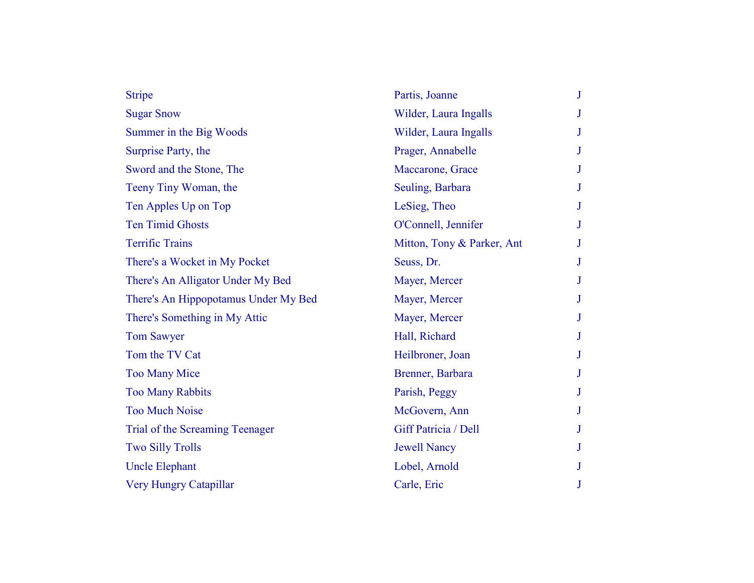| | | |
|---|---|---|
| Stripe | Partis, Joanne | J |
| Sugar Snow | Wilder, Laura Ingalls | J |
| Summer in the Big Woods | Wilder, Laura Ingalls | J |
| Surprise Party, the | Prager, Annabelle | J |
| Sword and the Stone, The | Maccarone, Grace | J |
| Teeny Tiny Woman, the | Seuling, Barbara | J |
| Ten Apples Up on Top | LeSieg, Theo | J |
| Ten Timid Ghosts | O'Connell, Jennifer | J |
| Terrific Trains | Mitton, Tony & Parker, Ant | J |
| There's a Wocket in My Pocket | Seuss, Dr. | J |
| There's An Alligator Under My Bed | Mayer, Mercer | J |
| There's An Hippopotamus Under My Bed | Mayer, Mercer | J |
| There's Something in My Attic | Mayer, Mercer | J |
| Tom Sawyer | Hall, Richard | J |
| Tom the TV Cat | Heilbroner, Joan | J |
| Too Many Mice | Brenner, Barbara | J |
| Too Many Rabbits | Parish, Peggy | J |
| Too Much Noise | McGovern, Ann | J |
| Trial of the Screaming Teenager | Giff Patricia / Dell | J |
| Two Silly Trolls | Jewell Nancy | J |
| Uncle Elephant | Lobel, Arnold | J |
| Very Hungry Catapillar | Carle, Eric | J |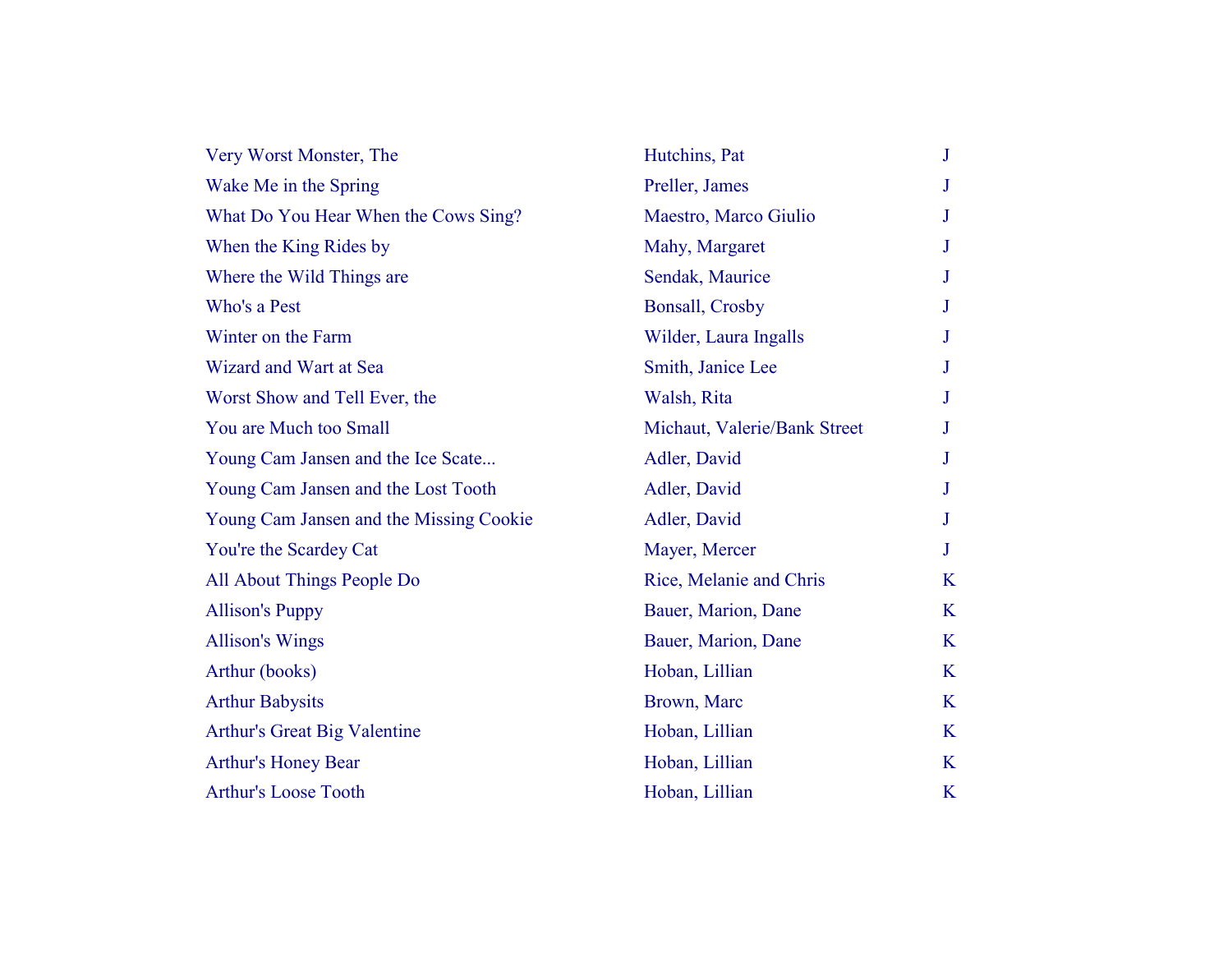| | | |
|---|---|---|
| Very Worst Monster, The | Hutchins, Pat | J |
| Wake Me in the Spring | Preller, James | J |
| What Do You Hear When the Cows Sing? | Maestro, Marco Giulio | J |
| When the King Rides by | Mahy, Margaret | J |
| Where the Wild Things are | Sendak, Maurice | J |
| Who's a Pest | Bonsall, Crosby | J |
| Winter on the Farm | Wilder, Laura Ingalls | J |
| Wizard and Wart at Sea | Smith, Janice Lee | J |
| Worst Show and Tell Ever, the | Walsh, Rita | J |
| You are Much too Small | Michaut, Valerie/Bank Street | J |
| Young Cam Jansen and the Ice Scate... | Adler, David | J |
| Young Cam Jansen and the Lost Tooth | Adler, David | J |
| Young Cam Jansen and the Missing Cookie | Adler, David | J |
| You're the Scardey Cat | Mayer, Mercer | J |
| All About Things People Do | Rice, Melanie and Chris | K |
| Allison's Puppy | Bauer, Marion, Dane | K |
| Allison's Wings | Bauer, Marion, Dane | K |
| Arthur (books) | Hoban, Lillian | K |
| Arthur Babysits | Brown, Marc | K |
| Arthur's Great Big Valentine | Hoban, Lillian | K |
| Arthur's Honey Bear | Hoban, Lillian | K |
| Arthur's Loose Tooth | Hoban, Lillian | K |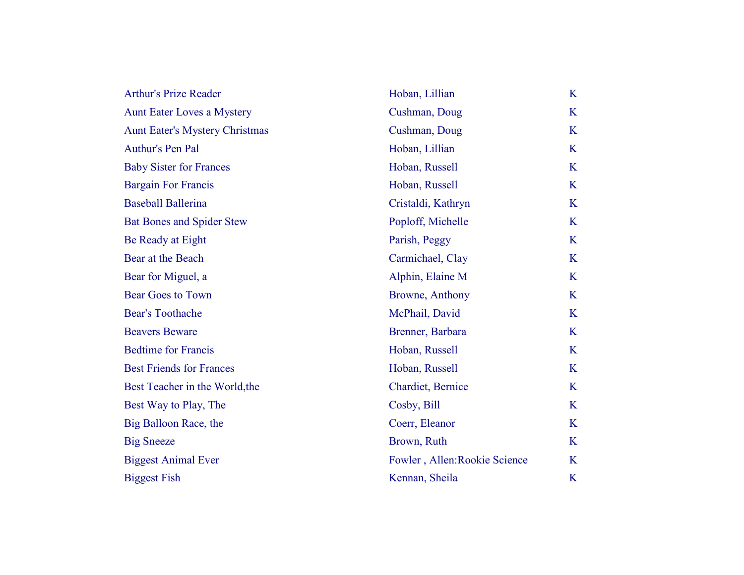| | | |
|---|---|---|
| Arthur's Prize Reader | Hoban, Lillian | K |
| Aunt Eater Loves a Mystery | Cushman, Doug | K |
| Aunt Eater's Mystery Christmas | Cushman, Doug | K |
| Authur's Pen Pal | Hoban, Lillian | K |
| Baby Sister for Frances | Hoban, Russell | K |
| Bargain For Francis | Hoban, Russell | K |
| Baseball Ballerina | Cristaldi, Kathryn | K |
| Bat Bones and Spider Stew | Poploff, Michelle | K |
| Be Ready at Eight | Parish, Peggy | K |
| Bear at the Beach | Carmichael, Clay | K |
| Bear for Miguel, a | Alphin, Elaine M | K |
| Bear Goes to Town | Browne, Anthony | K |
| Bear's Toothache | McPhail, David | K |
| Beavers Beware | Brenner, Barbara | K |
| Bedtime for Francis | Hoban, Russell | K |
| Best Friends for Frances | Hoban, Russell | K |
| Best Teacher in the World,the | Chardiet, Bernice | K |
| Best Way to Play, The | Cosby, Bill | K |
| Big Balloon Race, the | Coerr, Eleanor | K |
| Big Sneeze | Brown, Ruth | K |
| Biggest Animal Ever | Fowler , Allen:Rookie Science | K |
| Biggest Fish | Kennan, Sheila | K |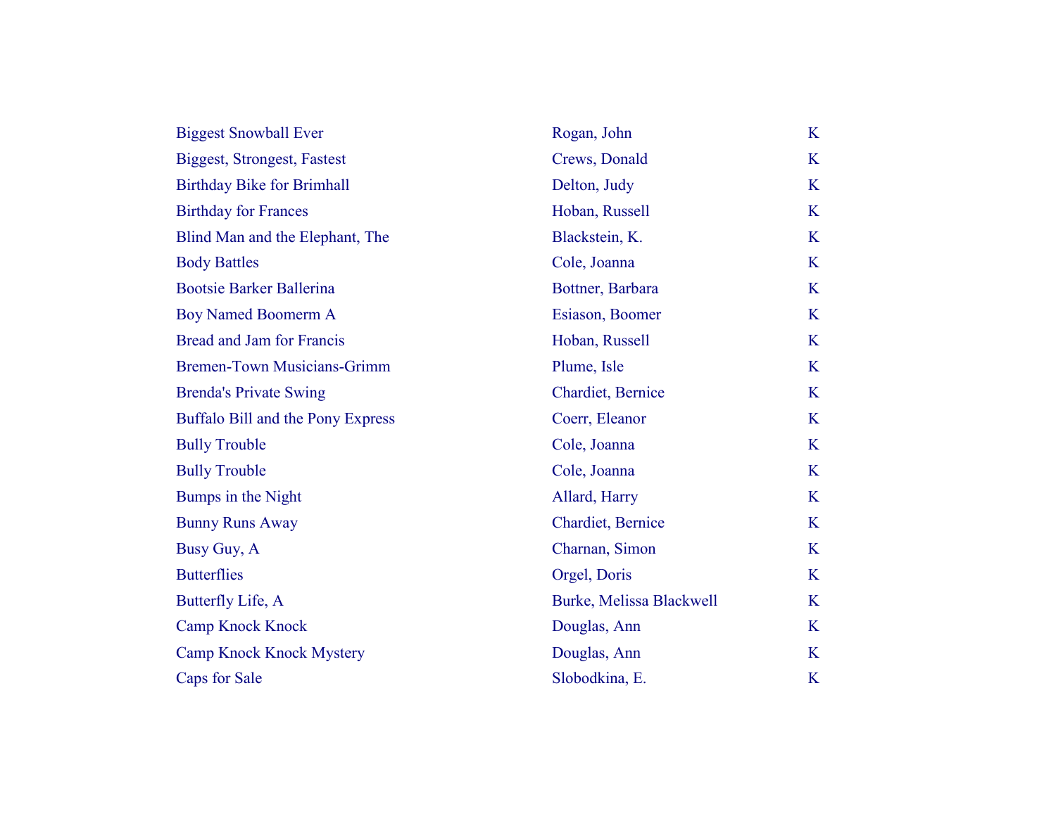| | | |
|---|---|---|
| Biggest Snowball Ever | Rogan, John | K |
| Biggest, Strongest, Fastest | Crews, Donald | K |
| Birthday Bike for Brimhall | Delton, Judy | K |
| Birthday for Frances | Hoban, Russell | K |
| Blind Man and the Elephant, The | Blackstein, K. | K |
| Body Battles | Cole, Joanna | K |
| Bootsie Barker Ballerina | Bottner, Barbara | K |
| Boy Named Boomerm A | Esiason, Boomer | K |
| Bread and Jam for Francis | Hoban, Russell | K |
| Bremen-Town Musicians-Grimm | Plume, Isle | K |
| Brenda's Private Swing | Chardiet, Bernice | K |
| Buffalo Bill and the Pony Express | Coerr, Eleanor | K |
| Bully Trouble | Cole, Joanna | K |
| Bully Trouble | Cole, Joanna | K |
| Bumps in the Night | Allard, Harry | K |
| Bunny Runs Away | Chardiet, Bernice | K |
| Busy Guy, A | Charnan, Simon | K |
| Butterflies | Orgel, Doris | K |
| Butterfly Life, A | Burke, Melissa Blackwell | K |
| Camp Knock Knock | Douglas, Ann | K |
| Camp Knock Knock Mystery | Douglas, Ann | K |
| Caps for Sale | Slobodkina, E. | K |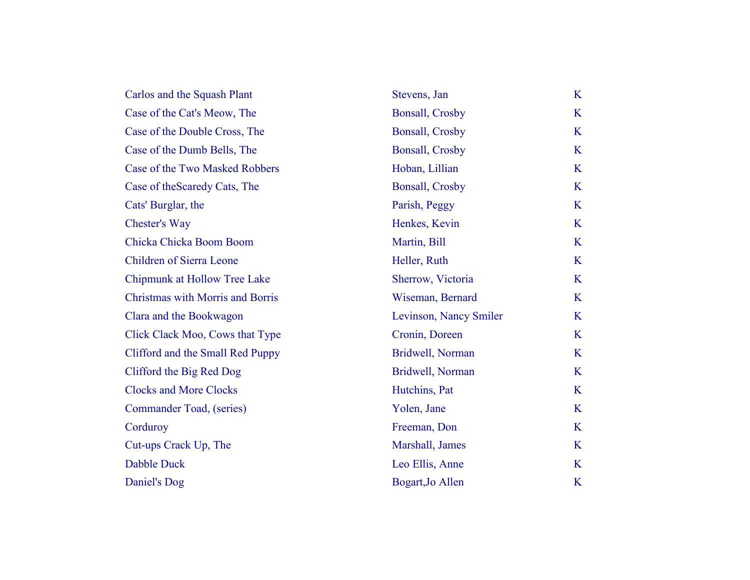| | | |
|---|---|---|
| Carlos and the Squash Plant | Stevens, Jan | K |
| Case of the Cat's Meow, The | Bonsall, Crosby | K |
| Case of the Double Cross, The | Bonsall, Crosby | K |
| Case of the Dumb Bells, The | Bonsall, Crosby | K |
| Case of the Two Masked Robbers | Hoban, Lillian | K |
| Case of theScaredy Cats, The | Bonsall, Crosby | K |
| Cats' Burglar, the | Parish, Peggy | K |
| Chester's Way | Henkes, Kevin | K |
| Chicka Chicka Boom Boom | Martin, Bill | K |
| Children of Sierra Leone | Heller, Ruth | K |
| Chipmunk at Hollow Tree Lake | Sherrow, Victoria | K |
| Christmas with Morris and Borris | Wiseman, Bernard | K |
| Clara and the Bookwagon | Levinson, Nancy Smiler | K |
| Click Clack Moo, Cows that Type | Cronin, Doreen | K |
| Clifford and the Small Red Puppy | Bridwell, Norman | K |
| Clifford the Big Red Dog | Bridwell, Norman | K |
| Clocks and More Clocks | Hutchins, Pat | K |
| Commander Toad, (series) | Yolen, Jane | K |
| Corduroy | Freeman, Don | K |
| Cut-ups Crack Up, The | Marshall, James | K |
| Dabble Duck | Leo Ellis, Anne | K |
| Daniel's Dog | Bogart,Jo Allen | K |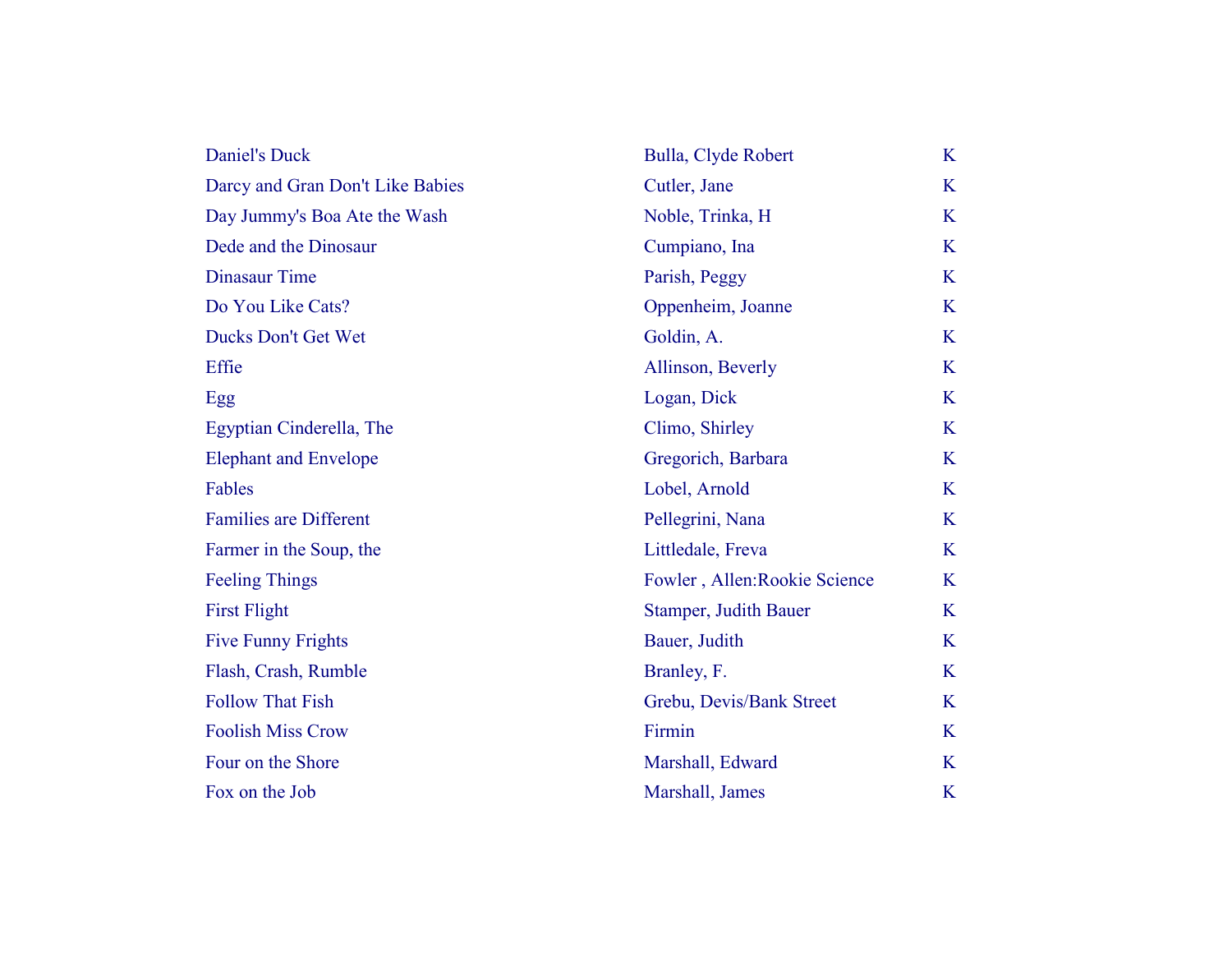| | | |
|---|---|---|
| Daniel's Duck | Bulla, Clyde Robert | K |
| Darcy and Gran Don't Like Babies | Cutler, Jane | K |
| Day Jummy's Boa Ate the Wash | Noble, Trinka, H | K |
| Dede and the Dinosaur | Cumpiano, Ina | K |
| Dinasaur Time | Parish, Peggy | K |
| Do You Like Cats? | Oppenheim, Joanne | K |
| Ducks Don't Get Wet | Goldin, A. | K |
| Effie | Allinson, Beverly | K |
| Egg | Logan, Dick | K |
| Egyptian Cinderella, The | Climo, Shirley | K |
| Elephant and Envelope | Gregorich, Barbara | K |
| Fables | Lobel, Arnold | K |
| Families are Different | Pellegrini, Nana | K |
| Farmer in the Soup, the | Littledale, Freva | K |
| Feeling Things | Fowler , Allen:Rookie Science | K |
| First Flight | Stamper, Judith Bauer | K |
| Five Funny Frights | Bauer, Judith | K |
| Flash, Crash, Rumble | Branley, F. | K |
| Follow That Fish | Grebu, Devis/Bank Street | K |
| Foolish Miss Crow | Firmin | K |
| Four on the Shore | Marshall, Edward | K |
| Fox on the Job | Marshall, James | K |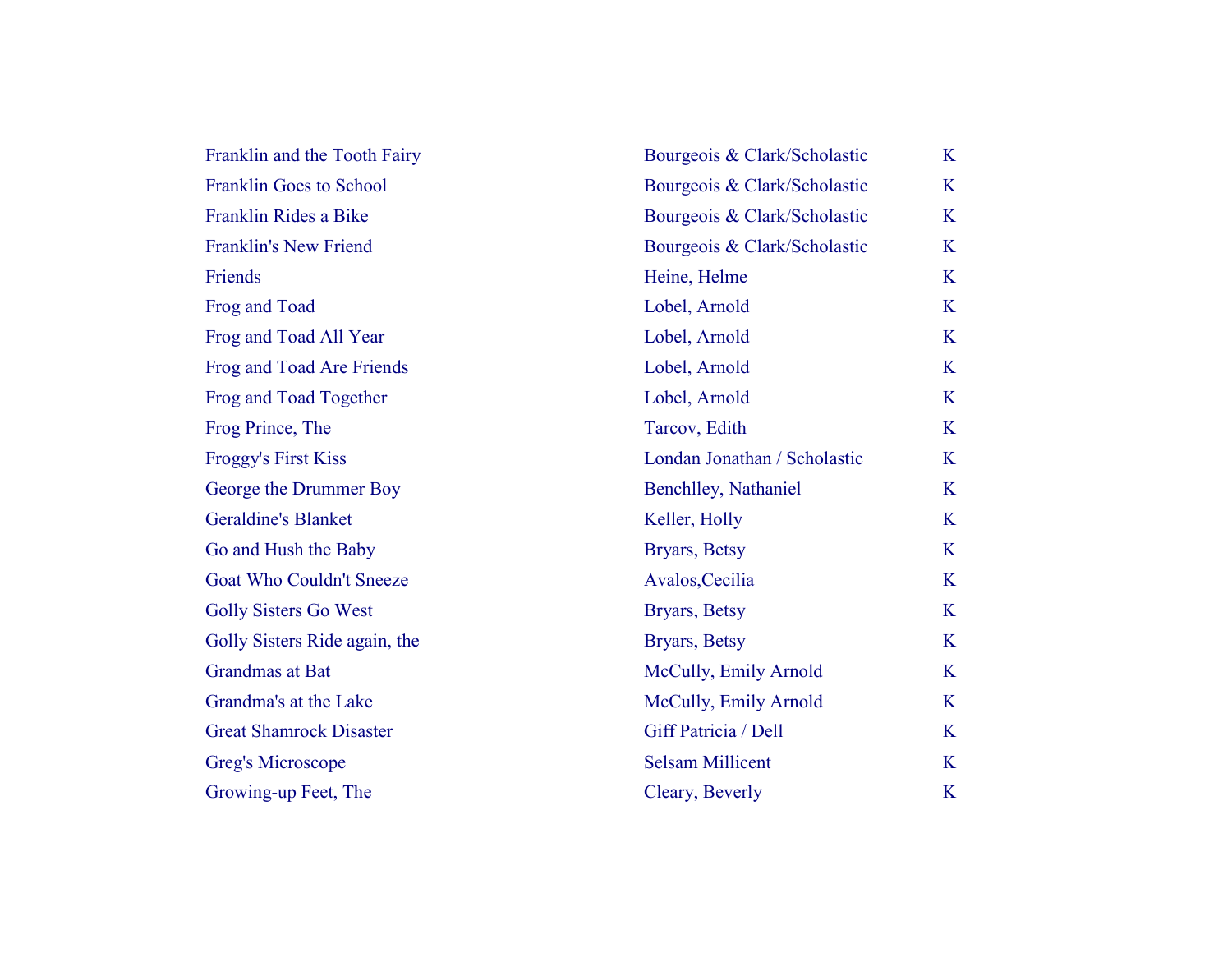| | | |
|---|---|---|
| Franklin and the Tooth Fairy | Bourgeois & Clark/Scholastic | K |
| Franklin Goes to School | Bourgeois & Clark/Scholastic | K |
| Franklin Rides a Bike | Bourgeois & Clark/Scholastic | K |
| Franklin's New Friend | Bourgeois & Clark/Scholastic | K |
| Friends | Heine, Helme | K |
| Frog and Toad | Lobel, Arnold | K |
| Frog and Toad All Year | Lobel, Arnold | K |
| Frog and Toad Are Friends | Lobel, Arnold | K |
| Frog and Toad Together | Lobel, Arnold | K |
| Frog Prince, The | Tarcov, Edith | K |
| Froggy's First Kiss | Londan Jonathan / Scholastic | K |
| George the Drummer Boy | Benchlley, Nathaniel | K |
| Geraldine's Blanket | Keller, Holly | K |
| Go and Hush the Baby | Bryars, Betsy | K |
| Goat Who Couldn't Sneeze | Avalos,Cecilia | K |
| Golly Sisters Go West | Bryars, Betsy | K |
| Golly Sisters Ride again, the | Bryars, Betsy | K |
| Grandmas at Bat | McCully, Emily Arnold | K |
| Grandma's at the Lake | McCully, Emily Arnold | K |
| Great Shamrock Disaster | Giff Patricia / Dell | K |
| Greg's Microscope | Selsam Millicent | K |
| Growing-up Feet, The | Cleary, Beverly | K |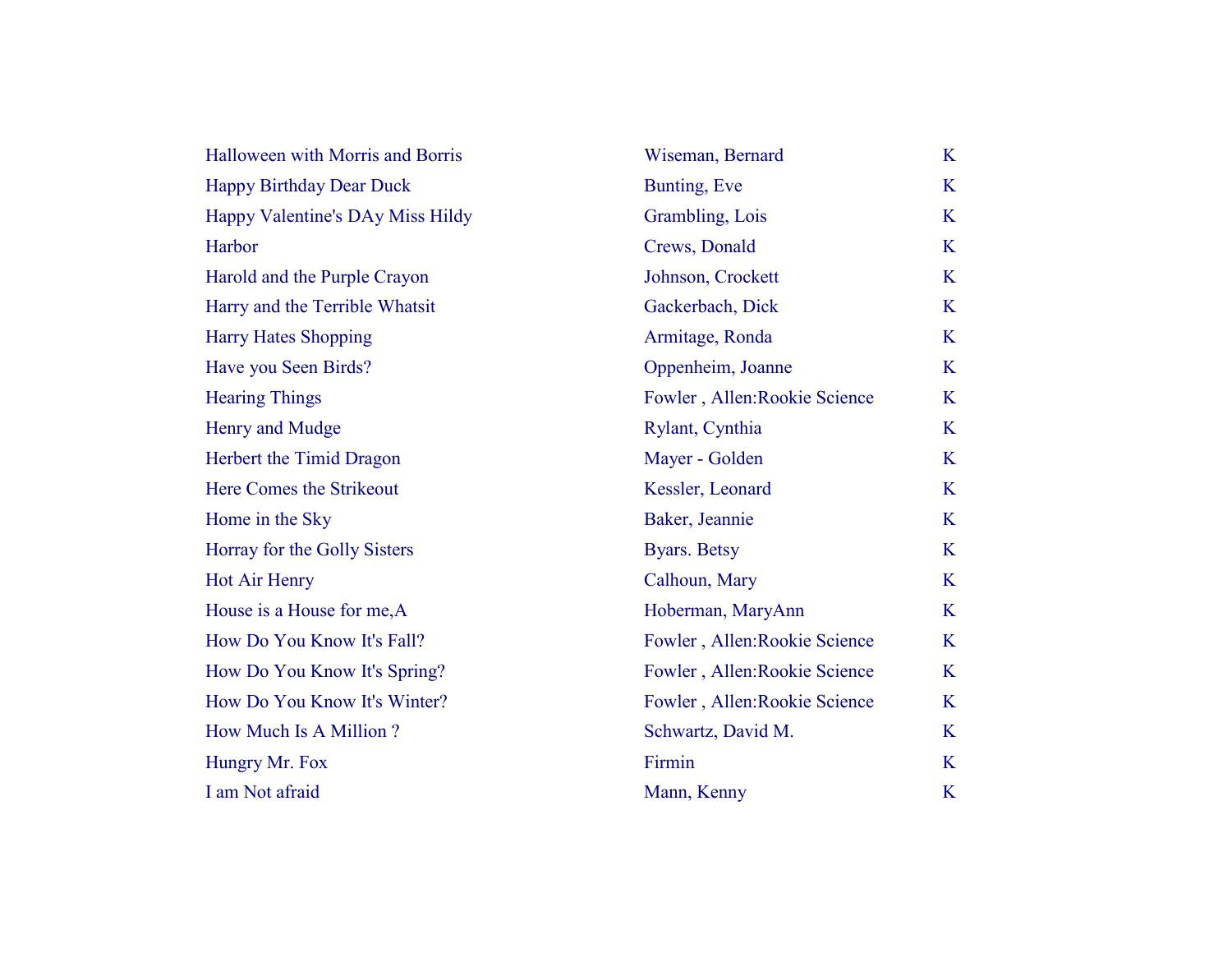| | | |
|---|---|---|
| Halloween with Morris and Borris | Wiseman, Bernard | K |
| Happy Birthday Dear Duck | Bunting, Eve | K |
| Happy Valentine's DAy Miss Hildy | Grambling, Lois | K |
| Harbor | Crews, Donald | K |
| Harold and the Purple Crayon | Johnson, Crockett | K |
| Harry and the Terrible Whatsit | Gackerbach, Dick | K |
| Harry Hates Shopping | Armitage, Ronda | K |
| Have you Seen Birds? | Oppenheim, Joanne | K |
| Hearing Things | Fowler , Allen:Rookie Science | K |
| Henry and Mudge | Rylant, Cynthia | K |
| Herbert the Timid Dragon | Mayer - Golden | K |
| Here Comes the Strikeout | Kessler, Leonard | K |
| Home in the Sky | Baker, Jeannie | K |
| Horray for the Golly Sisters | Byars. Betsy | K |
| Hot Air Henry | Calhoun, Mary | K |
| House is a House for me,A | Hoberman, MaryAnn | K |
| How Do You Know It's Fall? | Fowler , Allen:Rookie Science | K |
| How Do You Know It's Spring? | Fowler , Allen:Rookie Science | K |
| How Do You Know It's Winter? | Fowler , Allen:Rookie Science | K |
| How Much Is A Million ? | Schwartz, David M. | K |
| Hungry Mr. Fox | Firmin | K |
| I am Not afraid | Mann, Kenny | K |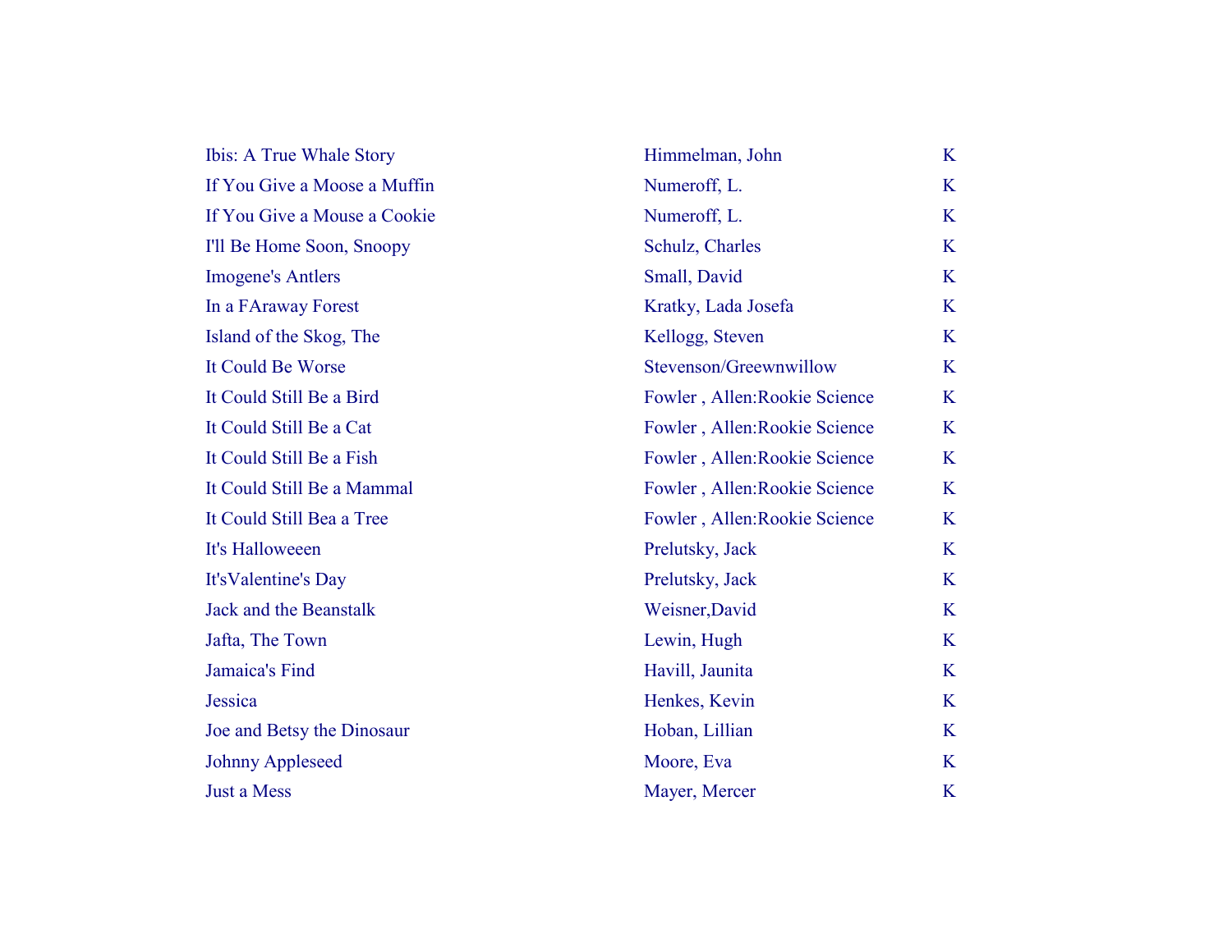| | | |
|---|---|---|
| Ibis: A True Whale Story | Himmelman, John | K |
| If You Give a Moose a Muffin | Numeroff, L. | K |
| If You Give a Mouse a Cookie | Numeroff, L. | K |
| I'll Be Home Soon, Snoopy | Schulz, Charles | K |
| Imogene's Antlers | Small, David | K |
| In a FAraway Forest | Kratky, Lada Josefa | K |
| Island of the Skog, The | Kellogg, Steven | K |
| It Could Be Worse | Stevenson/Greewnwillow | K |
| It Could Still Be a Bird | Fowler , Allen:Rookie Science | K |
| It Could Still Be a Cat | Fowler , Allen:Rookie Science | K |
| It Could Still Be a Fish | Fowler , Allen:Rookie Science | K |
| It Could Still Be a Mammal | Fowler , Allen:Rookie Science | K |
| It Could Still Bea a Tree | Fowler , Allen:Rookie Science | K |
| It's Halloweeen | Prelutsky, Jack | K |
| It'sValentine's Day | Prelutsky, Jack | K |
| Jack and the Beanstalk | Weisner,David | K |
| Jafta, The Town | Lewin, Hugh | K |
| Jamaica's Find | Havill, Jaunita | K |
| Jessica | Henkes, Kevin | K |
| Joe and Betsy the Dinosaur | Hoban, Lillian | K |
| Johnny Appleseed | Moore, Eva | K |
| Just a Mess | Mayer, Mercer | K |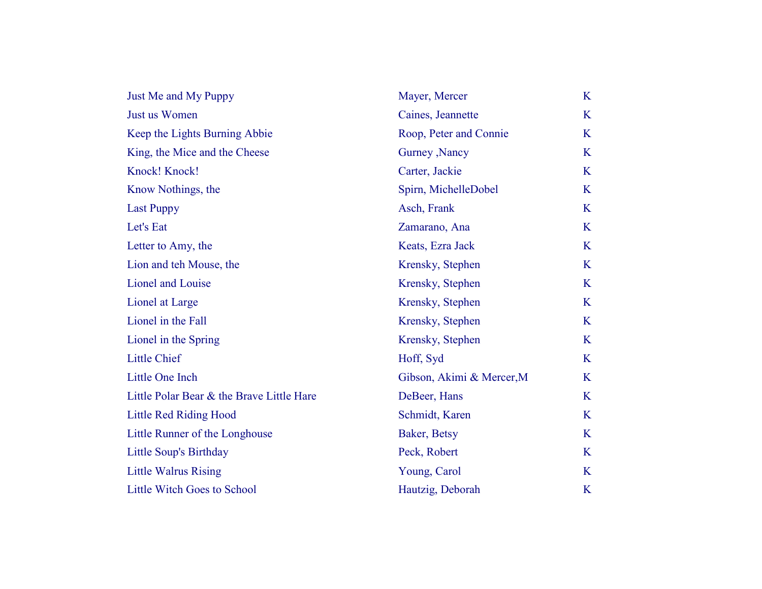| | | |
|---|---|---|
| Just Me and My Puppy | Mayer, Mercer | K |
| Just us Women | Caines, Jeannette | K |
| Keep the Lights Burning Abbie | Roop, Peter and Connie | K |
| King, the Mice and the Cheese | Gurney ,Nancy | K |
| Knock! Knock! | Carter, Jackie | K |
| Know Nothings, the | Spirn, MichelleDobel | K |
| Last Puppy | Asch, Frank | K |
| Let's Eat | Zamarano, Ana | K |
| Letter to Amy, the | Keats, Ezra Jack | K |
| Lion and teh Mouse, the | Krensky, Stephen | K |
| Lionel and Louise | Krensky, Stephen | K |
| Lionel at Large | Krensky, Stephen | K |
| Lionel in the Fall | Krensky, Stephen | K |
| Lionel in the Spring | Krensky, Stephen | K |
| Little Chief | Hoff, Syd | K |
| Little One Inch | Gibson, Akimi & Mercer,M | K |
| Little Polar Bear & the Brave Little Hare | DeBeer, Hans | K |
| Little Red Riding Hood | Schmidt, Karen | K |
| Little Runner of the Longhouse | Baker, Betsy | K |
| Little Soup's Birthday | Peck, Robert | K |
| Little Walrus Rising | Young, Carol | K |
| Little Witch Goes to School | Hautzig, Deborah | K |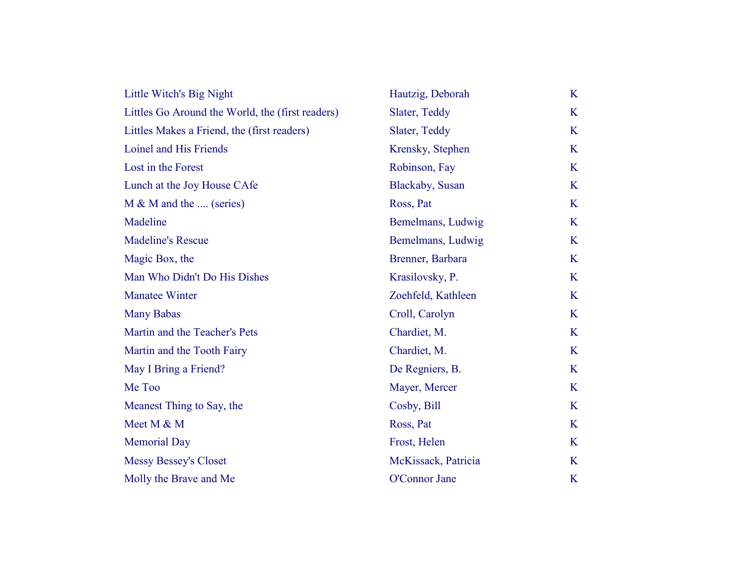| | | |
|---|---|---|
| Little Witch's Big Night | Hautzig, Deborah | K |
| Littles Go Around the World, the (first readers) | Slater, Teddy | K |
| Littles Makes a Friend, the (first readers) | Slater, Teddy | K |
| Loinel and His Friends | Krensky, Stephen | K |
| Lost in the Forest | Robinson, Fay | K |
| Lunch at the Joy House CAfe | Blackaby, Susan | K |
| M & M and the .... (series) | Ross, Pat | K |
| Madeline | Bemelmans, Ludwig | K |
| Madeline's Rescue | Bemelmans, Ludwig | K |
| Magic Box, the | Brenner, Barbara | K |
| Man Who Didn't Do His Dishes | Krasilovsky, P. | K |
| Manatee Winter | Zoehfeld, Kathleen | K |
| Many Babas | Croll, Carolyn | K |
| Martin and the Teacher's Pets | Chardiet, M. | K |
| Martin and the Tooth Fairy | Chardiet, M. | K |
| May I Bring a Friend? | De Regniers, B. | K |
| Me Too | Mayer, Mercer | K |
| Meanest Thing to Say, the | Cosby, Bill | K |
| Meet M & M | Ross, Pat | K |
| Memorial Day | Frost, Helen | K |
| Messy Bessey's Closet | McKissack, Patricia | K |
| Molly the Brave and Me | O'Connor Jane | K |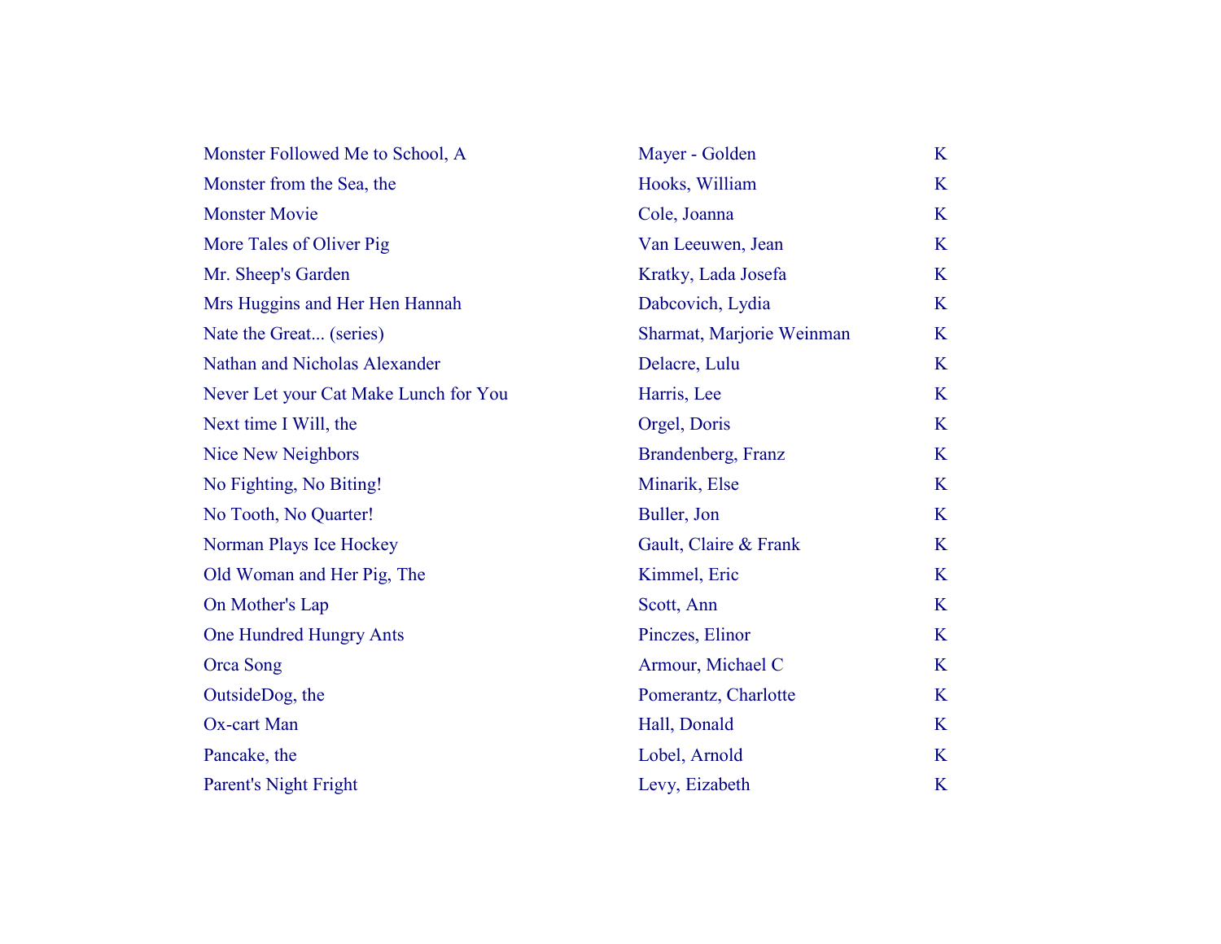| | | |
|---|---|---|
| Monster Followed Me to School, A | Mayer - Golden | K |
| Monster from the Sea, the | Hooks, William | K |
| Monster Movie | Cole, Joanna | K |
| More Tales of Oliver Pig | Van Leeuwen, Jean | K |
| Mr. Sheep's Garden | Kratky, Lada Josefa | K |
| Mrs Huggins and Her Hen Hannah | Dabcovich, Lydia | K |
| Nate the Great... (series) | Sharmat, Marjorie Weinman | K |
| Nathan and Nicholas Alexander | Delacre, Lulu | K |
| Never Let your Cat Make Lunch for You | Harris, Lee | K |
| Next time I Will, the | Orgel, Doris | K |
| Nice New Neighbors | Brandenberg, Franz | K |
| No Fighting, No Biting! | Minarik, Else | K |
| No Tooth, No Quarter! | Buller, Jon | K |
| Norman Plays Ice Hockey | Gault, Claire & Frank | K |
| Old Woman and Her Pig, The | Kimmel, Eric | K |
| On Mother's Lap | Scott, Ann | K |
| One Hundred Hungry Ants | Pinczes, Elinor | K |
| Orca Song | Armour, Michael C | K |
| OutsideDog, the | Pomerantz, Charlotte | K |
| Ox-cart Man | Hall, Donald | K |
| Pancake, the | Lobel, Arnold | K |
| Parent's Night Fright | Levy, Eizabeth | K |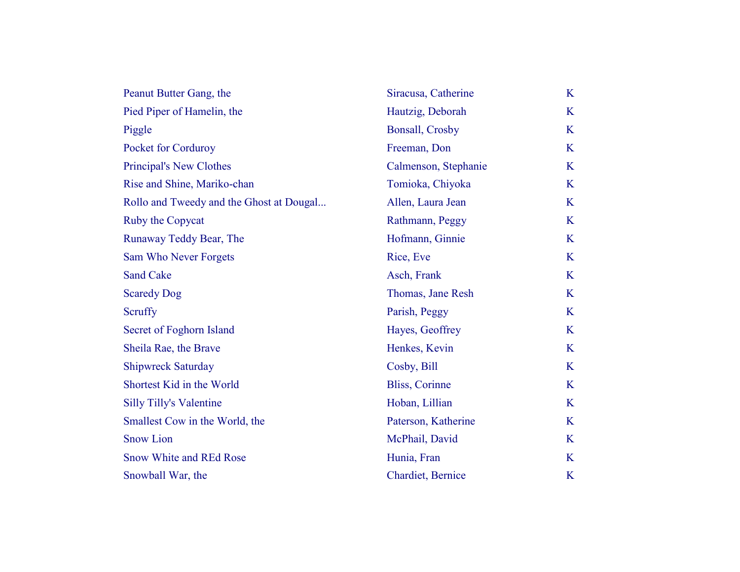| | | |
|---|---|---|
| Peanut Butter Gang, the | Siracusa, Catherine | K |
| Pied Piper of Hamelin, the | Hautzig, Deborah | K |
| Piggle | Bonsall, Crosby | K |
| Pocket for Corduroy | Freeman, Don | K |
| Principal's New Clothes | Calmenson, Stephanie | K |
| Rise and Shine, Mariko-chan | Tomioka, Chiyoka | K |
| Rollo and Tweedy and the Ghost at Dougal... | Allen, Laura Jean | K |
| Ruby the Copycat | Rathmann, Peggy | K |
| Runaway Teddy Bear, The | Hofmann, Ginnie | K |
| Sam Who Never Forgets | Rice, Eve | K |
| Sand Cake | Asch, Frank | K |
| Scaredy Dog | Thomas, Jane Resh | K |
| Scruffy | Parish, Peggy | K |
| Secret of Foghorn Island | Hayes, Geoffrey | K |
| Sheila Rae, the Brave | Henkes, Kevin | K |
| Shipwreck Saturday | Cosby, Bill | K |
| Shortest Kid in the World | Bliss, Corinne | K |
| Silly Tilly's Valentine | Hoban, Lillian | K |
| Smallest Cow in the World, the | Paterson, Katherine | K |
| Snow Lion | McPhail, David | K |
| Snow White and REd Rose | Hunia, Fran | K |
| Snowball War, the | Chardiet, Bernice | K |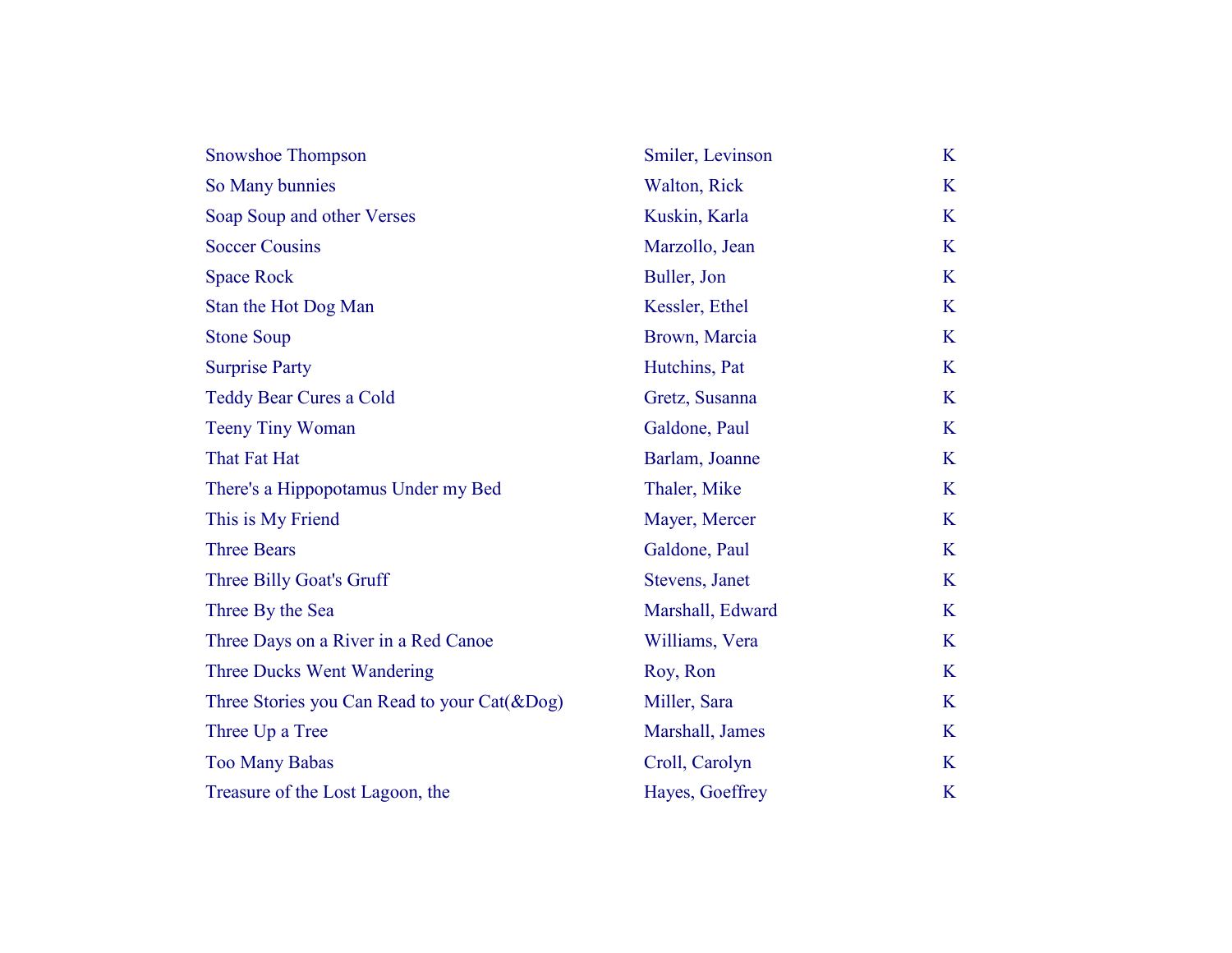| | | |
|---|---|---|
| Snowshoe Thompson | Smiler, Levinson | K |
| So Many bunnies | Walton, Rick | K |
| Soap Soup and other Verses | Kuskin, Karla | K |
| Soccer Cousins | Marzollo, Jean | K |
| Space Rock | Buller, Jon | K |
| Stan the Hot Dog Man | Kessler, Ethel | K |
| Stone Soup | Brown, Marcia | K |
| Surprise Party | Hutchins, Pat | K |
| Teddy Bear Cures a Cold | Gretz, Susanna | K |
| Teeny Tiny Woman | Galdone, Paul | K |
| That Fat Hat | Barlam, Joanne | K |
| There's a Hippopotamus Under my Bed | Thaler, Mike | K |
| This is My Friend | Mayer, Mercer | K |
| Three Bears | Galdone, Paul | K |
| Three Billy Goat's Gruff | Stevens, Janet | K |
| Three By the Sea | Marshall, Edward | K |
| Three Days on a River in a Red Canoe | Williams, Vera | K |
| Three Ducks Went Wandering | Roy, Ron | K |
| Three Stories you Can Read to your Cat(&Dog) | Miller, Sara | K |
| Three Up a Tree | Marshall, James | K |
| Too Many Babas | Croll, Carolyn | K |
| Treasure of the Lost Lagoon, the | Hayes, Goeffrey | K |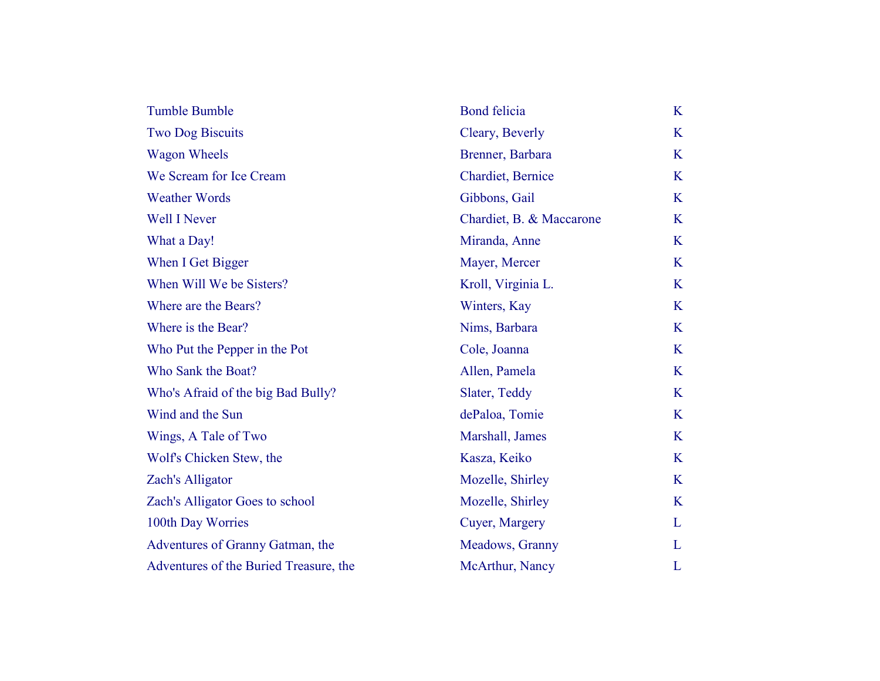| | | |
|---|---|---|
| Tumble Bumble | Bond felicia | K |
| Two Dog Biscuits | Cleary, Beverly | K |
| Wagon Wheels | Brenner, Barbara | K |
| We Scream for Ice Cream | Chardiet, Bernice | K |
| Weather Words | Gibbons, Gail | K |
| Well I Never | Chardiet, B. & Maccarone | K |
| What a Day! | Miranda, Anne | K |
| When I Get Bigger | Mayer, Mercer | K |
| When Will We be Sisters? | Kroll, Virginia L. | K |
| Where are the Bears? | Winters, Kay | K |
| Where is the Bear? | Nims, Barbara | K |
| Who Put the Pepper in the Pot | Cole, Joanna | K |
| Who Sank the Boat? | Allen, Pamela | K |
| Who's Afraid of the big Bad Bully? | Slater, Teddy | K |
| Wind and the Sun | dePaloa, Tomie | K |
| Wings, A Tale of Two | Marshall, James | K |
| Wolf's Chicken Stew, the | Kasza, Keiko | K |
| Zach's Alligator | Mozelle, Shirley | K |
| Zach's Alligator Goes to school | Mozelle, Shirley | K |
| 100th Day Worries | Cuyer, Margery | L |
| Adventures of Granny Gatman, the | Meadows, Granny | L |
| Adventures of the Buried Treasure, the | McArthur, Nancy | L |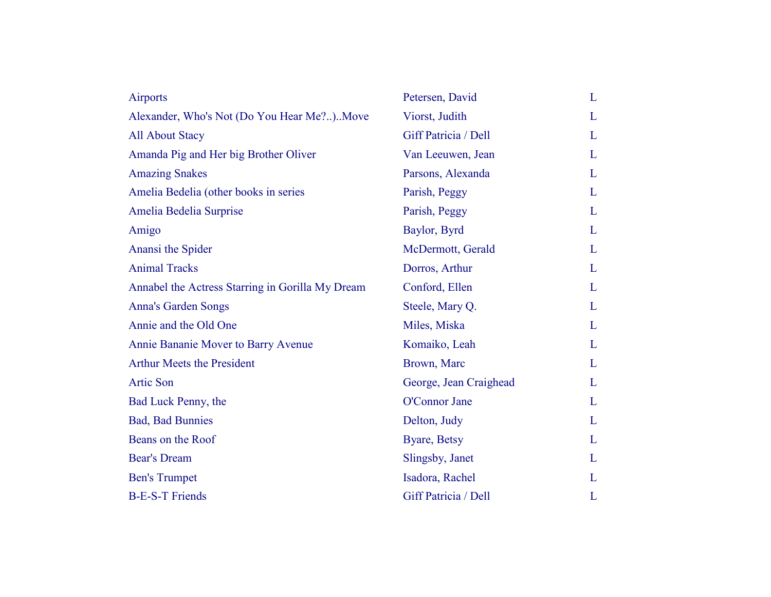| | | |
|---|---|---|
| Airports | Petersen, David | L |
| Alexander, Who's Not (Do You Hear Me?..)..Move | Viorst, Judith | L |
| All About Stacy | Giff Patricia / Dell | L |
| Amanda Pig and Her big Brother Oliver | Van Leeuwen, Jean | L |
| Amazing Snakes | Parsons, Alexanda | L |
| Amelia Bedelia (other books in series | Parish, Peggy | L |
| Amelia Bedelia Surprise | Parish, Peggy | L |
| Amigo | Baylor, Byrd | L |
| Anansi the Spider | McDermott, Gerald | L |
| Animal Tracks | Dorros, Arthur | L |
| Annabel the Actress Starring in Gorilla My Dream | Conford, Ellen | L |
| Anna's Garden Songs | Steele, Mary Q. | L |
| Annie and the Old One | Miles, Miska | L |
| Annie Bananie Mover to Barry Avenue | Komaiko, Leah | L |
| Arthur Meets the President | Brown, Marc | L |
| Artic Son | George, Jean Craighead | L |
| Bad Luck Penny, the | O'Connor Jane | L |
| Bad, Bad Bunnies | Delton, Judy | L |
| Beans on the Roof | Byare, Betsy | L |
| Bear's Dream | Slingsby, Janet | L |
| Ben's Trumpet | Isadora, Rachel | L |
| B-E-S-T Friends | Giff Patricia / Dell | L |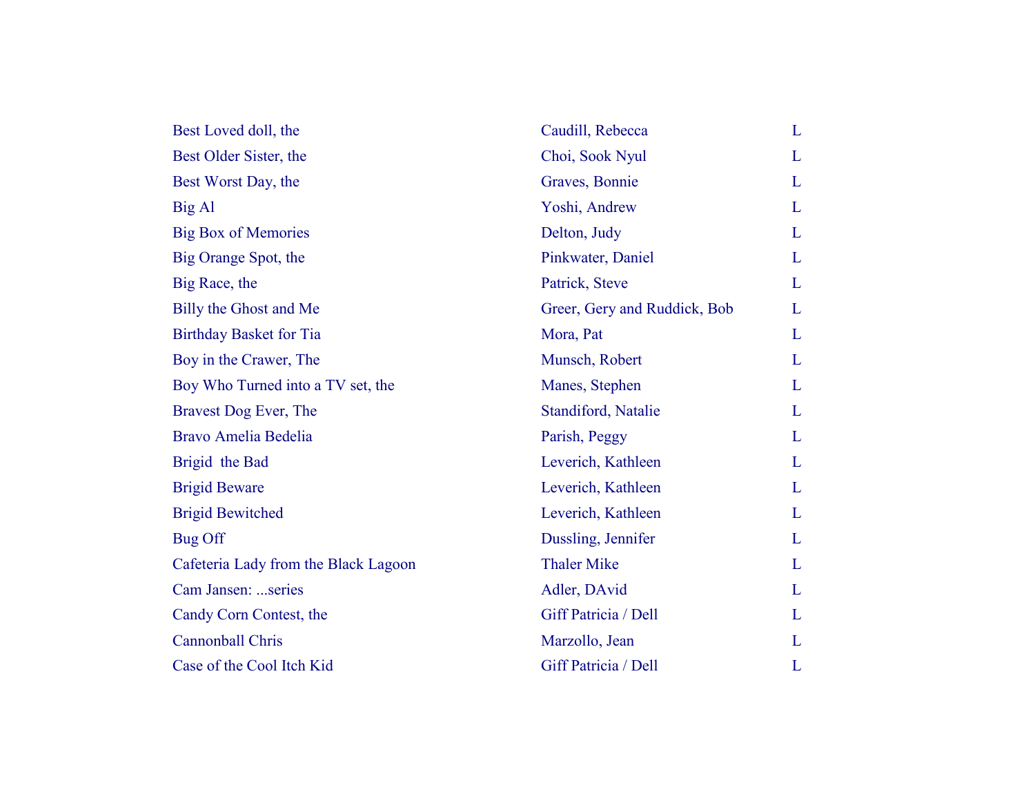| | | |
|---|---|---|
| Best Loved doll, the | Caudill, Rebecca | L |
| Best Older Sister, the | Choi, Sook Nyul | L |
| Best Worst Day, the | Graves, Bonnie | L |
| Big Al | Yoshi, Andrew | L |
| Big Box of Memories | Delton, Judy | L |
| Big Orange Spot, the | Pinkwater, Daniel | L |
| Big Race, the | Patrick, Steve | L |
| Billy the Ghost and Me | Greer, Gery and Ruddick, Bob | L |
| Birthday Basket for Tia | Mora, Pat | L |
| Boy in the Crawer, The | Munsch, Robert | L |
| Boy Who Turned into a TV set, the | Manes, Stephen | L |
| Bravest Dog Ever, The | Standiford, Natalie | L |
| Bravo Amelia Bedelia | Parish, Peggy | L |
| Brigid the Bad | Leverich, Kathleen | L |
| Brigid Beware | Leverich, Kathleen | L |
| Brigid Bewitched | Leverich, Kathleen | L |
| Bug Off | Dussling, Jennifer | L |
| Cafeteria Lady from the Black Lagoon | Thaler Mike | L |
| Cam Jansen: ...series | Adler, DAvid | L |
| Candy Corn Contest, the | Giff Patricia / Dell | L |
| Cannonball Chris | Marzollo, Jean | L |
| Case of the Cool Itch Kid | Giff Patricia / Dell | L |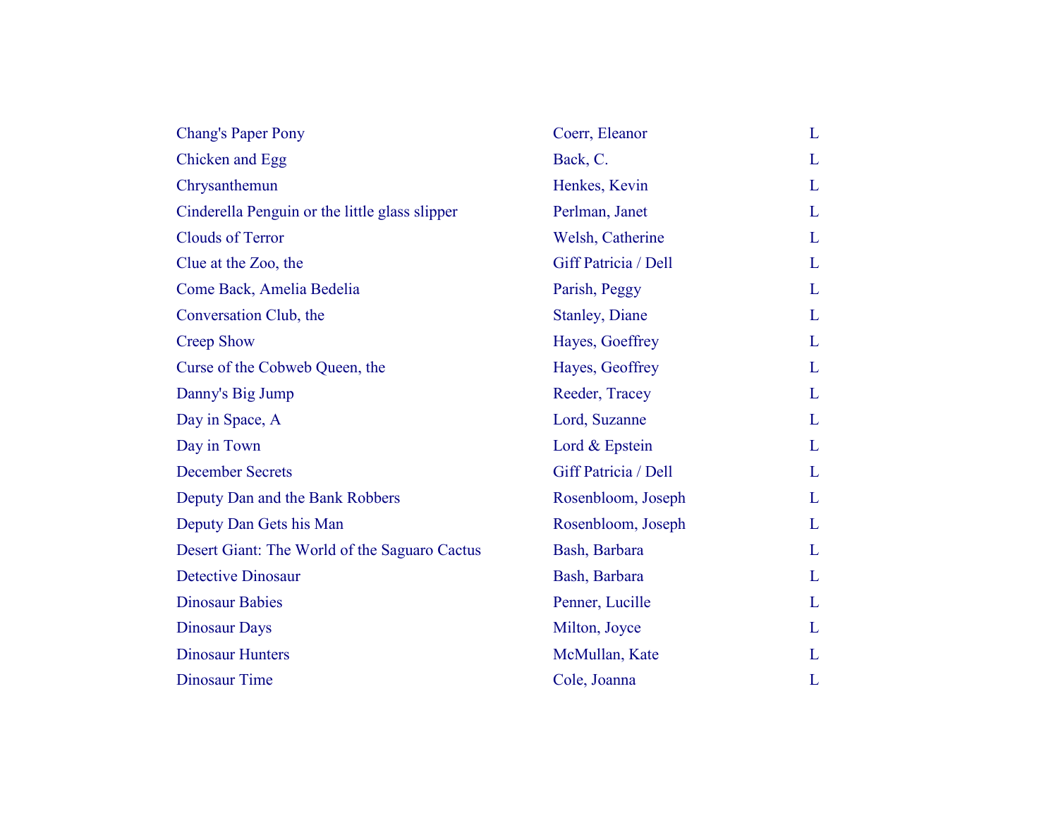| | | |
|---|---|---|
| Chang's Paper Pony | Coerr, Eleanor | L |
| Chicken and Egg | Back, C. | L |
| Chrysanthemun | Henkes, Kevin | L |
| Cinderella Penguin or the little glass slipper | Perlman, Janet | L |
| Clouds of Terror | Welsh, Catherine | L |
| Clue at the Zoo, the | Giff Patricia / Dell | L |
| Come Back, Amelia Bedelia | Parish, Peggy | L |
| Conversation Club, the | Stanley, Diane | L |
| Creep Show | Hayes, Goeffrey | L |
| Curse of the Cobweb Queen, the | Hayes, Geoffrey | L |
| Danny's Big Jump | Reeder, Tracey | L |
| Day in Space, A | Lord, Suzanne | L |
| Day in Town | Lord & Epstein | L |
| December Secrets | Giff Patricia / Dell | L |
| Deputy Dan and the Bank Robbers | Rosenbloom, Joseph | L |
| Deputy Dan Gets his Man | Rosenbloom, Joseph | L |
| Desert Giant: The World of the Saguaro Cactus | Bash, Barbara | L |
| Detective Dinosaur | Bash, Barbara | L |
| Dinosaur Babies | Penner, Lucille | L |
| Dinosaur Days | Milton, Joyce | L |
| Dinosaur Hunters | McMullan, Kate | L |
| Dinosaur Time | Cole, Joanna | L |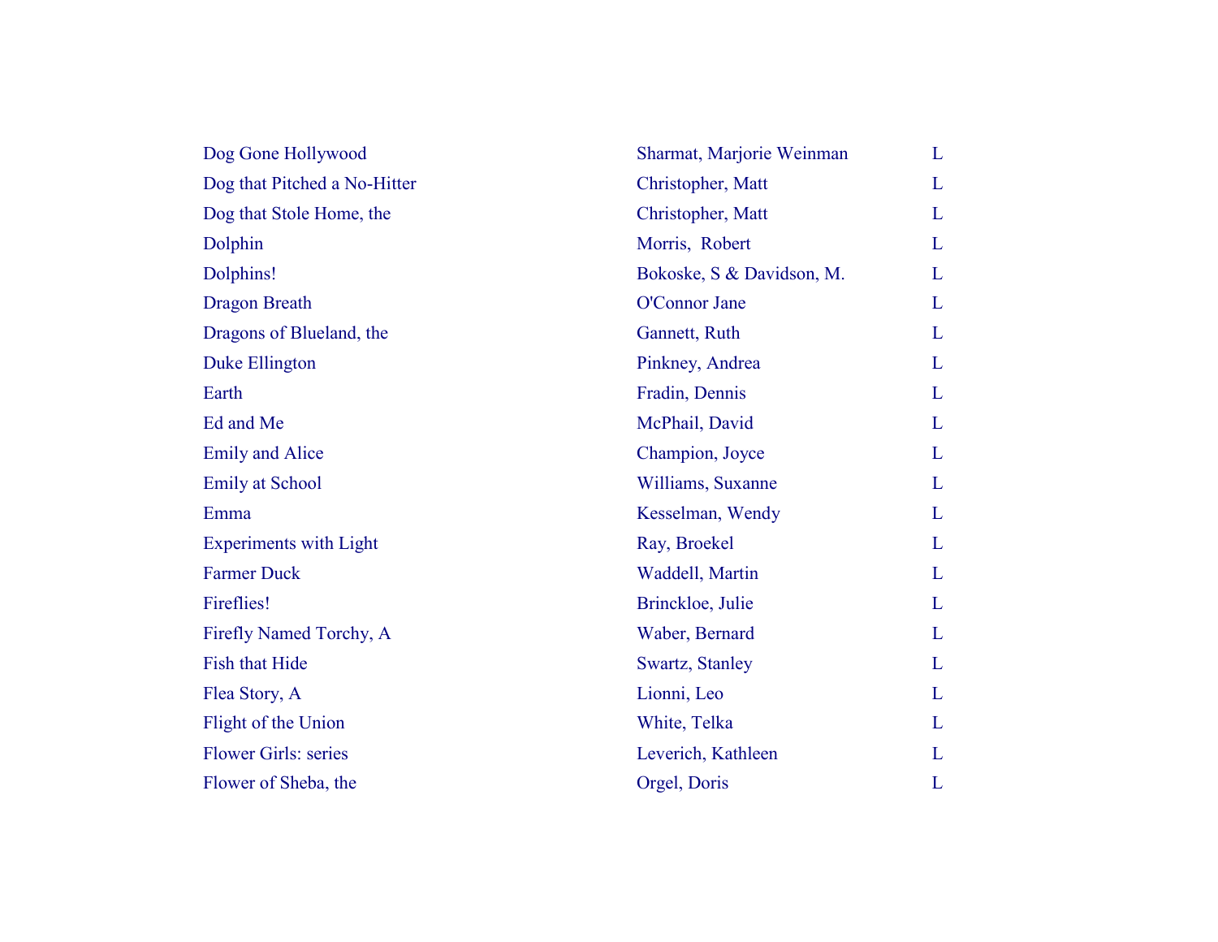| | | |
|---|---|---|
| Dog Gone Hollywood | Sharmat, Marjorie Weinman | L |
| Dog that Pitched a No-Hitter | Christopher, Matt | L |
| Dog that Stole Home, the | Christopher, Matt | L |
| Dolphin | Morris,  Robert | L |
| Dolphins! | Bokoske, S & Davidson, M. | L |
| Dragon Breath | O'Connor Jane | L |
| Dragons of Blueland, the | Gannett, Ruth | L |
| Duke Ellington | Pinkney, Andrea | L |
| Earth | Fradin, Dennis | L |
| Ed and Me | McPhail, David | L |
| Emily and Alice | Champion, Joyce | L |
| Emily at School | Williams, Suxanne | L |
| Emma | Kesselman, Wendy | L |
| Experiments with Light | Ray, Broekel | L |
| Farmer Duck | Waddell, Martin | L |
| Fireflies! | Brinckloe, Julie | L |
| Firefly Named Torchy, A | Waber, Bernard | L |
| Fish that Hide | Swartz, Stanley | L |
| Flea Story, A | Lionni, Leo | L |
| Flight of the Union | White, Telka | L |
| Flower Girls: series | Leverich, Kathleen | L |
| Flower of Sheba, the | Orgel, Doris | L |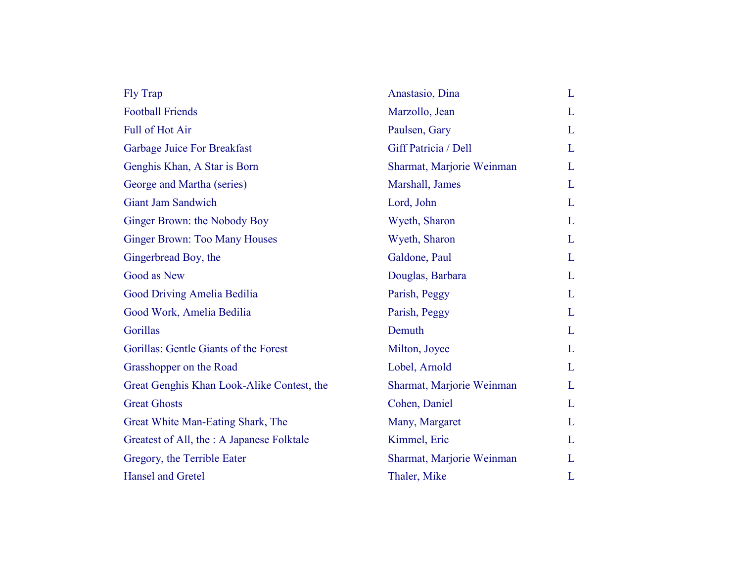| | | |
|---|---|---|
| Fly Trap | Anastasio, Dina | L |
| Football Friends | Marzollo, Jean | L |
| Full of Hot Air | Paulsen, Gary | L |
| Garbage Juice For Breakfast | Giff Patricia / Dell | L |
| Genghis Khan, A Star is Born | Sharmat, Marjorie Weinman | L |
| George and Martha (series) | Marshall, James | L |
| Giant Jam Sandwich | Lord, John | L |
| Ginger Brown: the Nobody Boy | Wyeth, Sharon | L |
| Ginger Brown: Too Many Houses | Wyeth, Sharon | L |
| Gingerbread Boy, the | Galdone, Paul | L |
| Good as New | Douglas, Barbara | L |
| Good Driving Amelia Bedilia | Parish, Peggy | L |
| Good Work, Amelia Bedilia | Parish, Peggy | L |
| Gorillas | Demuth | L |
| Gorillas: Gentle Giants of the Forest | Milton, Joyce | L |
| Grasshopper on the Road | Lobel, Arnold | L |
| Great Genghis Khan Look-Alike Contest, the | Sharmat, Marjorie Weinman | L |
| Great Ghosts | Cohen, Daniel | L |
| Great White Man-Eating Shark, The | Many, Margaret | L |
| Greatest of All, the : A Japanese Folktale | Kimmel, Eric | L |
| Gregory, the Terrible Eater | Sharmat, Marjorie Weinman | L |
| Hansel and Gretel | Thaler, Mike | L |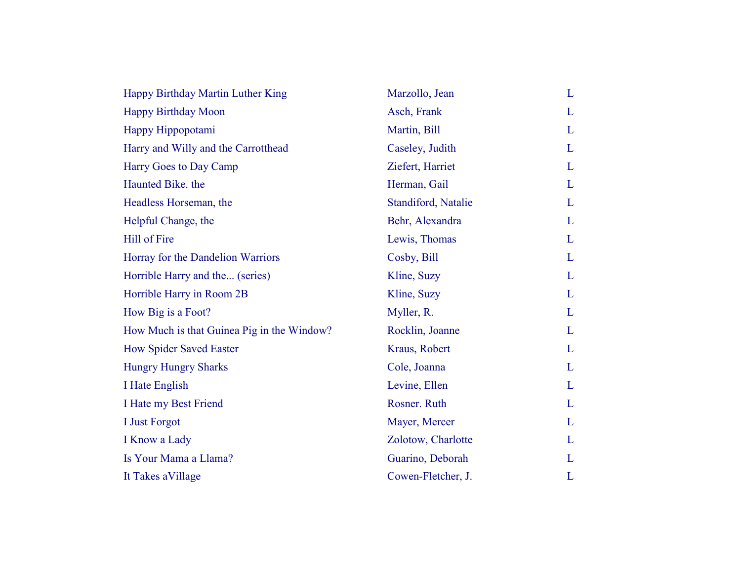| | | |
|---|---|---|
| Happy Birthday Martin Luther King | Marzollo, Jean | L |
| Happy Birthday Moon | Asch, Frank | L |
| Happy Hippopotami | Martin, Bill | L |
| Harry and Willy and the Carrotthead | Caseley, Judith | L |
| Harry Goes to Day Camp | Ziefert, Harriet | L |
| Haunted Bike. the | Herman, Gail | L |
| Headless Horseman, the | Standiford, Natalie | L |
| Helpful Change, the | Behr, Alexandra | L |
| Hill of Fire | Lewis, Thomas | L |
| Horray for the Dandelion Warriors | Cosby, Bill | L |
| Horrible Harry and the... (series) | Kline, Suzy | L |
| Horrible Harry in Room 2B | Kline, Suzy | L |
| How Big is a Foot? | Myller, R. | L |
| How Much is that Guinea Pig in the Window? | Rocklin, Joanne | L |
| How Spider Saved Easter | Kraus, Robert | L |
| Hungry Hungry Sharks | Cole, Joanna | L |
| I Hate English | Levine, Ellen | L |
| I Hate my Best Friend | Rosner. Ruth | L |
| I Just Forgot | Mayer, Mercer | L |
| I Know a Lady | Zolotow, Charlotte | L |
| Is Your Mama a Llama? | Guarino, Deborah | L |
| It Takes aVillage | Cowen-Fletcher, J. | L |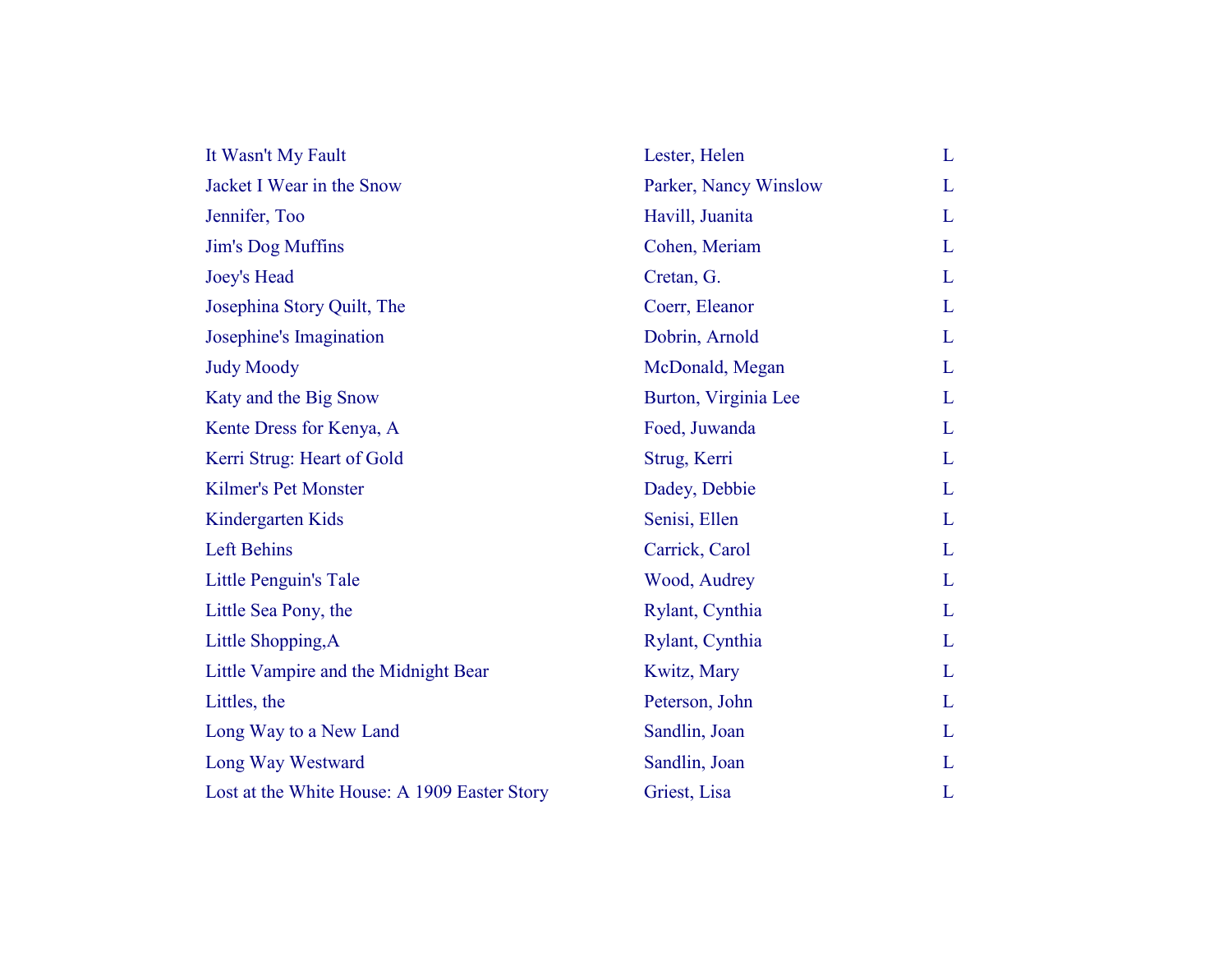| | | |
|---|---|---|
| It Wasn't My Fault | Lester, Helen | L |
| Jacket I Wear in the Snow | Parker, Nancy Winslow | L |
| Jennifer, Too | Havill, Juanita | L |
| Jim's Dog Muffins | Cohen, Meriam | L |
| Joey's Head | Cretan, G. | L |
| Josephina Story Quilt, The | Coerr, Eleanor | L |
| Josephine's Imagination | Dobrin, Arnold | L |
| Judy Moody | McDonald, Megan | L |
| Katy and the Big Snow | Burton, Virginia Lee | L |
| Kente Dress for Kenya, A | Foed, Juwanda | L |
| Kerri Strug: Heart of Gold | Strug, Kerri | L |
| Kilmer's Pet Monster | Dadey, Debbie | L |
| Kindergarten Kids | Senisi, Ellen | L |
| Left Behins | Carrick, Carol | L |
| Little Penguin's Tale | Wood, Audrey | L |
| Little Sea Pony, the | Rylant, Cynthia | L |
| Little Shopping,A | Rylant, Cynthia | L |
| Little Vampire and the Midnight Bear | Kwitz, Mary | L |
| Littles, the | Peterson, John | L |
| Long Way to a New Land | Sandlin, Joan | L |
| Long Way Westward | Sandlin, Joan | L |
| Lost at the White House: A 1909 Easter Story | Griest, Lisa | L |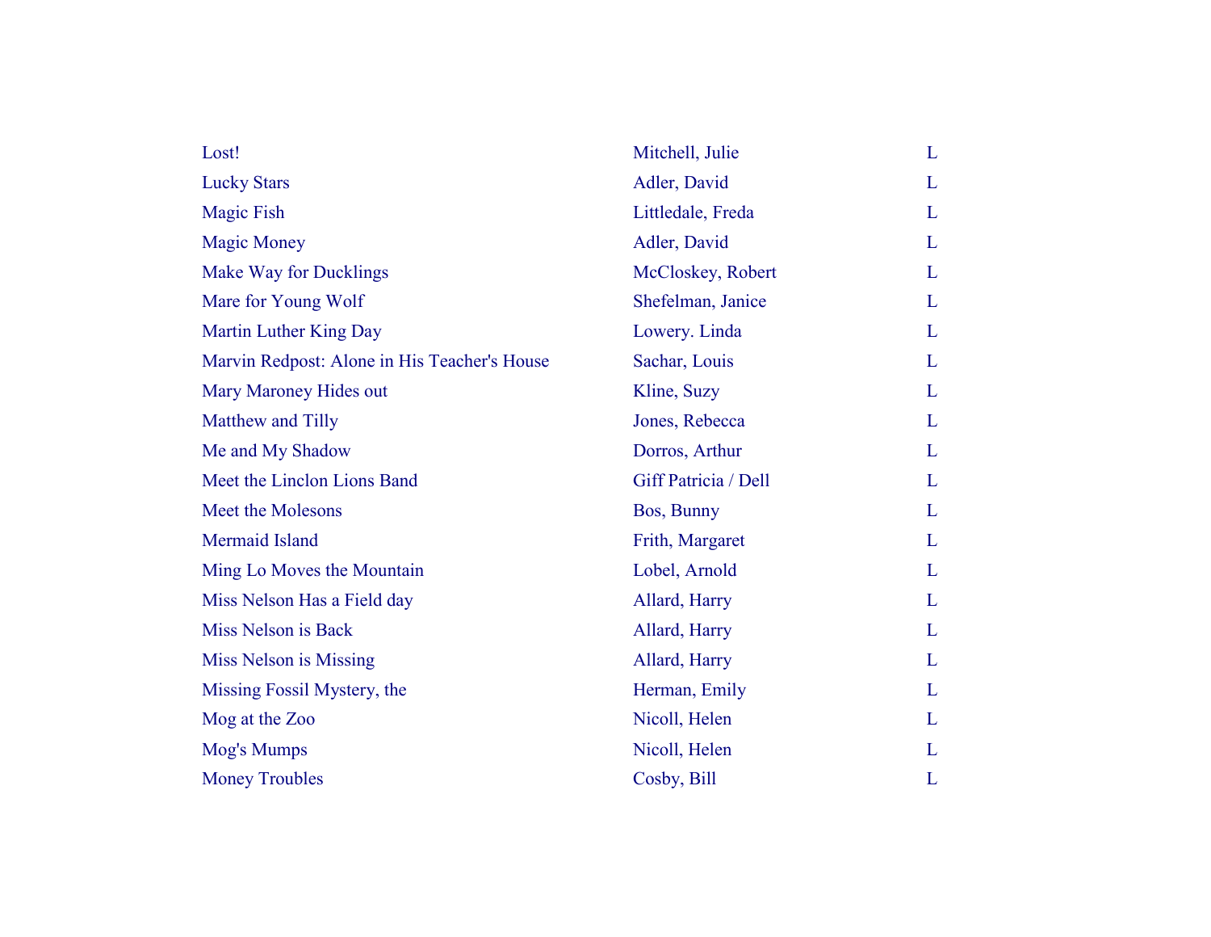| | | |
|---|---|---|
| Lost! | Mitchell, Julie | L |
| Lucky Stars | Adler, David | L |
| Magic Fish | Littledale, Freda | L |
| Magic Money | Adler, David | L |
| Make Way for Ducklings | McCloskey, Robert | L |
| Mare for Young Wolf | Shefelman, Janice | L |
| Martin Luther King Day | Lowery. Linda | L |
| Marvin Redpost: Alone in His Teacher's House | Sachar, Louis | L |
| Mary Maroney Hides out | Kline, Suzy | L |
| Matthew and Tilly | Jones, Rebecca | L |
| Me and My Shadow | Dorros, Arthur | L |
| Meet the Linclon Lions Band | Giff Patricia / Dell | L |
| Meet the Molesons | Bos, Bunny | L |
| Mermaid Island | Frith, Margaret | L |
| Ming Lo Moves the Mountain | Lobel, Arnold | L |
| Miss Nelson Has a Field day | Allard, Harry | L |
| Miss Nelson is Back | Allard, Harry | L |
| Miss Nelson is Missing | Allard, Harry | L |
| Missing Fossil Mystery, the | Herman, Emily | L |
| Mog at the Zoo | Nicoll, Helen | L |
| Mog's Mumps | Nicoll, Helen | L |
| Money Troubles | Cosby, Bill | L |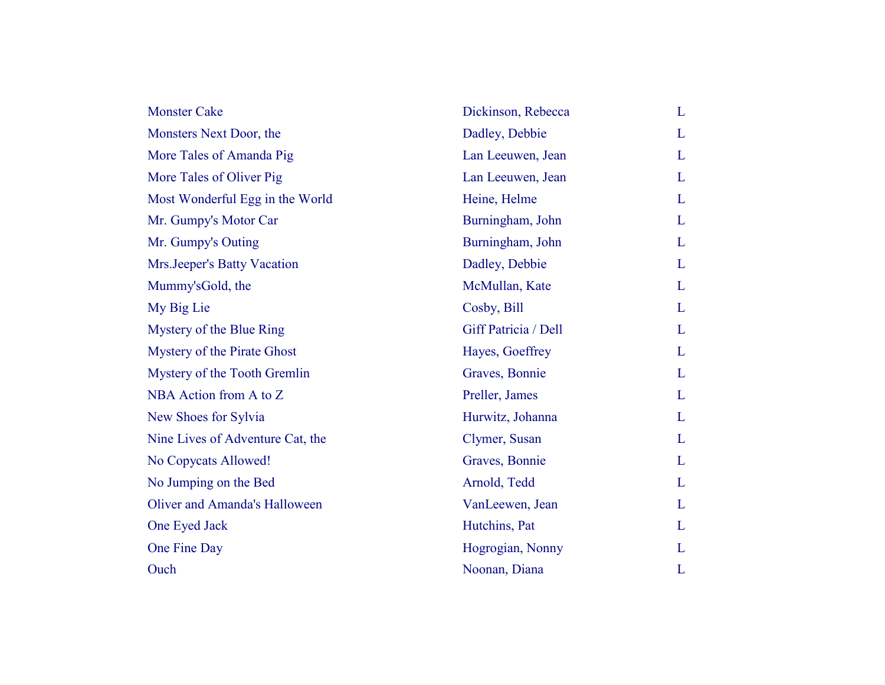| | | |
|---|---|---|
| Monster Cake | Dickinson, Rebecca | L |
| Monsters Next Door, the | Dadley, Debbie | L |
| More Tales of Amanda Pig | Lan Leeuwen, Jean | L |
| More Tales of Oliver Pig | Lan Leeuwen, Jean | L |
| Most Wonderful Egg in the World | Heine, Helme | L |
| Mr. Gumpy's Motor Car | Burningham, John | L |
| Mr. Gumpy's Outing | Burningham, John | L |
| Mrs.Jeeper's Batty Vacation | Dadley, Debbie | L |
| Mummy'sGold, the | McMullan, Kate | L |
| My Big Lie | Cosby, Bill | L |
| Mystery of the Blue Ring | Giff Patricia / Dell | L |
| Mystery of the Pirate Ghost | Hayes, Goeffrey | L |
| Mystery of the Tooth Gremlin | Graves, Bonnie | L |
| NBA Action from A to Z | Preller, James | L |
| New Shoes for Sylvia | Hurwitz, Johanna | L |
| Nine Lives of Adventure Cat, the | Clymer, Susan | L |
| No Copycats Allowed! | Graves, Bonnie | L |
| No Jumping on the Bed | Arnold, Tedd | L |
| Oliver and Amanda's Halloween | VanLeewen, Jean | L |
| One Eyed Jack | Hutchins, Pat | L |
| One Fine Day | Hogrogian, Nonny | L |
| Ouch | Noonan, Diana | L |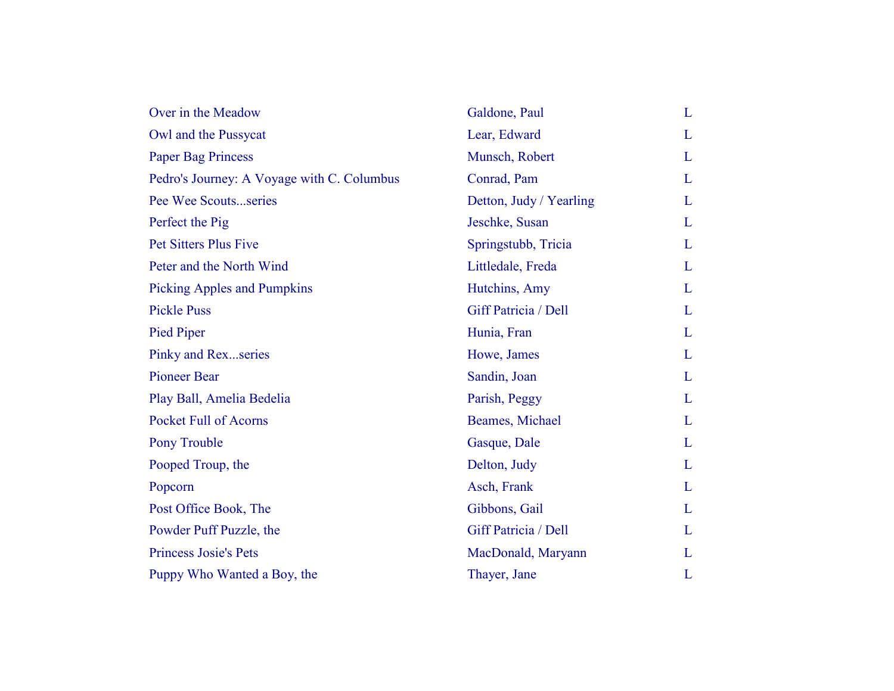| | | |
|---|---|---|
| Over in the Meadow | Galdone, Paul | L |
| Owl and the Pussycat | Lear, Edward | L |
| Paper Bag Princess | Munsch, Robert | L |
| Pedro's Journey: A Voyage with C. Columbus | Conrad, Pam | L |
| Pee Wee Scouts...series | Detton, Judy / Yearling | L |
| Perfect the Pig | Jeschke, Susan | L |
| Pet Sitters Plus Five | Springstubb, Tricia | L |
| Peter and the North Wind | Littledale, Freda | L |
| Picking Apples and Pumpkins | Hutchins, Amy | L |
| Pickle Puss | Giff Patricia / Dell | L |
| Pied Piper | Hunia, Fran | L |
| Pinky and Rex...series | Howe, James | L |
| Pioneer Bear | Sandin, Joan | L |
| Play Ball, Amelia Bedelia | Parish, Peggy | L |
| Pocket Full of Acorns | Beames, Michael | L |
| Pony Trouble | Gasque, Dale | L |
| Pooped Troup, the | Delton, Judy | L |
| Popcorn | Asch, Frank | L |
| Post Office Book, The | Gibbons, Gail | L |
| Powder Puff Puzzle, the | Giff Patricia / Dell | L |
| Princess Josie's Pets | MacDonald, Maryann | L |
| Puppy Who Wanted a Boy, the | Thayer, Jane | L |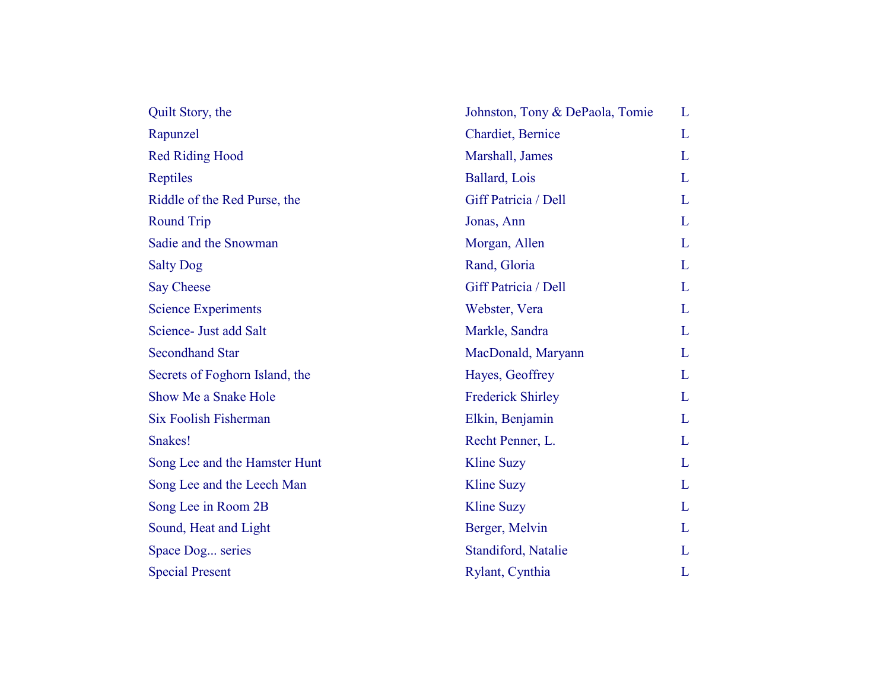| | | |
|---|---|---|
| Quilt Story, the | Johnston, Tony & DePaola, Tomie | L |
| Rapunzel | Chardiet, Bernice | L |
| Red Riding Hood | Marshall, James | L |
| Reptiles | Ballard, Lois | L |
| Riddle of the Red Purse, the | Giff Patricia / Dell | L |
| Round Trip | Jonas, Ann | L |
| Sadie and the Snowman | Morgan, Allen | L |
| Salty Dog | Rand, Gloria | L |
| Say Cheese | Giff Patricia / Dell | L |
| Science Experiments | Webster, Vera | L |
| Science- Just add Salt | Markle, Sandra | L |
| Secondhand Star | MacDonald, Maryann | L |
| Secrets of Foghorn Island, the | Hayes, Geoffrey | L |
| Show Me a Snake Hole | Frederick Shirley | L |
| Six Foolish Fisherman | Elkin, Benjamin | L |
| Snakes! | Recht Penner, L. | L |
| Song Lee and the Hamster Hunt | Kline Suzy | L |
| Song Lee and the Leech Man | Kline Suzy | L |
| Song Lee in Room 2B | Kline Suzy | L |
| Sound, Heat and Light | Berger, Melvin | L |
| Space Dog... series | Standiford, Natalie | L |
| Special Present | Rylant, Cynthia | L |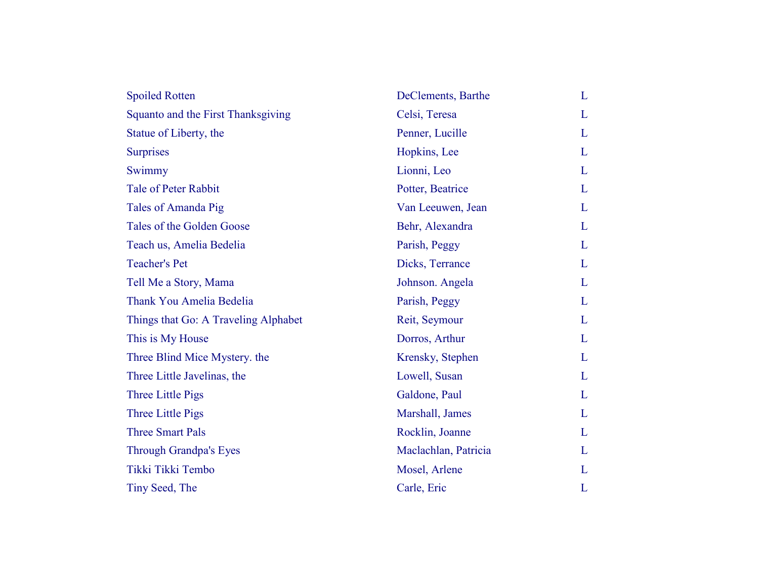| | | |
|---|---|---|
| Spoiled Rotten | DeClements, Barthe | L |
| Squanto and the First Thanksgiving | Celsi, Teresa | L |
| Statue of Liberty, the | Penner, Lucille | L |
| Surprises | Hopkins, Lee | L |
| Swimmy | Lionni, Leo | L |
| Tale of Peter Rabbit | Potter, Beatrice | L |
| Tales of Amanda Pig | Van Leeuwen, Jean | L |
| Tales of the Golden Goose | Behr, Alexandra | L |
| Teach us, Amelia Bedelia | Parish, Peggy | L |
| Teacher's Pet | Dicks, Terrance | L |
| Tell Me a Story, Mama | Johnson. Angela | L |
| Thank You Amelia Bedelia | Parish, Peggy | L |
| Things that Go: A Traveling Alphabet | Reit, Seymour | L |
| This is My House | Dorros, Arthur | L |
| Three Blind Mice Mystery. the | Krensky, Stephen | L |
| Three Little Javelinas, the | Lowell, Susan | L |
| Three Little Pigs | Galdone, Paul | L |
| Three Little Pigs | Marshall, James | L |
| Three Smart Pals | Rocklin, Joanne | L |
| Through Grandpa's Eyes | Maclachlan, Patricia | L |
| Tikki Tikki Tembo | Mosel, Arlene | L |
| Tiny Seed, The | Carle, Eric | L |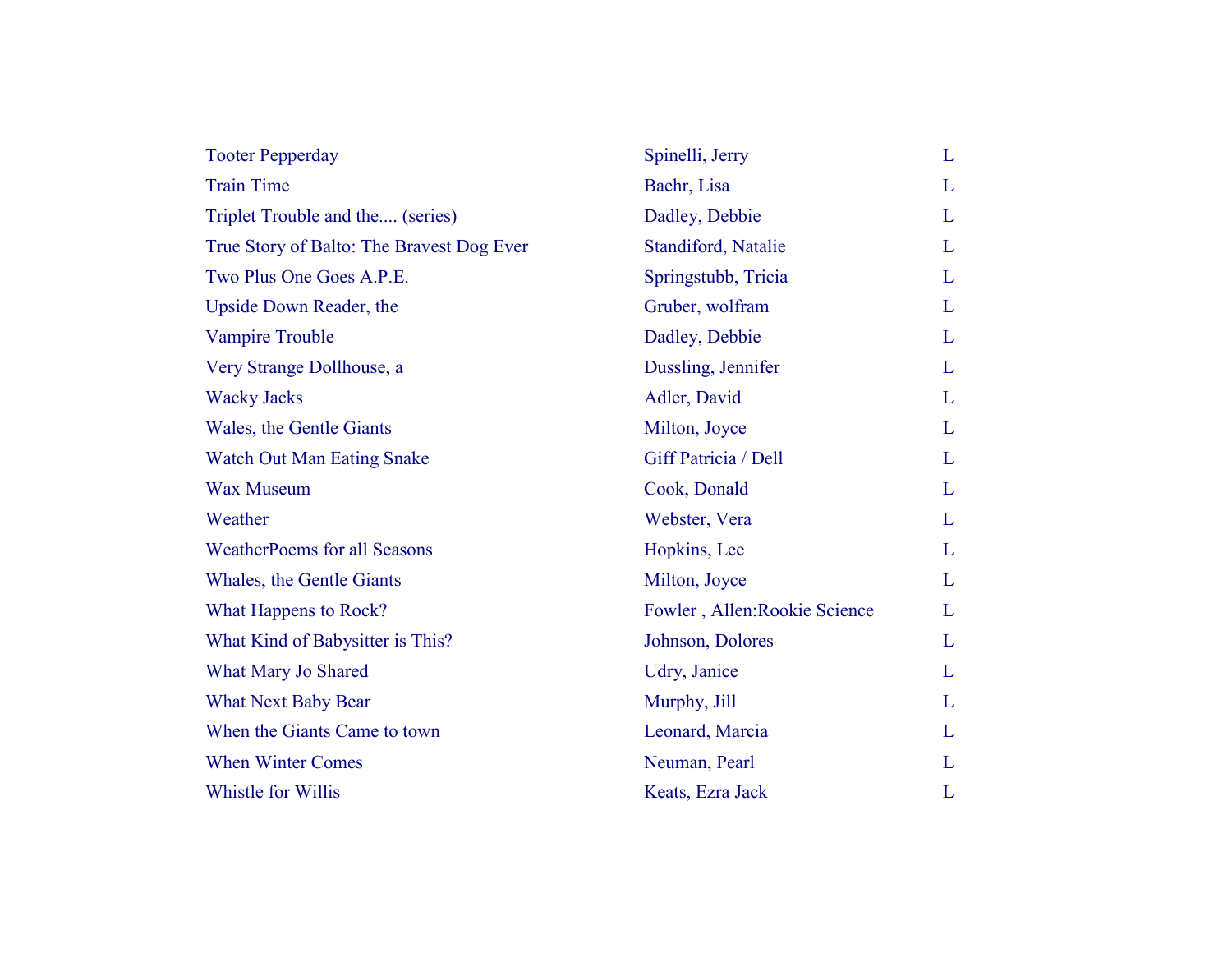| | | |
|---|---|---|
| Tooter Pepperday | Spinelli, Jerry | L |
| Train Time | Baehr, Lisa | L |
| Triplet Trouble and the.... (series) | Dadley, Debbie | L |
| True Story of Balto: The Bravest Dog Ever | Standiford, Natalie | L |
| Two Plus One Goes A.P.E. | Springstubb, Tricia | L |
| Upside Down Reader, the | Gruber, wolfram | L |
| Vampire Trouble | Dadley, Debbie | L |
| Very Strange Dollhouse, a | Dussling, Jennifer | L |
| Wacky Jacks | Adler, David | L |
| Wales, the Gentle Giants | Milton, Joyce | L |
| Watch Out Man Eating Snake | Giff Patricia / Dell | L |
| Wax Museum | Cook, Donald | L |
| Weather | Webster, Vera | L |
| WeatherPoems for all Seasons | Hopkins, Lee | L |
| Whales, the Gentle Giants | Milton, Joyce | L |
| What Happens to Rock? | Fowler , Allen:Rookie Science | L |
| What Kind of Babysitter is This? | Johnson, Dolores | L |
| What Mary Jo Shared | Udry, Janice | L |
| What Next Baby Bear | Murphy, Jill | L |
| When the Giants Came to town | Leonard, Marcia | L |
| When Winter Comes | Neuman, Pearl | L |
| Whistle for Willis | Keats, Ezra Jack | L |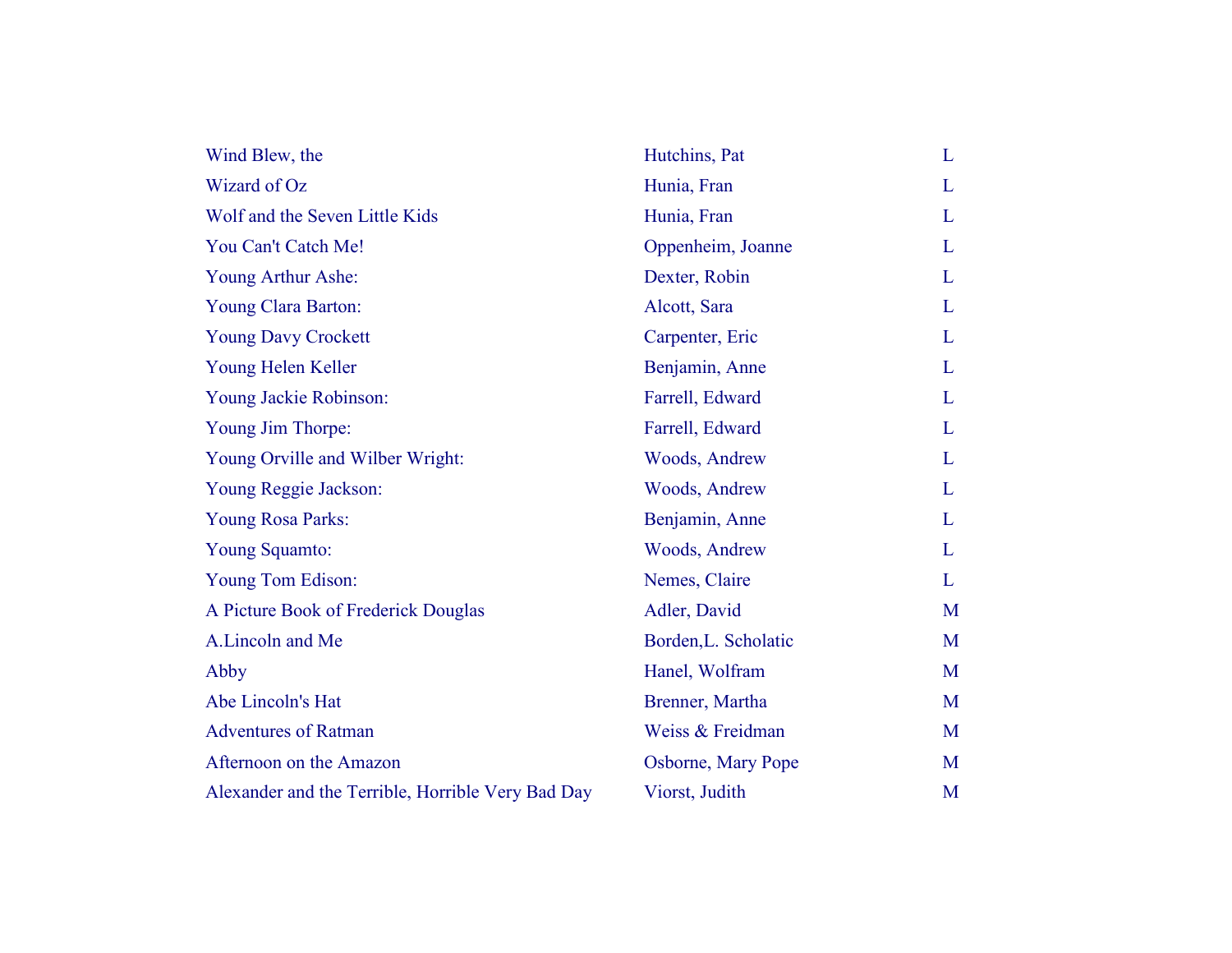| | | |
|---|---|---|
| Wind Blew, the | Hutchins, Pat | L |
| Wizard of Oz | Hunia, Fran | L |
| Wolf and the Seven Little Kids | Hunia, Fran | L |
| You Can't Catch Me! | Oppenheim, Joanne | L |
| Young Arthur Ashe: | Dexter, Robin | L |
| Young Clara Barton: | Alcott, Sara | L |
| Young Davy Crockett | Carpenter, Eric | L |
| Young Helen Keller | Benjamin, Anne | L |
| Young Jackie Robinson: | Farrell, Edward | L |
| Young Jim Thorpe: | Farrell, Edward | L |
| Young Orville and Wilber Wright: | Woods, Andrew | L |
| Young Reggie Jackson: | Woods, Andrew | L |
| Young Rosa Parks: | Benjamin, Anne | L |
| Young Squamto: | Woods, Andrew | L |
| Young Tom Edison: | Nemes, Claire | L |
| A Picture Book of Frederick Douglas | Adler, David | M |
| A.Lincoln and Me | Borden,L. Scholatic | M |
| Abby | Hanel, Wolfram | M |
| Abe Lincoln's Hat | Brenner, Martha | M |
| Adventures of Ratman | Weiss & Freidman | M |
| Afternoon on the Amazon | Osborne, Mary Pope | M |
| Alexander and the Terrible, Horrible Very Bad Day | Viorst, Judith | M |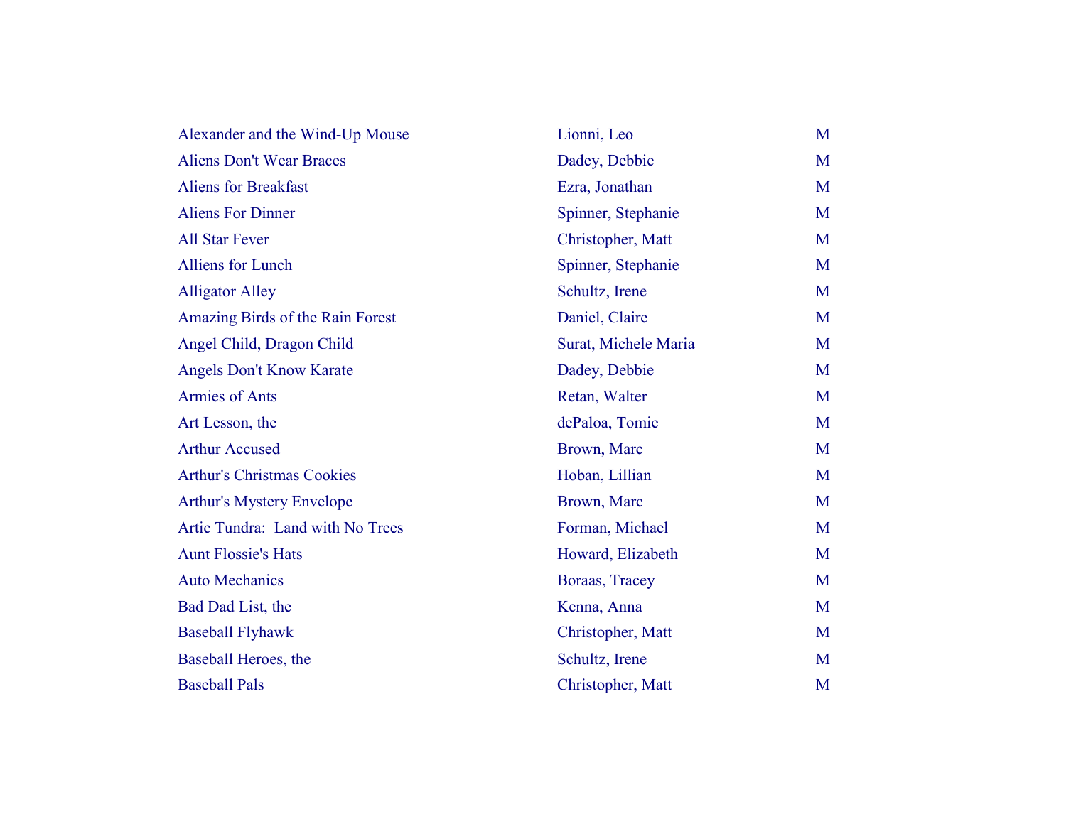| | | |
|---|---|---|
| Alexander and the Wind-Up Mouse | Lionni, Leo | M |
| Aliens Don't Wear Braces | Dadey, Debbie | M |
| Aliens for Breakfast | Ezra, Jonathan | M |
| Aliens For Dinner | Spinner, Stephanie | M |
| All Star Fever | Christopher, Matt | M |
| Alliens for Lunch | Spinner, Stephanie | M |
| Alligator Alley | Schultz, Irene | M |
| Amazing Birds of the Rain Forest | Daniel, Claire | M |
| Angel Child, Dragon Child | Surat, Michele Maria | M |
| Angels Don't Know Karate | Dadey, Debbie | M |
| Armies of Ants | Retan, Walter | M |
| Art Lesson, the | dePaloa, Tomie | M |
| Arthur Accused | Brown, Marc | M |
| Arthur's Christmas Cookies | Hoban, Lillian | M |
| Arthur's Mystery Envelope | Brown, Marc | M |
| Artic Tundra: Land with No Trees | Forman, Michael | M |
| Aunt Flossie's Hats | Howard, Elizabeth | M |
| Auto Mechanics | Boraas, Tracey | M |
| Bad Dad List, the | Kenna, Anna | M |
| Baseball Flyhawk | Christopher, Matt | M |
| Baseball Heroes, the | Schultz, Irene | M |
| Baseball Pals | Christopher, Matt | M |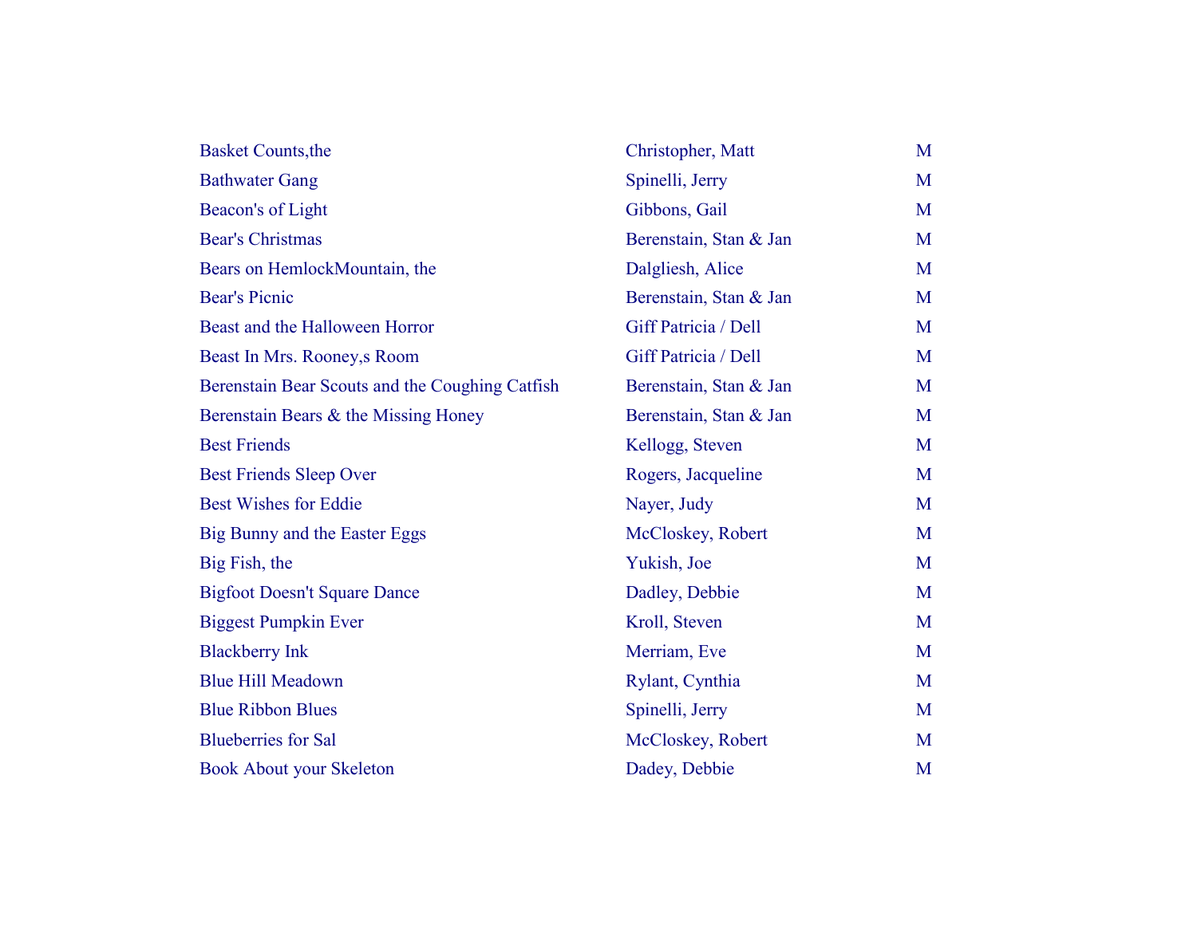| | | |
|---|---|---|
| Basket Counts,the | Christopher, Matt | M |
| Bathwater Gang | Spinelli, Jerry | M |
| Beacon's of Light | Gibbons, Gail | M |
| Bear's Christmas | Berenstain, Stan & Jan | M |
| Bears on HemlockMountain, the | Dalgliesh, Alice | M |
| Bear's Picnic | Berenstain, Stan & Jan | M |
| Beast and the Halloween Horror | Giff Patricia / Dell | M |
| Beast In Mrs. Rooney,s Room | Giff Patricia / Dell | M |
| Berenstain Bear Scouts and the Coughing Catfish | Berenstain, Stan & Jan | M |
| Berenstain Bears & the Missing Honey | Berenstain, Stan & Jan | M |
| Best Friends | Kellogg, Steven | M |
| Best Friends Sleep Over | Rogers, Jacqueline | M |
| Best Wishes for Eddie | Nayer, Judy | M |
| Big Bunny and the Easter Eggs | McCloskey, Robert | M |
| Big Fish, the | Yukish, Joe | M |
| Bigfoot Doesn't Square Dance | Dadley, Debbie | M |
| Biggest Pumpkin Ever | Kroll, Steven | M |
| Blackberry Ink | Merriam, Eve | M |
| Blue Hill Meadown | Rylant, Cynthia | M |
| Blue Ribbon Blues | Spinelli, Jerry | M |
| Blueberries for Sal | McCloskey, Robert | M |
| Book About your Skeleton | Dadey, Debbie | M |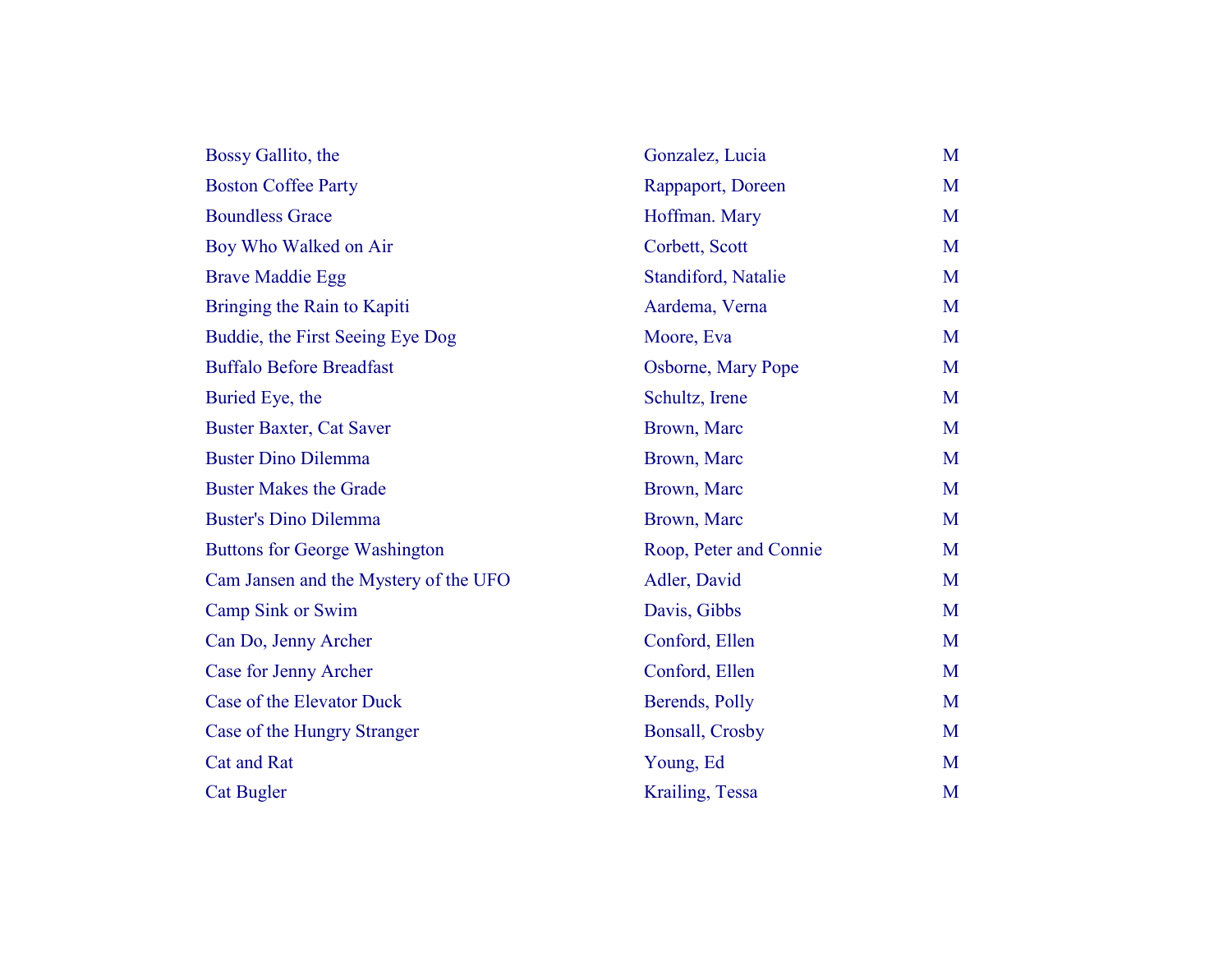| | | |
|---|---|---|
| Bossy Gallito, the | Gonzalez, Lucia | M |
| Boston Coffee Party | Rappaport, Doreen | M |
| Boundless Grace | Hoffman. Mary | M |
| Boy Who Walked on Air | Corbett, Scott | M |
| Brave Maddie Egg | Standiford, Natalie | M |
| Bringing the Rain to Kapiti | Aardema, Verna | M |
| Buddie, the First Seeing Eye Dog | Moore, Eva | M |
| Buffalo Before Breadfast | Osborne, Mary Pope | M |
| Buried Eye, the | Schultz, Irene | M |
| Buster Baxter, Cat Saver | Brown, Marc | M |
| Buster Dino Dilemma | Brown, Marc | M |
| Buster Makes the Grade | Brown, Marc | M |
| Buster's Dino Dilemma | Brown, Marc | M |
| Buttons for George Washington | Roop, Peter and Connie | M |
| Cam Jansen and the Mystery of the UFO | Adler, David | M |
| Camp Sink or Swim | Davis, Gibbs | M |
| Can Do, Jenny Archer | Conford, Ellen | M |
| Case for Jenny Archer | Conford, Ellen | M |
| Case of the Elevator Duck | Berends, Polly | M |
| Case of the Hungry Stranger | Bonsall, Crosby | M |
| Cat and Rat | Young, Ed | M |
| Cat Bugler | Krailing, Tessa | M |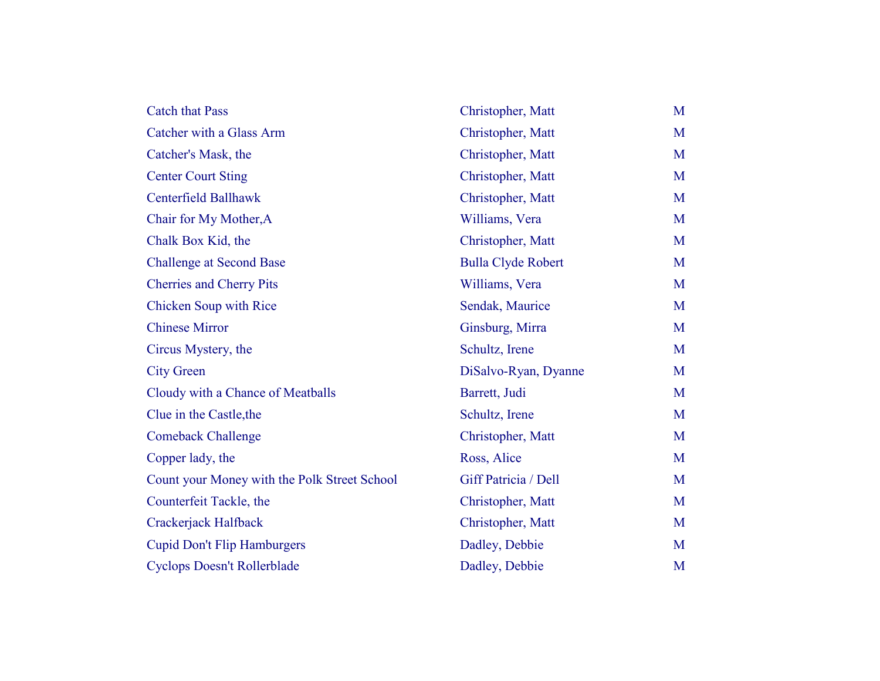| | | |
|---|---|---|
| Catch that Pass | Christopher, Matt | M |
| Catcher with a Glass Arm | Christopher, Matt | M |
| Catcher's Mask, the | Christopher, Matt | M |
| Center Court Sting | Christopher, Matt | M |
| Centerfield Ballhawk | Christopher, Matt | M |
| Chair for My Mother,A | Williams, Vera | M |
| Chalk Box Kid, the | Christopher, Matt | M |
| Challenge at Second Base | Bulla Clyde Robert | M |
| Cherries and Cherry Pits | Williams, Vera | M |
| Chicken Soup with Rice | Sendak, Maurice | M |
| Chinese Mirror | Ginsburg, Mirra | M |
| Circus Mystery, the | Schultz, Irene | M |
| City Green | DiSalvo-Ryan, Dyanne | M |
| Cloudy with a Chance of Meatballs | Barrett, Judi | M |
| Clue in the Castle,the | Schultz, Irene | M |
| Comeback Challenge | Christopher, Matt | M |
| Copper lady, the | Ross, Alice | M |
| Count your Money with the Polk Street School | Giff Patricia / Dell | M |
| Counterfeit Tackle, the | Christopher, Matt | M |
| Crackerjack Halfback | Christopher, Matt | M |
| Cupid Don't Flip Hamburgers | Dadley, Debbie | M |
| Cyclops Doesn't Rollerblade | Dadley, Debbie | M |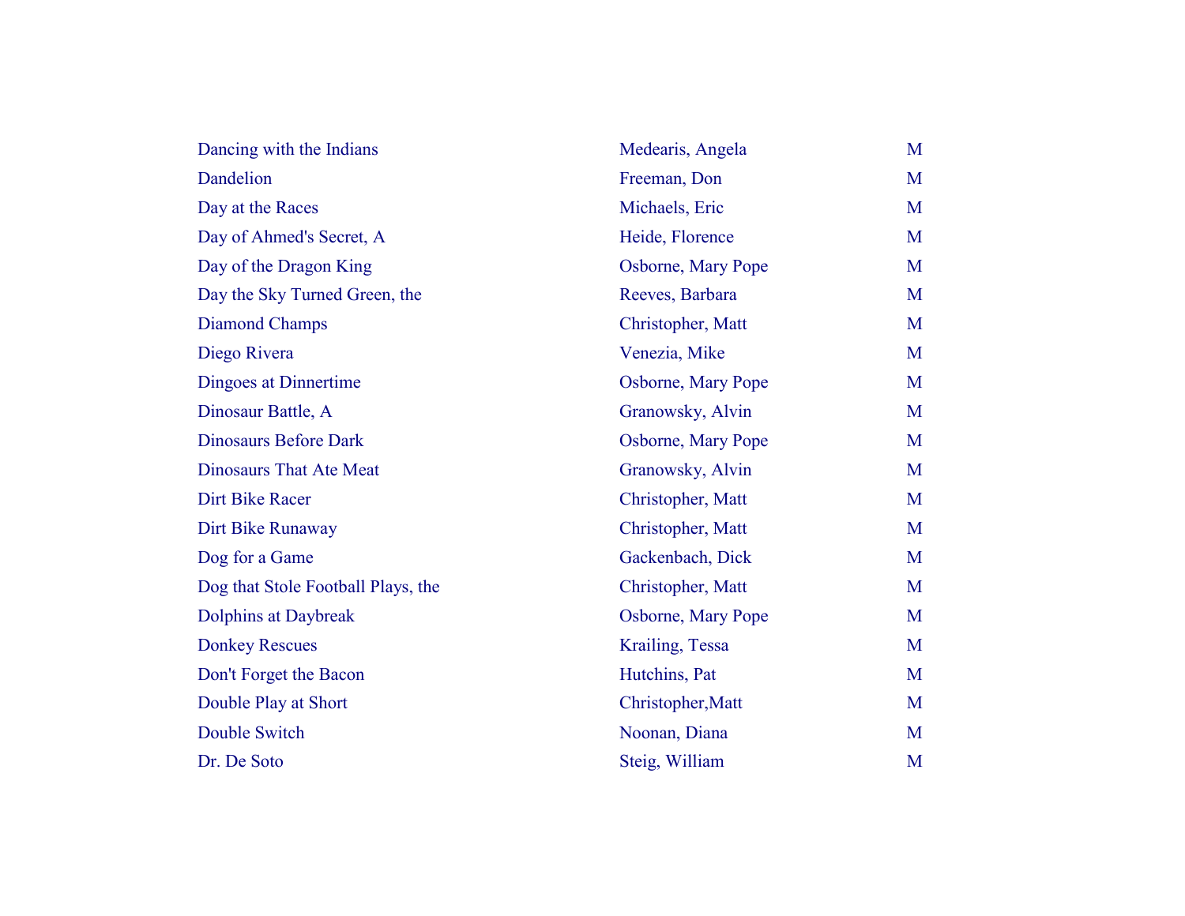| | | |
|---|---|---|
| Dancing with the Indians | Medearis, Angela | M |
| Dandelion | Freeman, Don | M |
| Day at the Races | Michaels, Eric | M |
| Day of Ahmed's Secret, A | Heide, Florence | M |
| Day of the Dragon King | Osborne, Mary Pope | M |
| Day the Sky Turned Green, the | Reeves, Barbara | M |
| Diamond Champs | Christopher, Matt | M |
| Diego Rivera | Venezia, Mike | M |
| Dingoes at Dinnertime | Osborne, Mary Pope | M |
| Dinosaur Battle, A | Granowsky, Alvin | M |
| Dinosaurs Before Dark | Osborne, Mary Pope | M |
| Dinosaurs That Ate Meat | Granowsky, Alvin | M |
| Dirt Bike Racer | Christopher, Matt | M |
| Dirt Bike Runaway | Christopher, Matt | M |
| Dog for a Game | Gackenbach, Dick | M |
| Dog that Stole Football Plays, the | Christopher, Matt | M |
| Dolphins at Daybreak | Osborne, Mary Pope | M |
| Donkey Rescues | Krailing, Tessa | M |
| Don't Forget the Bacon | Hutchins, Pat | M |
| Double Play at Short | Christopher,Matt | M |
| Double Switch | Noonan, Diana | M |
| Dr. De Soto | Steig, William | M |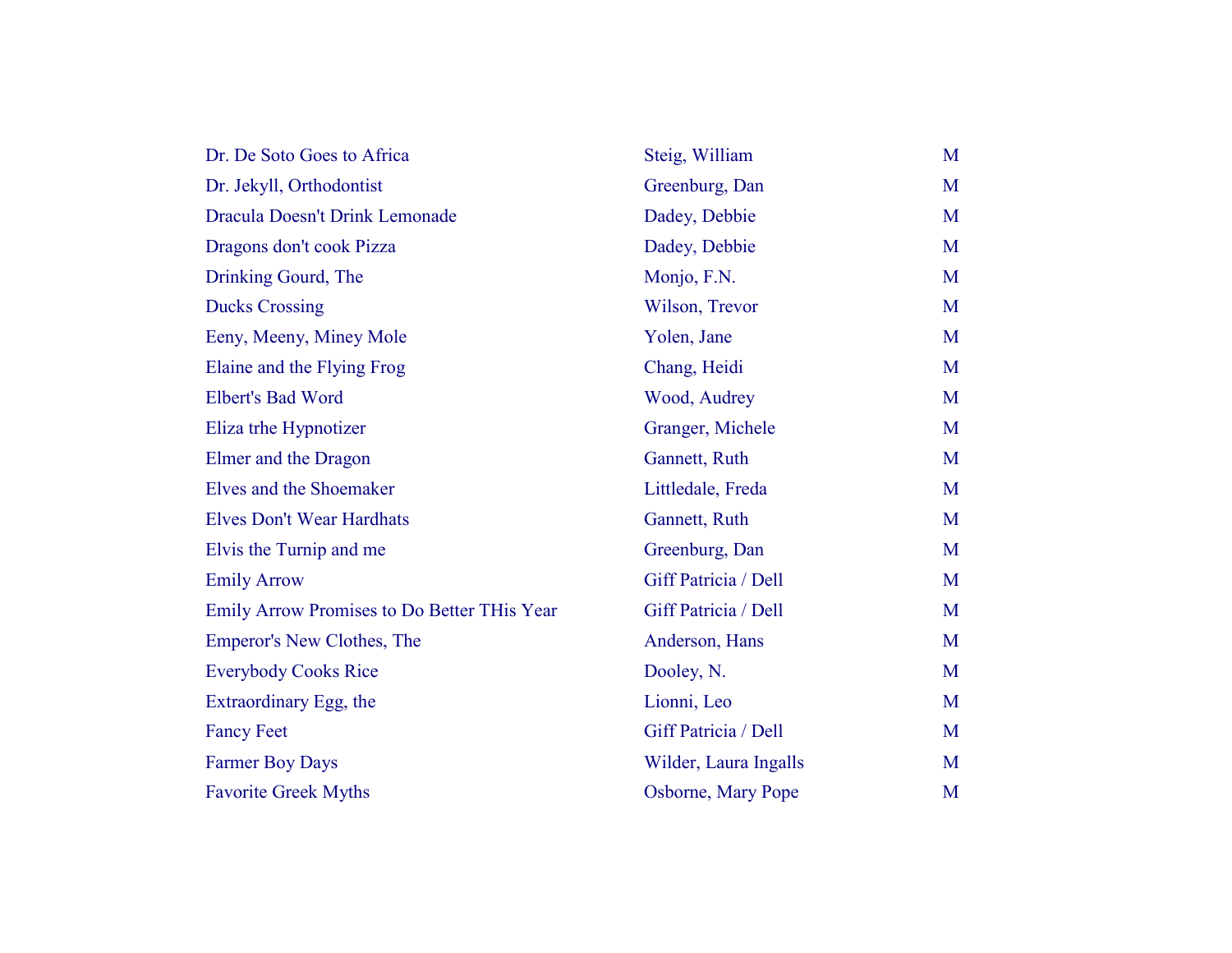| | | |
|---|---|---|
| Dr. De Soto Goes to Africa | Steig, William | M |
| Dr. Jekyll, Orthodontist | Greenburg, Dan | M |
| Dracula Doesn't Drink Lemonade | Dadey, Debbie | M |
| Dragons don't cook Pizza | Dadey, Debbie | M |
| Drinking Gourd, The | Monjo, F.N. | M |
| Ducks Crossing | Wilson, Trevor | M |
| Eeny, Meeny, Miney Mole | Yolen, Jane | M |
| Elaine and the Flying Frog | Chang, Heidi | M |
| Elbert's Bad Word | Wood, Audrey | M |
| Eliza trhe Hypnotizer | Granger, Michele | M |
| Elmer and the Dragon | Gannett, Ruth | M |
| Elves and the Shoemaker | Littledale, Freda | M |
| Elves Don't Wear Hardhats | Gannett, Ruth | M |
| Elvis the Turnip and me | Greenburg, Dan | M |
| Emily Arrow | Giff Patricia / Dell | M |
| Emily Arrow Promises to Do Better THis Year | Giff Patricia / Dell | M |
| Emperor's New Clothes, The | Anderson, Hans | M |
| Everybody Cooks Rice | Dooley, N. | M |
| Extraordinary Egg, the | Lionni, Leo | M |
| Fancy Feet | Giff Patricia / Dell | M |
| Farmer Boy Days | Wilder, Laura Ingalls | M |
| Favorite Greek Myths | Osborne, Mary Pope | M |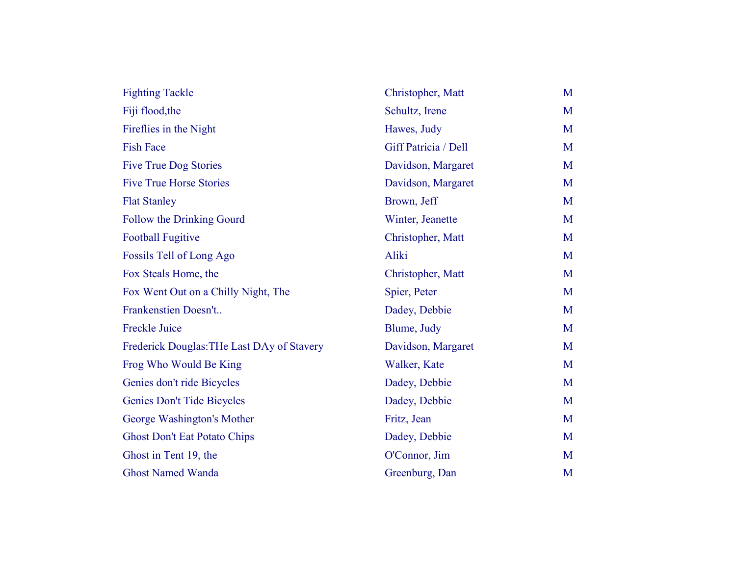| | | |
|---|---|---|
| Fighting Tackle | Christopher, Matt | M |
| Fiji flood,the | Schultz, Irene | M |
| Fireflies in the Night | Hawes, Judy | M |
| Fish Face | Giff Patricia / Dell | M |
| Five True Dog Stories | Davidson, Margaret | M |
| Five True Horse Stories | Davidson, Margaret | M |
| Flat Stanley | Brown, Jeff | M |
| Follow the Drinking Gourd | Winter, Jeanette | M |
| Football Fugitive | Christopher, Matt | M |
| Fossils Tell of Long Ago | Aliki | M |
| Fox Steals Home, the | Christopher, Matt | M |
| Fox Went Out on a Chilly Night, The | Spier, Peter | M |
| Frankenstien Doesn't.. | Dadey, Debbie | M |
| Freckle Juice | Blume, Judy | M |
| Frederick Douglas:THe Last DAy of Stavery | Davidson, Margaret | M |
| Frog Who Would Be King | Walker, Kate | M |
| Genies don't ride Bicycles | Dadey, Debbie | M |
| Genies Don't Tide Bicycles | Dadey, Debbie | M |
| George Washington's Mother | Fritz, Jean | M |
| Ghost Don't Eat Potato Chips | Dadey, Debbie | M |
| Ghost in Tent 19, the | O'Connor, Jim | M |
| Ghost Named Wanda | Greenburg, Dan | M |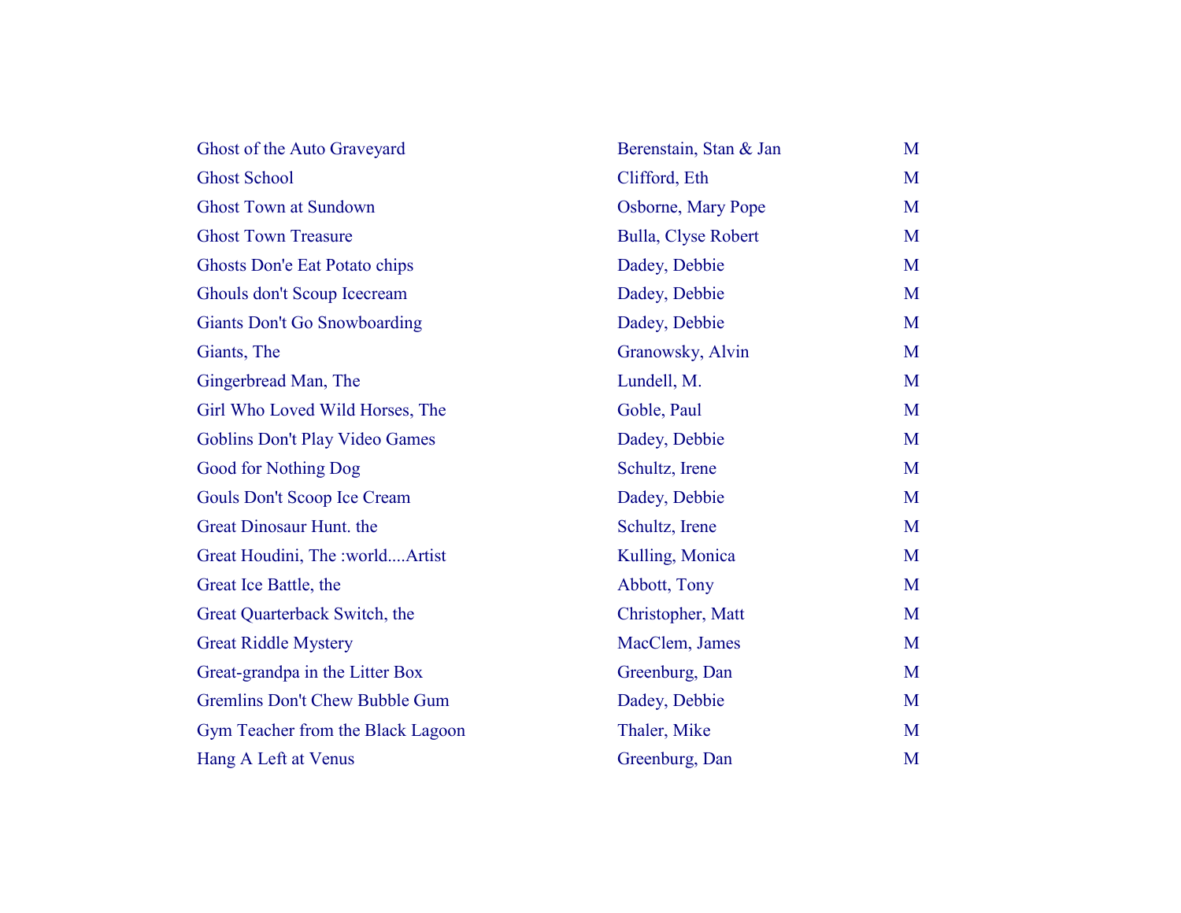| | | |
|---|---|---|
| Ghost of the Auto Graveyard | Berenstain, Stan & Jan | M |
| Ghost School | Clifford, Eth | M |
| Ghost Town at Sundown | Osborne, Mary Pope | M |
| Ghost Town Treasure | Bulla, Clyse Robert | M |
| Ghosts Don'e Eat Potato chips | Dadey, Debbie | M |
| Ghouls don't Scoup Icecream | Dadey, Debbie | M |
| Giants Don't Go Snowboarding | Dadey, Debbie | M |
| Giants, The | Granowsky, Alvin | M |
| Gingerbread Man, The | Lundell, M. | M |
| Girl Who Loved Wild Horses, The | Goble, Paul | M |
| Goblins Don't Play Video Games | Dadey, Debbie | M |
| Good for Nothing Dog | Schultz, Irene | M |
| Gouls Don't Scoop Ice Cream | Dadey, Debbie | M |
| Great Dinosaur Hunt. the | Schultz, Irene | M |
| Great Houdini, The :world....Artist | Kulling, Monica | M |
| Great Ice Battle, the | Abbott, Tony | M |
| Great Quarterback Switch, the | Christopher, Matt | M |
| Great Riddle Mystery | MacClem, James | M |
| Great-grandpa in the Litter Box | Greenburg, Dan | M |
| Gremlins Don't Chew Bubble Gum | Dadey, Debbie | M |
| Gym Teacher from the Black Lagoon | Thaler, Mike | M |
| Hang A Left at Venus | Greenburg, Dan | M |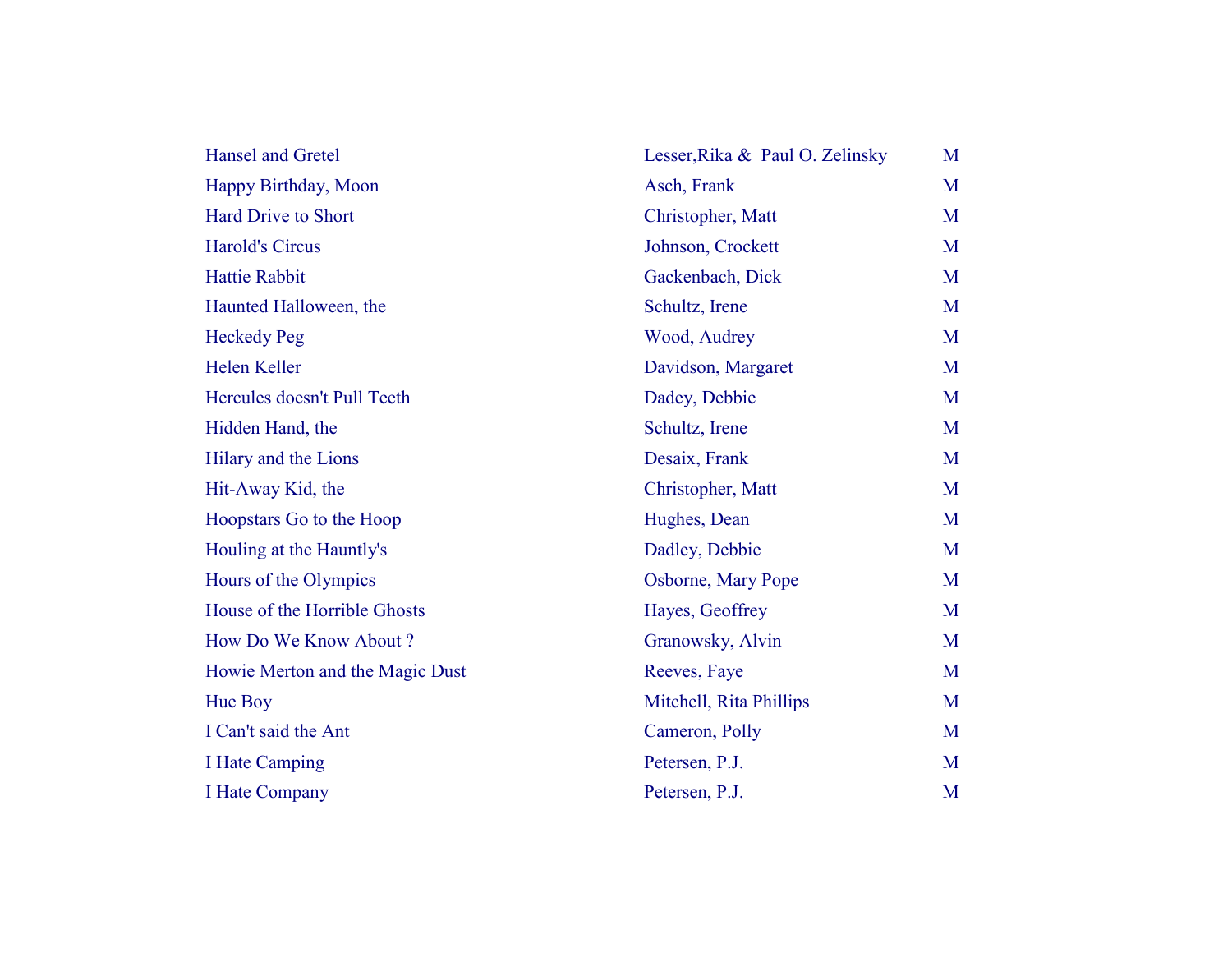| | | |
|---|---|---|
| Hansel and Gretel | Lesser,Rika &  Paul O. Zelinsky | M |
| Happy Birthday, Moon | Asch, Frank | M |
| Hard Drive to Short | Christopher, Matt | M |
| Harold's Circus | Johnson, Crockett | M |
| Hattie Rabbit | Gackenbach, Dick | M |
| Haunted Halloween, the | Schultz, Irene | M |
| Heckedy Peg | Wood, Audrey | M |
| Helen Keller | Davidson, Margaret | M |
| Hercules doesn't Pull Teeth | Dadey, Debbie | M |
| Hidden Hand, the | Schultz, Irene | M |
| Hilary and the Lions | Desaix, Frank | M |
| Hit-Away Kid, the | Christopher, Matt | M |
| Hoopstars Go to the Hoop | Hughes, Dean | M |
| Houling at the Hauntly's | Dadley, Debbie | M |
| Hours of the Olympics | Osborne, Mary Pope | M |
| House of the Horrible Ghosts | Hayes, Geoffrey | M |
| How Do We Know About ? | Granowsky, Alvin | M |
| Howie Merton and the Magic Dust | Reeves, Faye | M |
| Hue Boy | Mitchell, Rita Phillips | M |
| I Can't said the Ant | Cameron, Polly | M |
| I Hate Camping | Petersen, P.J. | M |
| I Hate Company | Petersen, P.J. | M |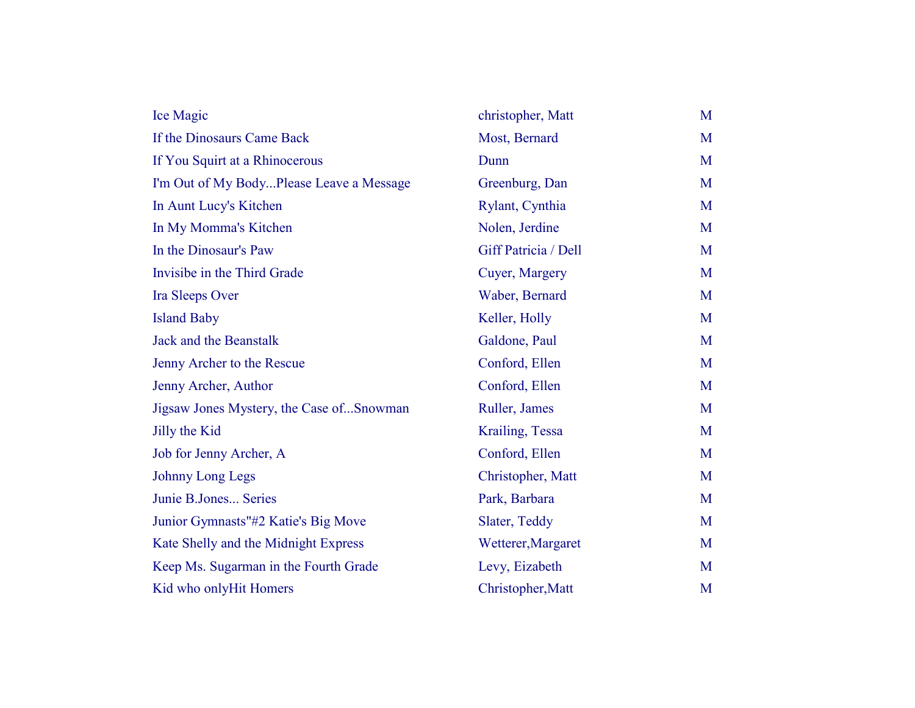| | | |
|---|---|---|
| Ice Magic | christopher, Matt | M |
| If the Dinosaurs Came Back | Most, Bernard | M |
| If You Squirt at a Rhinocerous | Dunn | M |
| I'm Out of My Body...Please Leave a Message | Greenburg, Dan | M |
| In Aunt Lucy's Kitchen | Rylant, Cynthia | M |
| In My Momma's Kitchen | Nolen, Jerdine | M |
| In the Dinosaur's Paw | Giff Patricia / Dell | M |
| Invisibe in the Third Grade | Cuyer, Margery | M |
| Ira Sleeps Over | Waber, Bernard | M |
| Island Baby | Keller, Holly | M |
| Jack and the Beanstalk | Galdone, Paul | M |
| Jenny Archer to the Rescue | Conford, Ellen | M |
| Jenny Archer, Author | Conford, Ellen | M |
| Jigsaw Jones Mystery, the Case of...Snowman | Ruller, James | M |
| Jilly the Kid | Krailing, Tessa | M |
| Job for Jenny Archer, A | Conford, Ellen | M |
| Johnny Long Legs | Christopher, Matt | M |
| Junie B.Jones... Series | Park, Barbara | M |
| Junior Gymnasts"#2 Katie's Big Move | Slater, Teddy | M |
| Kate Shelly and the Midnight Express | Wetterer,Margaret | M |
| Keep Ms. Sugarman in the Fourth Grade | Levy, Eizabeth | M |
| Kid who onlyHit Homers | Christopher,Matt | M |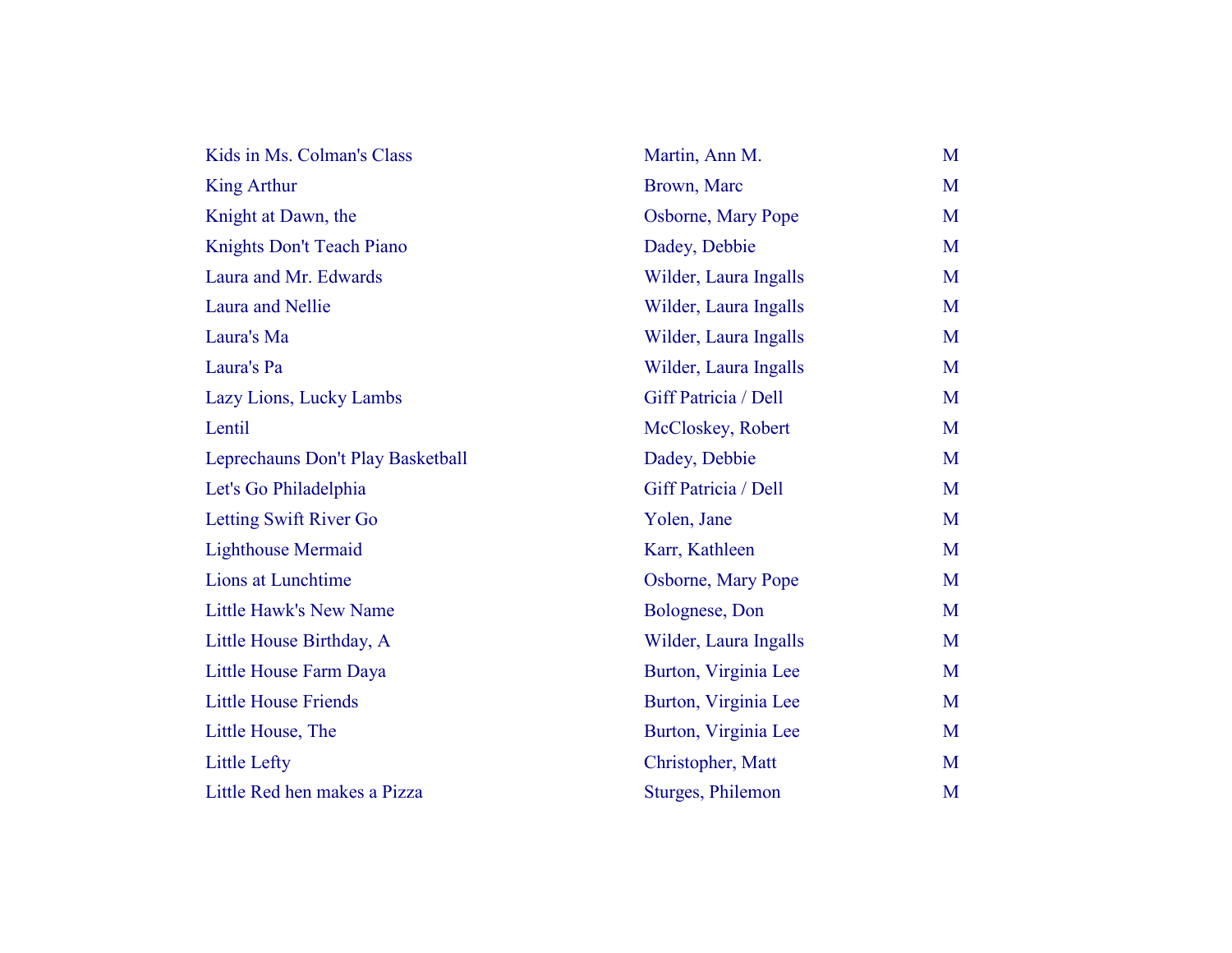| | | |
|---|---|---|
| Kids in Ms. Colman's Class | Martin, Ann M. | M |
| King Arthur | Brown, Marc | M |
| Knight at Dawn, the | Osborne, Mary Pope | M |
| Knights Don't Teach Piano | Dadey, Debbie | M |
| Laura and Mr. Edwards | Wilder, Laura Ingalls | M |
| Laura and Nellie | Wilder, Laura Ingalls | M |
| Laura's Ma | Wilder, Laura Ingalls | M |
| Laura's Pa | Wilder, Laura Ingalls | M |
| Lazy Lions, Lucky Lambs | Giff Patricia / Dell | M |
| Lentil | McCloskey, Robert | M |
| Leprechauns Don't Play Basketball | Dadey, Debbie | M |
| Let's Go Philadelphia | Giff Patricia / Dell | M |
| Letting Swift River Go | Yolen, Jane | M |
| Lighthouse Mermaid | Karr, Kathleen | M |
| Lions at Lunchtime | Osborne, Mary Pope | M |
| Little Hawk's New Name | Bolognese, Don | M |
| Little House Birthday, A | Wilder, Laura Ingalls | M |
| Little House Farm Daya | Burton, Virginia Lee | M |
| Little House Friends | Burton, Virginia Lee | M |
| Little House, The | Burton, Virginia Lee | M |
| Little Lefty | Christopher, Matt | M |
| Little Red hen makes a Pizza | Sturges, Philemon | M |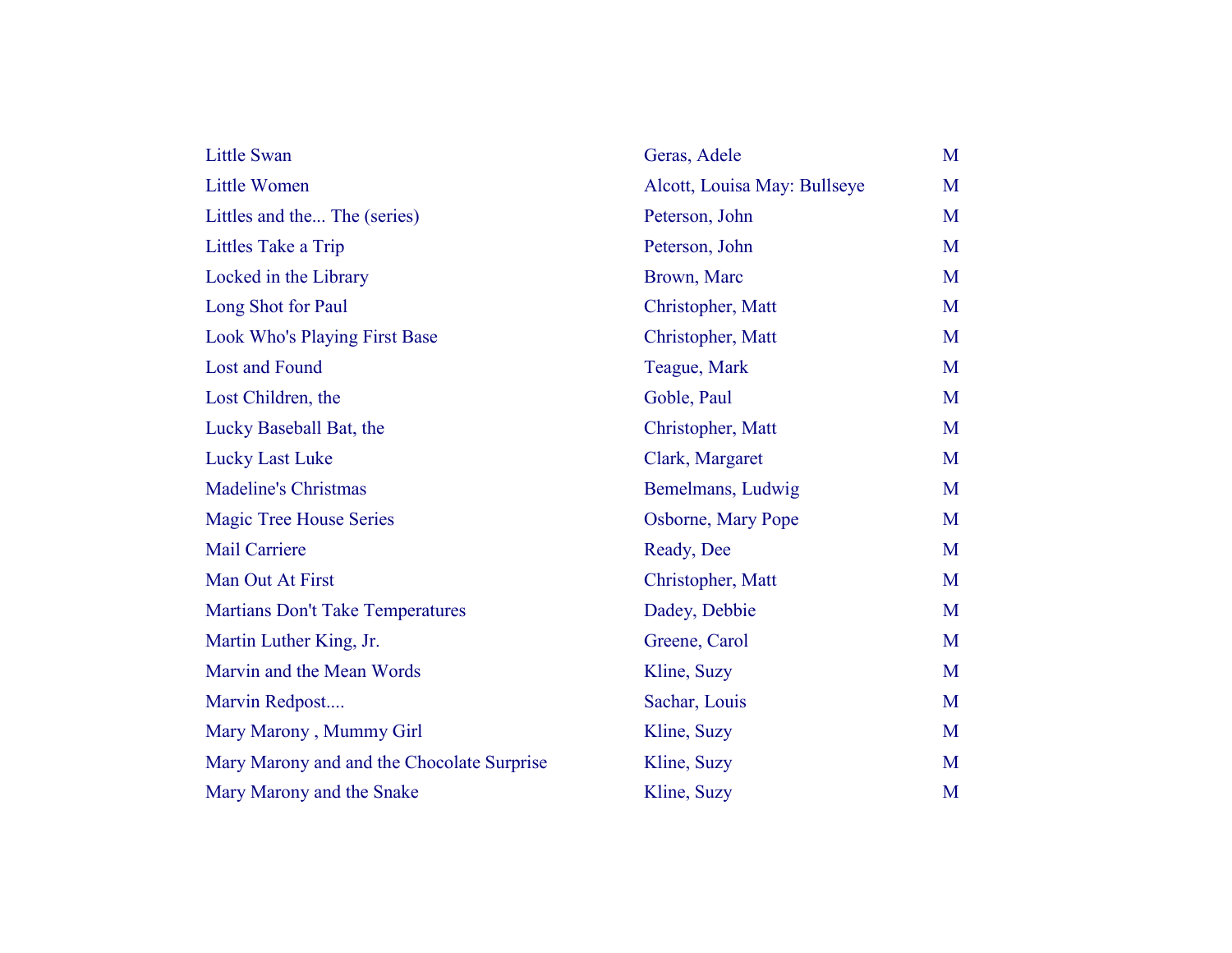| | | |
|---|---|---|
| Little Swan | Geras, Adele | M |
| Little Women | Alcott, Louisa May: Bullseye | M |
| Littles and the... The (series) | Peterson, John | M |
| Littles Take a Trip | Peterson, John | M |
| Locked in the Library | Brown, Marc | M |
| Long Shot for Paul | Christopher, Matt | M |
| Look Who's Playing First Base | Christopher, Matt | M |
| Lost and Found | Teague, Mark | M |
| Lost Children, the | Goble, Paul | M |
| Lucky Baseball Bat, the | Christopher, Matt | M |
| Lucky Last Luke | Clark, Margaret | M |
| Madeline's Christmas | Bemelmans, Ludwig | M |
| Magic Tree House Series | Osborne, Mary Pope | M |
| Mail Carriere | Ready, Dee | M |
| Man Out At First | Christopher, Matt | M |
| Martians Don't Take Temperatures | Dadey, Debbie | M |
| Martin Luther King, Jr. | Greene, Carol | M |
| Marvin and the Mean Words | Kline, Suzy | M |
| Marvin Redpost.... | Sachar, Louis | M |
| Mary Marony , Mummy Girl | Kline, Suzy | M |
| Mary Marony and and the Chocolate Surprise | Kline, Suzy | M |
| Mary Marony and the Snake | Kline, Suzy | M |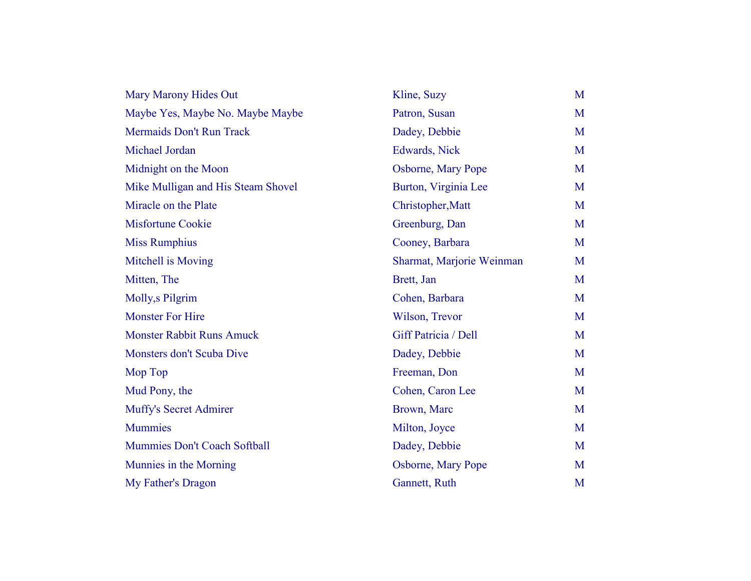| | | |
|---|---|---|
| Mary Marony Hides Out | Kline, Suzy | M |
| Maybe Yes, Maybe No. Maybe Maybe | Patron, Susan | M |
| Mermaids Don't Run Track | Dadey, Debbie | M |
| Michael Jordan | Edwards, Nick | M |
| Midnight on the Moon | Osborne, Mary Pope | M |
| Mike Mulligan and His Steam Shovel | Burton, Virginia Lee | M |
| Miracle on the Plate | Christopher,Matt | M |
| Misfortune Cookie | Greenburg, Dan | M |
| Miss Rumphius | Cooney, Barbara | M |
| Mitchell is Moving | Sharmat, Marjorie Weinman | M |
| Mitten, The | Brett, Jan | M |
| Molly,s Pilgrim | Cohen, Barbara | M |
| Monster For Hire | Wilson, Trevor | M |
| Monster Rabbit Runs Amuck | Giff Patricia / Dell | M |
| Monsters don't Scuba Dive | Dadey, Debbie | M |
| Mop Top | Freeman, Don | M |
| Mud Pony, the | Cohen, Caron Lee | M |
| Muffy's Secret Admirer | Brown, Marc | M |
| Mummies | Milton, Joyce | M |
| Mummies Don't Coach Softball | Dadey, Debbie | M |
| Munnies in the Morning | Osborne, Mary Pope | M |
| My Father's Dragon | Gannett, Ruth | M |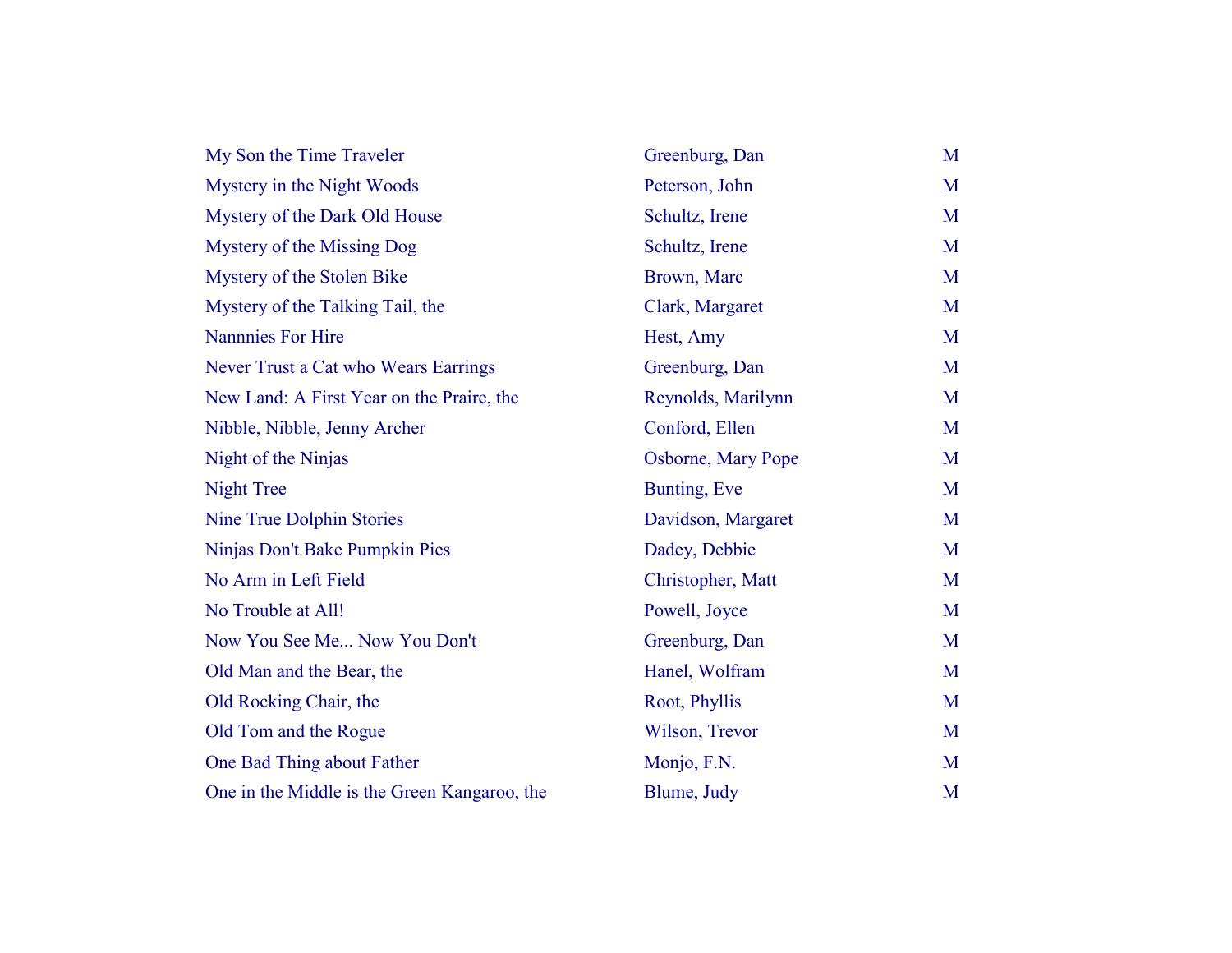| | | |
|---|---|---|
| My Son the Time Traveler | Greenburg, Dan | M |
| Mystery in the Night Woods | Peterson, John | M |
| Mystery of the Dark Old House | Schultz, Irene | M |
| Mystery of the Missing Dog | Schultz, Irene | M |
| Mystery of the Stolen Bike | Brown, Marc | M |
| Mystery of the Talking Tail, the | Clark, Margaret | M |
| Nannnies For Hire | Hest, Amy | M |
| Never Trust a Cat who Wears Earrings | Greenburg, Dan | M |
| New Land: A First Year on the Praire, the | Reynolds, Marilynn | M |
| Nibble, Nibble, Jenny Archer | Conford, Ellen | M |
| Night of the Ninjas | Osborne, Mary Pope | M |
| Night Tree | Bunting, Eve | M |
| Nine True Dolphin Stories | Davidson, Margaret | M |
| Ninjas Don't Bake Pumpkin Pies | Dadey, Debbie | M |
| No Arm in Left Field | Christopher, Matt | M |
| No Trouble at All! | Powell, Joyce | M |
| Now You See Me... Now You Don't | Greenburg, Dan | M |
| Old Man and the Bear, the | Hanel, Wolfram | M |
| Old Rocking Chair, the | Root, Phyllis | M |
| Old Tom and the Rogue | Wilson, Trevor | M |
| One Bad Thing about Father | Monjo, F.N. | M |
| One in the Middle is the Green Kangaroo, the | Blume, Judy | M |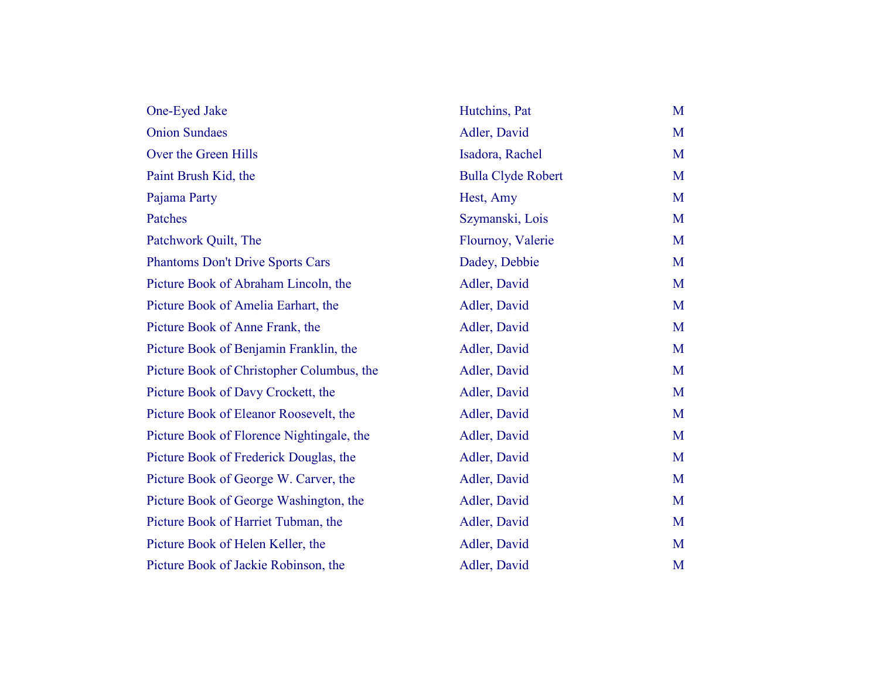| | | |
|---|---|---|
| One-Eyed Jake | Hutchins, Pat | M |
| Onion Sundaes | Adler, David | M |
| Over the Green Hills | Isadora, Rachel | M |
| Paint Brush Kid, the | Bulla Clyde Robert | M |
| Pajama Party | Hest, Amy | M |
| Patches | Szymanski, Lois | M |
| Patchwork Quilt, The | Flournoy, Valerie | M |
| Phantoms Don't Drive Sports Cars | Dadey, Debbie | M |
| Picture Book of Abraham Lincoln, the | Adler, David | M |
| Picture Book of Amelia Earhart, the | Adler, David | M |
| Picture Book of Anne Frank, the | Adler, David | M |
| Picture Book of Benjamin Franklin, the | Adler, David | M |
| Picture Book of Christopher Columbus, the | Adler, David | M |
| Picture Book of Davy Crockett, the | Adler, David | M |
| Picture Book of Eleanor Roosevelt, the | Adler, David | M |
| Picture Book of Florence Nightingale, the | Adler, David | M |
| Picture Book of Frederick Douglas, the | Adler, David | M |
| Picture Book of George W. Carver, the | Adler, David | M |
| Picture Book of George Washington, the | Adler, David | M |
| Picture Book of Harriet Tubman, the | Adler, David | M |
| Picture Book of Helen Keller, the | Adler, David | M |
| Picture Book of Jackie Robinson, the | Adler, David | M |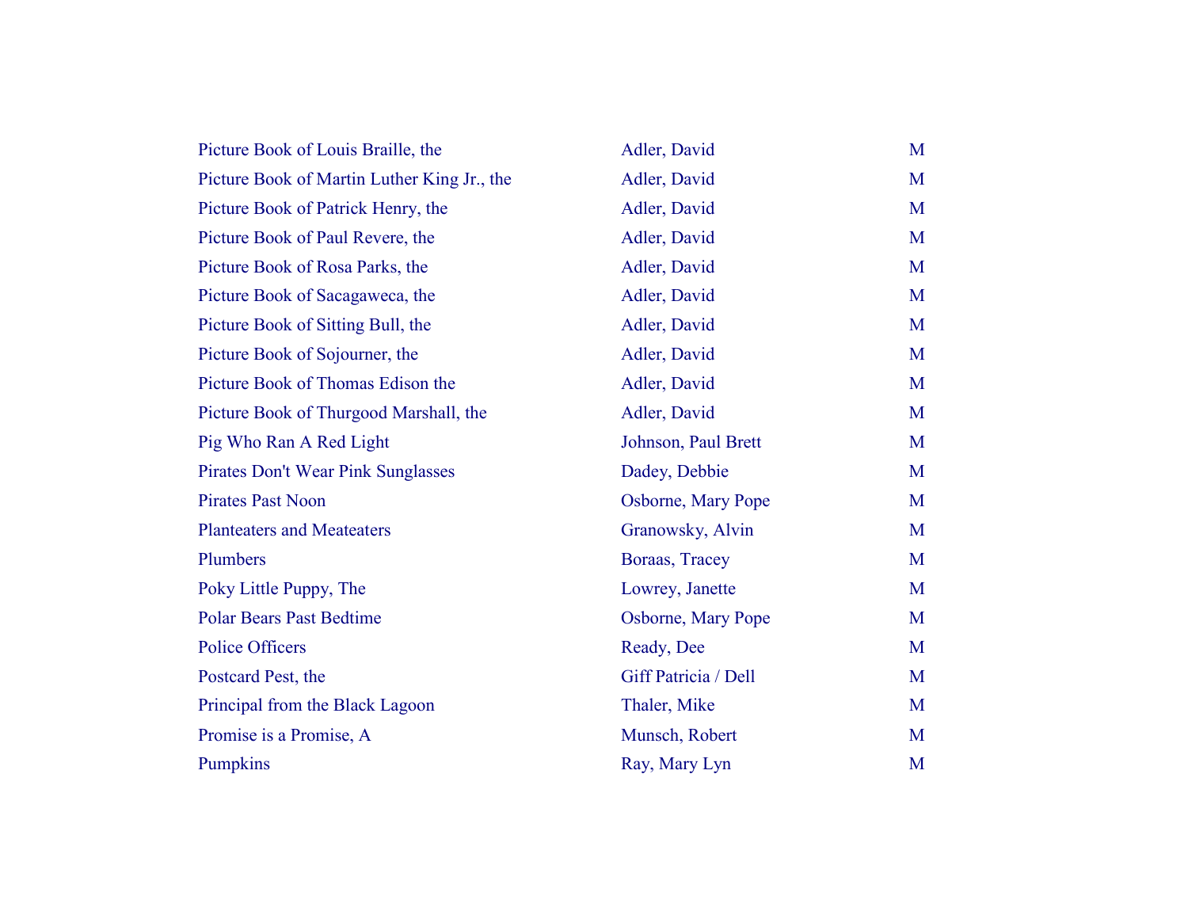| | | |
|---|---|---|
| Picture Book of Louis Braille, the | Adler, David | M |
| Picture Book of Martin Luther King Jr., the | Adler, David | M |
| Picture Book of Patrick Henry, the | Adler, David | M |
| Picture Book of Paul Revere, the | Adler, David | M |
| Picture Book of Rosa Parks, the | Adler, David | M |
| Picture Book of Sacagaweca, the | Adler, David | M |
| Picture Book of Sitting Bull, the | Adler, David | M |
| Picture Book of Sojourner, the | Adler, David | M |
| Picture Book of Thomas Edison the | Adler, David | M |
| Picture Book of Thurgood Marshall, the | Adler, David | M |
| Pig Who Ran A Red Light | Johnson, Paul Brett | M |
| Pirates Don't Wear Pink Sunglasses | Dadey, Debbie | M |
| Pirates Past Noon | Osborne, Mary Pope | M |
| Planteaters and Meateaters | Granowsky, Alvin | M |
| Plumbers | Boraas, Tracey | M |
| Poky Little Puppy, The | Lowrey, Janette | M |
| Polar Bears Past Bedtime | Osborne, Mary Pope | M |
| Police Officers | Ready, Dee | M |
| Postcard Pest, the | Giff Patricia / Dell | M |
| Principal from the Black Lagoon | Thaler, Mike | M |
| Promise is a Promise, A | Munsch, Robert | M |
| Pumpkins | Ray, Mary Lyn | M |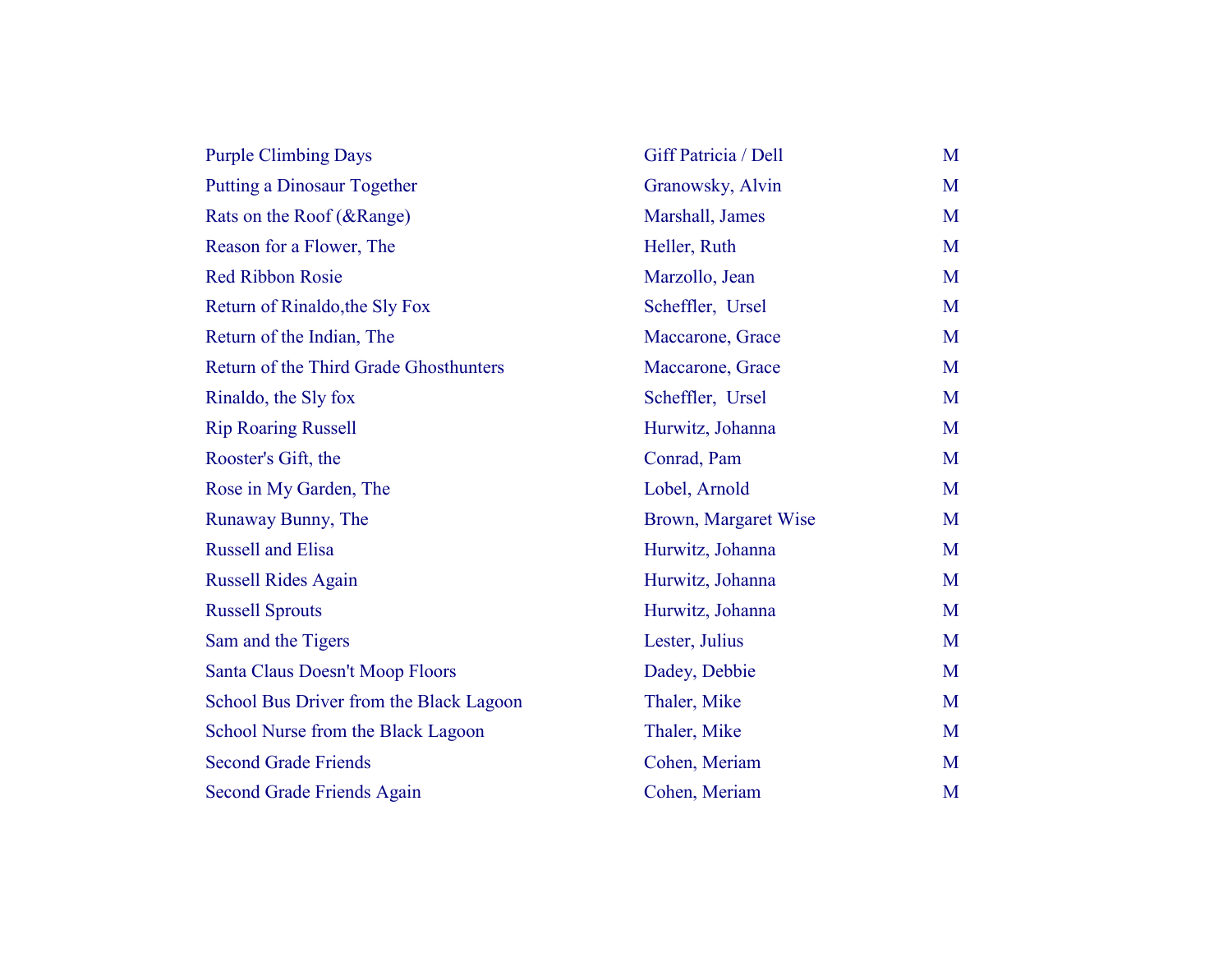| | | |
|---|---|---|
| Purple Climbing Days | Giff Patricia / Dell | M |
| Putting a Dinosaur Together | Granowsky, Alvin | M |
| Rats on the Roof (&Range) | Marshall, James | M |
| Reason for a Flower, The | Heller, Ruth | M |
| Red Ribbon Rosie | Marzollo, Jean | M |
| Return of Rinaldo,the Sly Fox | Scheffler,  Ursel | M |
| Return of the Indian, The | Maccarone, Grace | M |
| Return of the Third Grade Ghosthunters | Maccarone, Grace | M |
| Rinaldo, the Sly fox | Scheffler,  Ursel | M |
| Rip Roaring Russell | Hurwitz, Johanna | M |
| Rooster's Gift, the | Conrad, Pam | M |
| Rose in My Garden, The | Lobel, Arnold | M |
| Runaway Bunny, The | Brown, Margaret Wise | M |
| Russell and Elisa | Hurwitz, Johanna | M |
| Russell Rides Again | Hurwitz, Johanna | M |
| Russell Sprouts | Hurwitz, Johanna | M |
| Sam and the Tigers | Lester, Julius | M |
| Santa Claus Doesn't Moop Floors | Dadey, Debbie | M |
| School Bus Driver from the Black Lagoon | Thaler, Mike | M |
| School Nurse from the Black Lagoon | Thaler, Mike | M |
| Second Grade Friends | Cohen, Meriam | M |
| Second Grade Friends Again | Cohen, Meriam | M |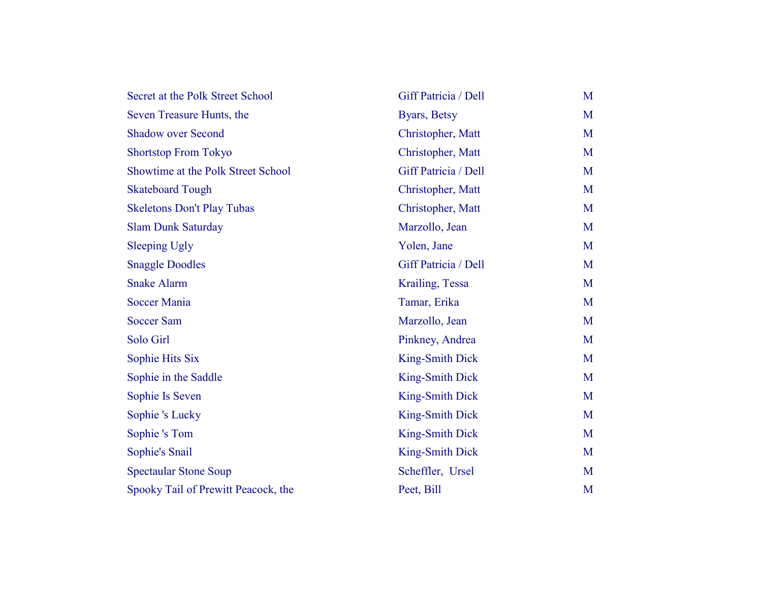| | | |
|---|---|---|
| Secret at the Polk Street School | Giff Patricia / Dell | M |
| Seven Treasure Hunts, the | Byars, Betsy | M |
| Shadow over Second | Christopher, Matt | M |
| Shortstop From Tokyo | Christopher, Matt | M |
| Showtime at the Polk Street School | Giff Patricia / Dell | M |
| Skateboard Tough | Christopher, Matt | M |
| Skeletons Don't Play Tubas | Christopher, Matt | M |
| Slam Dunk Saturday | Marzollo, Jean | M |
| Sleeping Ugly | Yolen, Jane | M |
| Snaggle Doodles | Giff Patricia / Dell | M |
| Snake Alarm | Krailing, Tessa | M |
| Soccer Mania | Tamar, Erika | M |
| Soccer Sam | Marzollo, Jean | M |
| Solo Girl | Pinkney, Andrea | M |
| Sophie Hits Six | King-Smith Dick | M |
| Sophie in the Saddle | King-Smith Dick | M |
| Sophie Is Seven | King-Smith Dick | M |
| Sophie 's Lucky | King-Smith Dick | M |
| Sophie 's Tom | King-Smith Dick | M |
| Sophie's Snail | King-Smith Dick | M |
| Spectaular Stone Soup | Scheffler,  Ursel | M |
| Spooky Tail of Prewitt Peacock, the | Peet, Bill | M |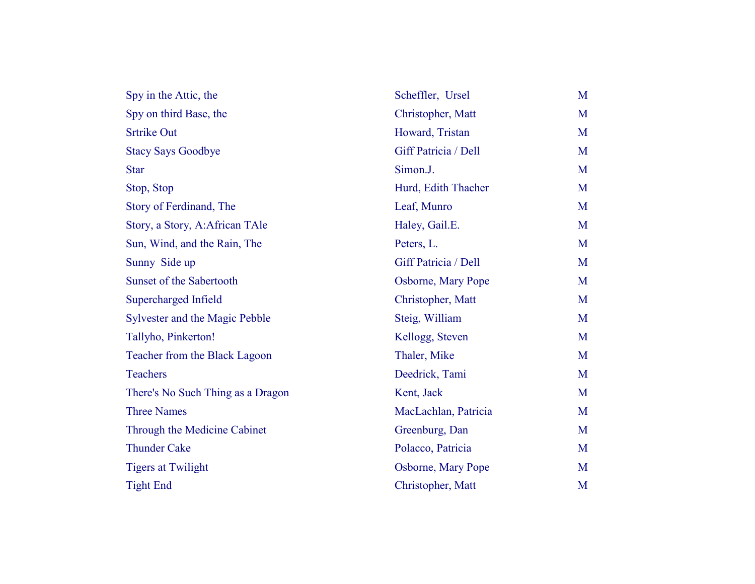| | | |
|---|---|---|
| Spy in the Attic, the | Scheffler,  Ursel | M |
| Spy on third Base, the | Christopher, Matt | M |
| Srtrike Out | Howard, Tristan | M |
| Stacy Says Goodbye | Giff Patricia / Dell | M |
| Star | Simon.J. | M |
| Stop, Stop | Hurd, Edith Thacher | M |
| Story of Ferdinand, The | Leaf, Munro | M |
| Story, a Story, A:African TAle | Haley, Gail.E. | M |
| Sun, Wind, and the Rain, The | Peters, L. | M |
| Sunny  Side up | Giff Patricia / Dell | M |
| Sunset of the Sabertooth | Osborne, Mary Pope | M |
| Supercharged Infield | Christopher, Matt | M |
| Sylvester and the Magic Pebble | Steig, William | M |
| Tallyho, Pinkerton! | Kellogg, Steven | M |
| Teacher from the Black Lagoon | Thaler, Mike | M |
| Teachers | Deedrick, Tami | M |
| There's No Such Thing as a Dragon | Kent, Jack | M |
| Three Names | MacLachlan, Patricia | M |
| Through the Medicine Cabinet | Greenburg, Dan | M |
| Thunder Cake | Polacco, Patricia | M |
| Tigers at Twilight | Osborne, Mary Pope | M |
| Tight End | Christopher, Matt | M |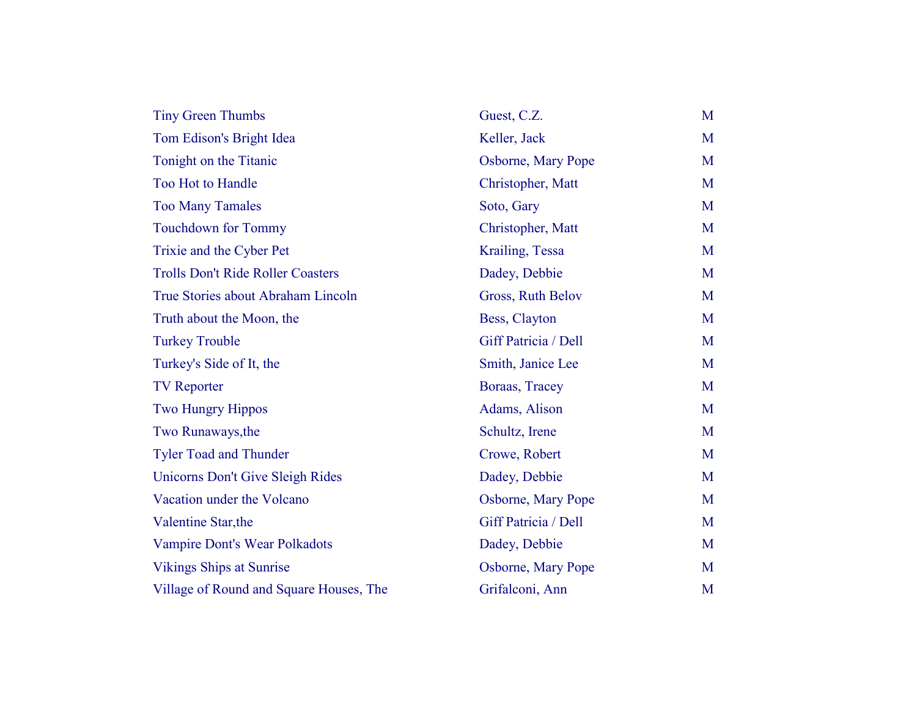| | | |
|---|---|---|
| Tiny Green Thumbs | Guest, C.Z. | M |
| Tom Edison's Bright Idea | Keller, Jack | M |
| Tonight on the Titanic | Osborne, Mary Pope | M |
| Too Hot to Handle | Christopher, Matt | M |
| Too Many Tamales | Soto, Gary | M |
| Touchdown for Tommy | Christopher, Matt | M |
| Trixie and the Cyber Pet | Krailing, Tessa | M |
| Trolls Don't Ride Roller Coasters | Dadey, Debbie | M |
| True Stories about Abraham Lincoln | Gross, Ruth Belov | M |
| Truth about the Moon, the | Bess, Clayton | M |
| Turkey Trouble | Giff Patricia / Dell | M |
| Turkey's Side of It, the | Smith, Janice Lee | M |
| TV Reporter | Boraas, Tracey | M |
| Two Hungry Hippos | Adams, Alison | M |
| Two Runaways,the | Schultz, Irene | M |
| Tyler Toad and Thunder | Crowe, Robert | M |
| Unicorns Don't Give Sleigh Rides | Dadey, Debbie | M |
| Vacation under the Volcano | Osborne, Mary Pope | M |
| Valentine Star,the | Giff Patricia / Dell | M |
| Vampire Dont's Wear Polkadots | Dadey, Debbie | M |
| Vikings Ships at Sunrise | Osborne, Mary Pope | M |
| Village of Round and Square Houses, The | Grifalconi, Ann | M |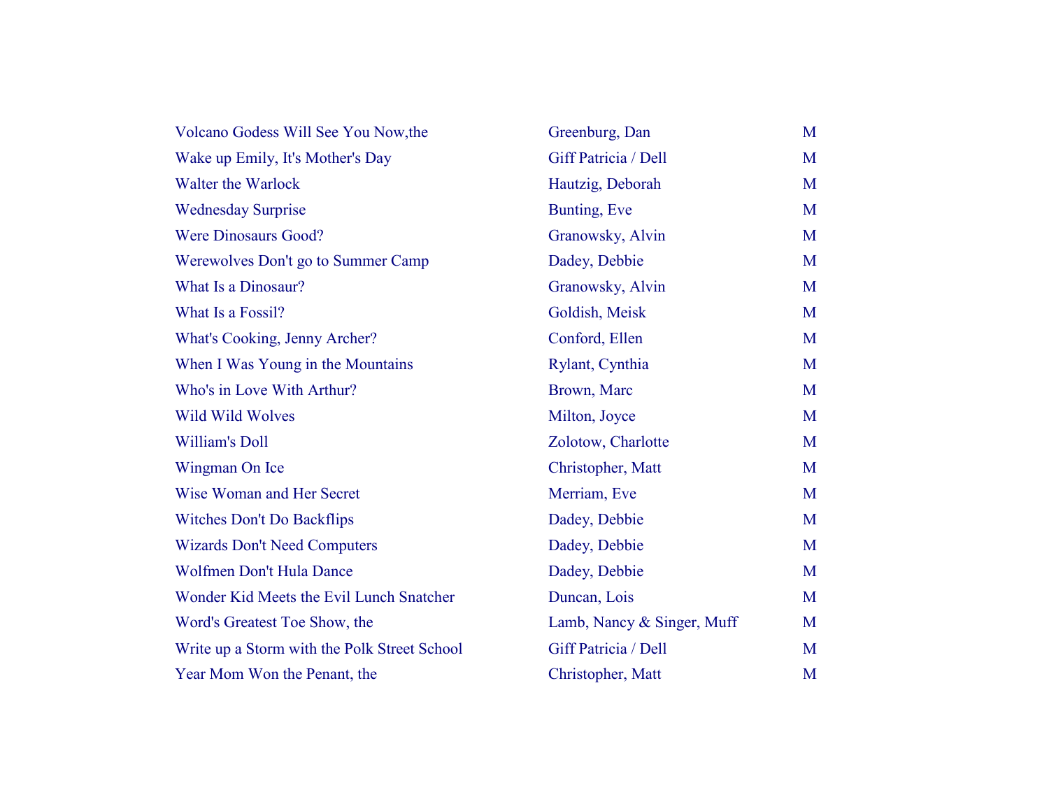| | | |
|---|---|---|
| Volcano Godess Will See You Now,the | Greenburg, Dan | M |
| Wake up Emily, It's Mother's Day | Giff Patricia / Dell | M |
| Walter the Warlock | Hautzig, Deborah | M |
| Wednesday Surprise | Bunting, Eve | M |
| Were Dinosaurs Good? | Granowsky, Alvin | M |
| Werewolves Don't go to Summer Camp | Dadey, Debbie | M |
| What Is a Dinosaur? | Granowsky, Alvin | M |
| What Is a Fossil? | Goldish, Meisk | M |
| What's Cooking, Jenny Archer? | Conford, Ellen | M |
| When I Was Young in the Mountains | Rylant, Cynthia | M |
| Who's in Love With Arthur? | Brown, Marc | M |
| Wild Wild Wolves | Milton, Joyce | M |
| William's Doll | Zolotow, Charlotte | M |
| Wingman On Ice | Christopher, Matt | M |
| Wise Woman and Her Secret | Merriam, Eve | M |
| Witches Don't Do Backflips | Dadey, Debbie | M |
| Wizards Don't Need Computers | Dadey, Debbie | M |
| Wolfmen Don't Hula Dance | Dadey, Debbie | M |
| Wonder Kid Meets the Evil Lunch Snatcher | Duncan, Lois | M |
| Word's Greatest Toe Show, the | Lamb, Nancy & Singer, Muff | M |
| Write up a Storm with the Polk Street School | Giff Patricia / Dell | M |
| Year Mom Won the Penant, the | Christopher, Matt | M |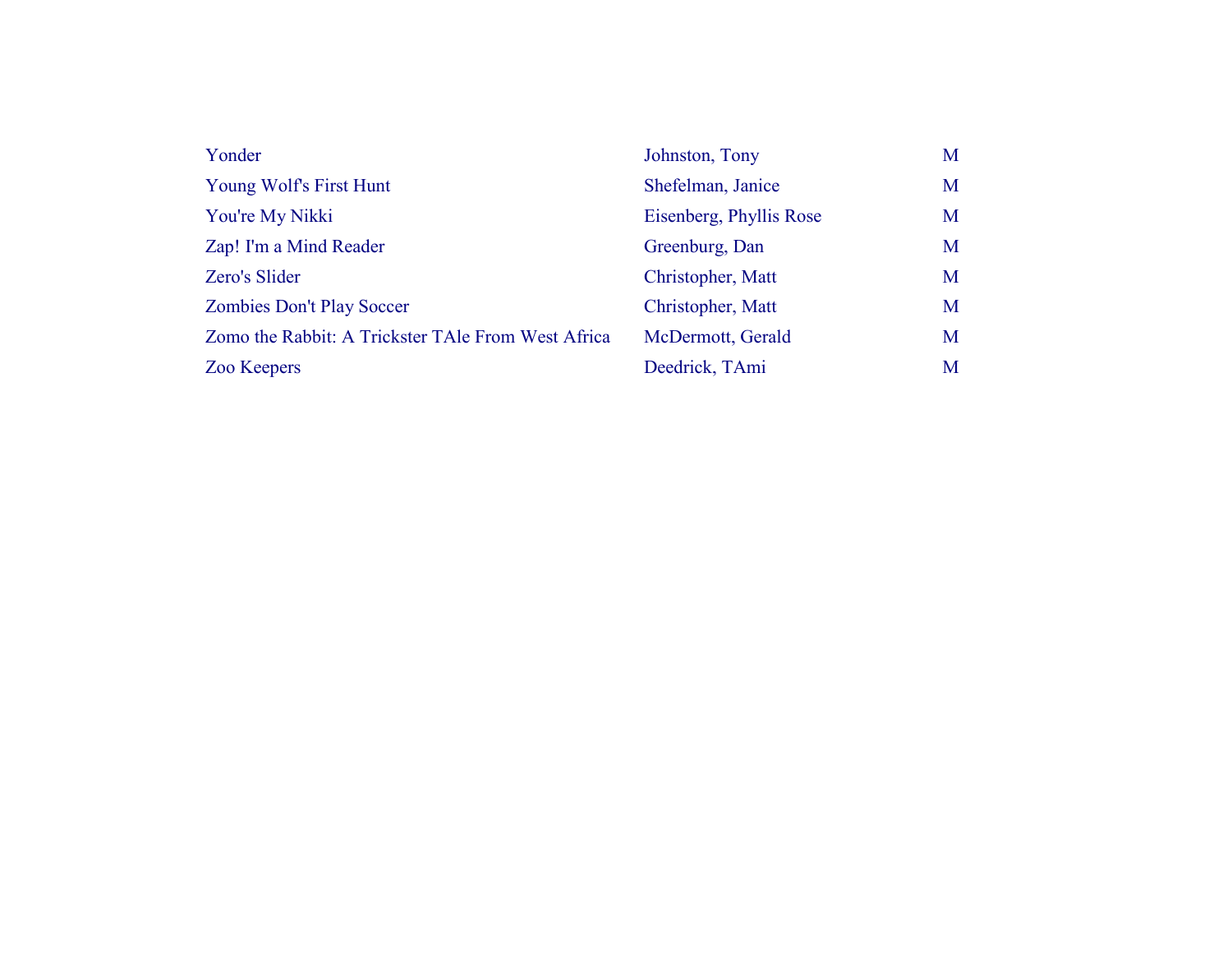| | | |
|---|---|---|
| Yonder | Johnston, Tony | M |
| Young Wolf's First Hunt | Shefelman, Janice | M |
| You're My Nikki | Eisenberg, Phyllis Rose | M |
| Zap! I'm a Mind Reader | Greenburg, Dan | M |
| Zero's Slider | Christopher, Matt | M |
| Zombies Don't Play Soccer | Christopher, Matt | M |
| Zomo the Rabbit: A Trickster TAle From West Africa | McDermott, Gerald | M |
| Zoo Keepers | Deedrick, TAmi | M |